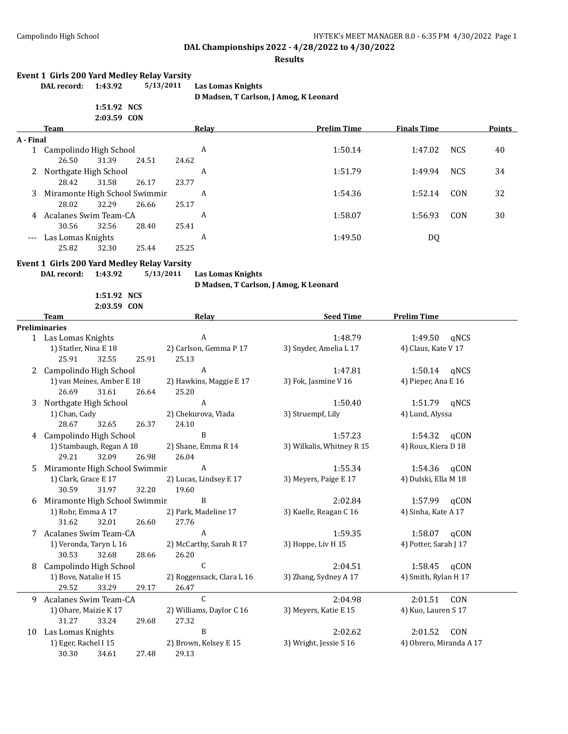## DAL Championships 2022 - 4/28/2022 to 4/30/2022

### Results

**Event 1 Girls 200 Yard Medley Relay Varsity**

**DAL record:** **1:43.92** 5/13/2011 **Las Lomas Knights**
**D Madsen, T Carlson, J Amog, K Leonard**

**1:51.92 NCS**
**2:03.59 CON**

| | Team | Relay | Prelim Time | Finals Time | | Points |
|---|---|---|---|---|---|---|
| **A - Final** | | | | | | |
| 1 | Campolindo High School | A | 1:50.14 | 1:47.02 | NCS | 40 |
| | 26.50 31.39 24.51 24.62 | | | | | |
| 2 | Northgate High School | A | 1:51.79 | 1:49.94 | NCS | 34 |
| | 28.42 31.58 26.17 23.77 | | | | | |
| 3 | Miramonte High School Swimmir | A | 1:54.36 | 1:52.14 | CON | 32 |
| | 28.02 32.29 26.66 25.17 | | | | | |
| 4 | Acalanes Swim Team-CA | A | 1:58.07 | 1:56.93 | CON | 30 |
| | 30.56 32.56 28.40 25.41 | | | | | |
| --- | Las Lomas Knights | A | 1:49.50 | DQ | | |
| | 25.82 32.30 25.44 25.25 | | | | | |

**Event 1 Girls 200 Yard Medley Relay Varsity**

**DAL record:** **1:43.92** 5/13/2011 **Las Lomas Knights**
**D Madsen, T Carlson, J Amog, K Leonard**

**1:51.92 NCS**
**2:03.59 CON**

| | Team | Relay | Seed Time | Prelim Time | |
|---|---|---|---|---|---|
| **Preliminaries** | | | | | |
| 1 | Las Lomas Knights | A | 1:48.79 | 1:49.50 | qNCS |
| | 1) Statler, Nina E 18 | 2) Carlson, Gemma P 17 | 3) Snyder, Amelia L 17 | 4) Claus, Kate V 17 | |
| | 25.91 32.55 25.91 25.13 | | | | |
| 2 | Campolindo High School | A | 1:47.81 | 1:50.14 | qNCS |
| | 1) van Meines, Amber E 18 | 2) Hawkins, Maggie E 17 | 3) Fok, Jasmine V 16 | 4) Pieper, Ana E 16 | |
| | 26.69 31.61 26.64 25.20 | | | | |
| 3 | Northgate High School | A | 1:50.40 | 1:51.79 | qNCS |
| | 1) Chan, Cady | 2) Chekurova, Vlada | 3) Struempf, Lily | 4) Lund, Alyssa | |
| | 28.67 32.65 26.37 24.10 | | | | |
| 4 | Campolindo High School | B | 1:57.23 | 1:54.32 | qCON |
| | 1) Stambaugh, Regan A 18 | 2) Shane, Emma R 14 | 3) Wilkalis, Whitney R 15 | 4) Roux, Kiera D 18 | |
| | 29.21 32.09 26.98 26.04 | | | | |
| 5 | Miramonte High School Swimmir | A | 1:55.34 | 1:54.36 | qCON |
| | 1) Clark, Grace E 17 | 2) Lucas, Lindsey E 17 | 3) Meyers, Paige E 17 | 4) Dulski, Ella M 18 | |
| | 30.59 31.97 32.20 19.60 | | | | |
| 6 | Miramonte High School Swimmir | B | 2:02.84 | 1:57.99 | qCON |
| | 1) Rohr, Emma A 17 | 2) Park, Madeline 17 | 3) Kaelle, Reagan C 16 | 4) Sinha, Kate A 17 | |
| | 31.62 32.01 26.60 27.76 | | | | |
| 7 | Acalanes Swim Team-CA | A | 1:59.35 | 1:58.07 | qCON |
| | 1) Veronda, Taryn L 16 | 2) McCarthy, Sarah R 17 | 3) Hoppe, Liv H 15 | 4) Potter, Sarah J 17 | |
| | 30.53 32.68 28.66 26.20 | | | | |
| 8 | Campolindo High School | C | 2:04.51 | 1:58.45 | qCON |
| | 1) Bove, Natalie H 15 | 2) Roggensack, Clara L 16 | 3) Zhang, Sydney A 17 | 4) Smith, Rylan H 17 | |
| | 29.52 33.29 29.17 26.47 | | | | |
| 9 | Acalanes Swim Team-CA | C | 2:04.98 | 2:01.51 | CON |
| | 1) Ohare, Maizie K 17 | 2) Williams, Daylor C 16 | 3) Meyers, Katie E 15 | 4) Kuo, Lauren S 17 | |
| | 31.27 33.24 29.68 27.32 | | | | |
| 10 | Las Lomas Knights | B | 2:02.62 | 2:01.52 | CON |
| | 1) Eger, Rachel I 15 | 2) Brown, Kelsey E 15 | 3) Wright, Jessie S 16 | 4) Obrero, Miranda A 17 | |
| | 30.30 34.61 27.48 29.13 | | | | |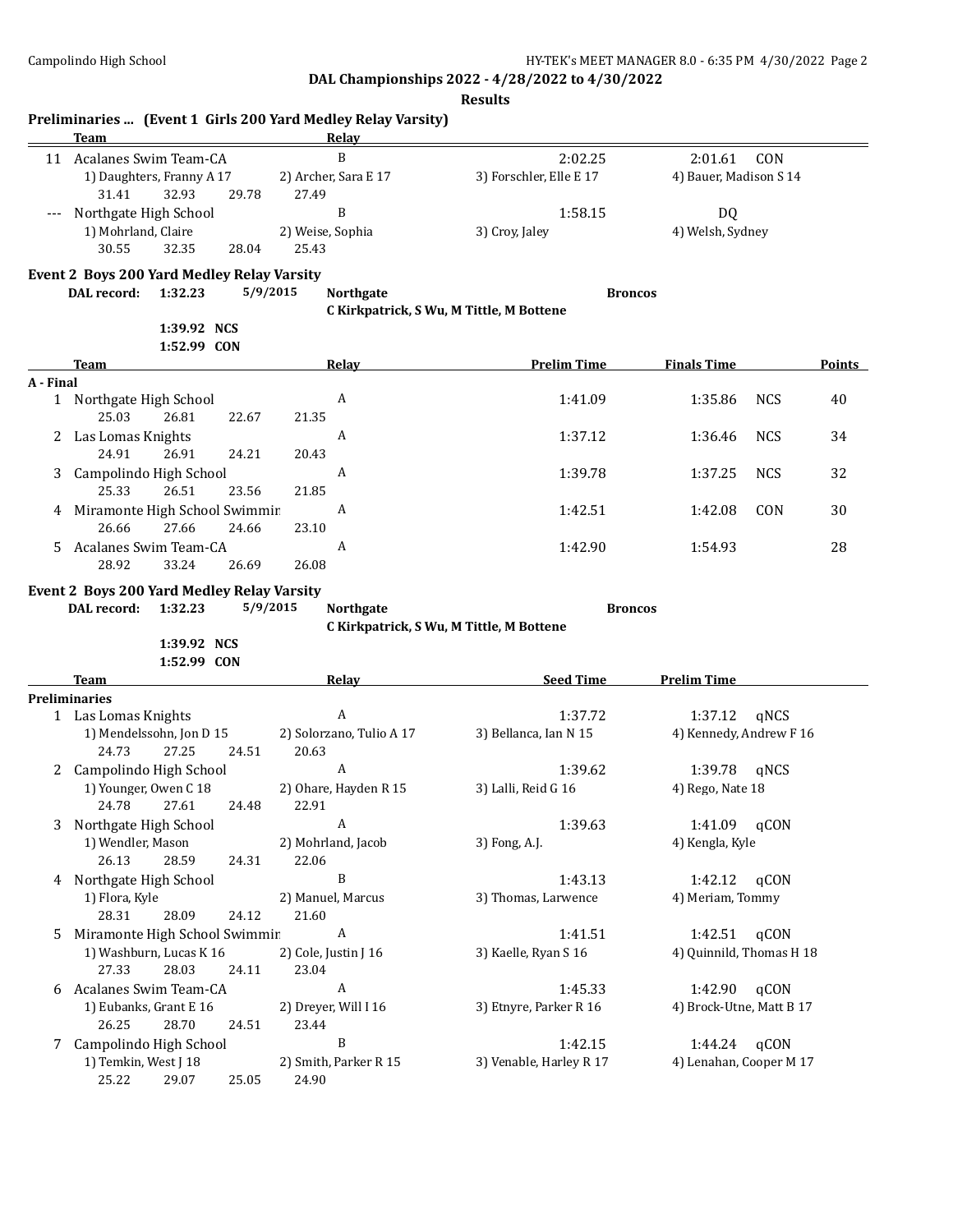**DAL Championships 2022 - 4/28/2022 to 4/30/2022**

**Results**

## Preliminaries ... (Event 1 Girls 200 Yard Medley Relay Varsity)

| | Team | Relay | | |
|---|---|---|---|---|
| 11 | Acalanes Swim Team-CA | B | 2:02.25 | 2:01.61 CON |
| | 1) Daughters, Franny A 17 | 2) Archer, Sara E 17 | 3) Forschler, Elle E 17 | 4) Bauer, Madison S 14 |
| | 31.41 32.93 29.78 27.49 | | | |
| --- | Northgate High School | B | 1:58.15 | DQ |
| | 1) Mohrland, Claire | 2) Weise, Sophia | 3) Croy, Jaley | 4) Welsh, Sydney |
| | 30.55 32.35 28.04 25.43 | | | |

## Event 2 Boys 200 Yard Medley Relay Varsity

**DAL record:** 1:32.23 5/9/2015 **Northgate** **Broncos**
C Kirkpatrick, S Wu, M Tittle, M Bottene

1:39.92 NCS
1:52.99 CON

| | Team | Relay | Prelim Time | Finals Time | | Points |
|---|---|---|---|---|---|---|
| **A - Final** | | | | | | |
| 1 | Northgate High School | A | 1:41.09 | 1:35.86 | NCS | 40 |
| | 25.03 26.81 22.67 21.35 | | | | | |
| 2 | Las Lomas Knights | A | 1:37.12 | 1:36.46 | NCS | 34 |
| | 24.91 26.91 24.21 20.43 | | | | | |
| 3 | Campolindo High School | A | 1:39.78 | 1:37.25 | NCS | 32 |
| | 25.33 26.51 23.56 21.85 | | | | | |
| 4 | Miramonte High School Swimmin | A | 1:42.51 | 1:42.08 | CON | 30 |
| | 26.66 27.66 24.66 23.10 | | | | | |
| 5 | Acalanes Swim Team-CA | A | 1:42.90 | 1:54.93 | | 28 |
| | 28.92 33.24 26.69 26.08 | | | | | |

## Event 2 Boys 200 Yard Medley Relay Varsity

**DAL record:** 1:32.23 5/9/2015 **Northgate** **Broncos**
C Kirkpatrick, S Wu, M Tittle, M Bottene

1:39.92 NCS
1:52.99 CON

| | Team | Relay | Seed Time | Prelim Time |
|---|---|---|---|---|
| **Preliminaries** | | | | |
| 1 | Las Lomas Knights | A | 1:37.72 | 1:37.12 qNCS |
| | 1) Mendelssohn, Jon D 15 | 2) Solorzano, Tulio A 17 | 3) Bellanca, Ian N 15 | 4) Kennedy, Andrew F 16 |
| | 24.73 27.25 24.51 20.63 | | | |
| 2 | Campolindo High School | A | 1:39.62 | 1:39.78 qNCS |
| | 1) Younger, Owen C 18 | 2) Ohare, Hayden R 15 | 3) Lalli, Reid G 16 | 4) Rego, Nate 18 |
| | 24.78 27.61 24.48 22.91 | | | |
| 3 | Northgate High School | A | 1:39.63 | 1:41.09 qCON |
| | 1) Wendler, Mason | 2) Mohrland, Jacob | 3) Fong, A.J. | 4) Kengla, Kyle |
| | 26.13 28.59 24.31 22.06 | | | |
| 4 | Northgate High School | B | 1:43.13 | 1:42.12 qCON |
| | 1) Flora, Kyle | 2) Manuel, Marcus | 3) Thomas, Larwence | 4) Meriam, Tommy |
| | 28.31 28.09 24.12 21.60 | | | |
| 5 | Miramonte High School Swimmin | A | 1:41.51 | 1:42.51 qCON |
| | 1) Washburn, Lucas K 16 | 2) Cole, Justin J 16 | 3) Kaelle, Ryan S 16 | 4) Quinnild, Thomas H 18 |
| | 27.33 28.03 24.11 23.04 | | | |
| 6 | Acalanes Swim Team-CA | A | 1:45.33 | 1:42.90 qCON |
| | 1) Eubanks, Grant E 16 | 2) Dreyer, Will I 16 | 3) Etnyre, Parker R 16 | 4) Brock-Utne, Matt B 17 |
| | 26.25 28.70 24.51 23.44 | | | |
| 7 | Campolindo High School | B | 1:42.15 | 1:44.24 qCON |
| | 1) Temkin, West J 18 | 2) Smith, Parker R 15 | 3) Venable, Harley R 17 | 4) Lenahan, Cooper M 17 |
| | 25.22 29.07 25.05 24.90 | | | |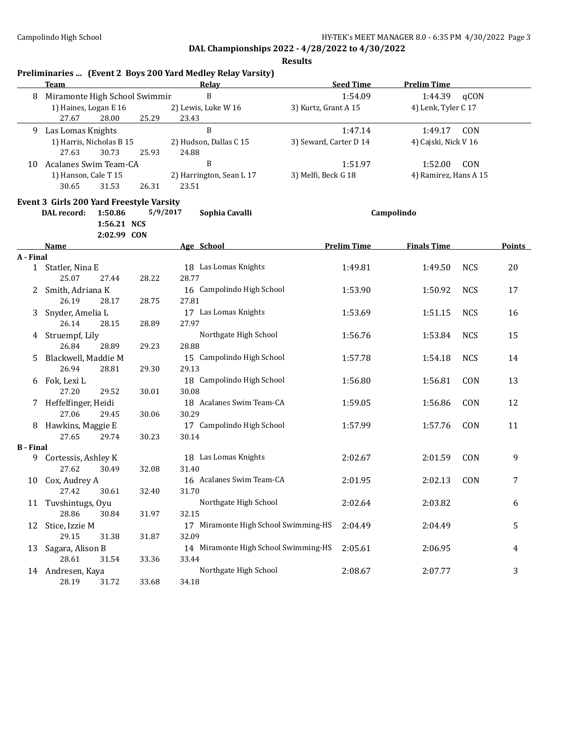## DAL Championships 2022 - 4/28/2022 to 4/30/2022

### Results

### Preliminaries ... (Event 2 Boys 200 Yard Medley Relay Varsity)

| | Team | Relay | Seed Time | Prelim Time | |
|---|---|---|---|---|---|
| 8 | Miramonte High School Swimmin | B | 1:54.09 | 1:44.39 | qCON |
| | 1) Haines, Logan E 16 | 2) Lewis, Luke W 16 | 3) Kurtz, Grant A 15 | 4) Lenk, Tyler C 17 | |
| | 27.67 28.00 25.29 23.43 | | | | |
| 9 | Las Lomas Knights | B | 1:47.14 | 1:49.17 | CON |
| | 1) Harris, Nicholas B 15 | 2) Hudson, Dallas C 15 | 3) Seward, Carter D 14 | 4) Cajski, Nick V 16 | |
| | 27.63 30.73 25.93 24.88 | | | | |
| 10 | Acalanes Swim Team-CA | B | 1:51.97 | 1:52.00 | CON |
| | 1) Hanson, Cale T 15 | 2) Harrington, Sean L 17 | 3) Melfi, Beck G 18 | 4) Ramirez, Hans A 15 | |
| | 30.65 31.53 26.31 23.51 | | | | |

### Event 3 Girls 200 Yard Freestyle Varsity

**DAL record:** 1:50.86 5/9/2017 Sophia Cavalli Campolindo
1:56.21 NCS
2:02.99 CON

| | Name | Age | School | Prelim Time | Finals Time | | Points |
|---|---|---|---|---|---|---|---|
| **A - Final** | | | | | | | |
| 1 | Statler, Nina E | 18 | Las Lomas Knights | 1:49.81 | 1:49.50 | NCS | 20 |
| | 25.07 27.44 28.22 28.77 | | | | | | |
| 2 | Smith, Adriana K | 16 | Campolindo High School | 1:53.90 | 1:50.92 | NCS | 17 |
| | 26.19 28.17 28.75 27.81 | | | | | | |
| 3 | Snyder, Amelia L | 17 | Las Lomas Knights | 1:53.69 | 1:51.15 | NCS | 16 |
| | 26.14 28.15 28.89 27.97 | | | | | | |
| 4 | Struempf, Lily | | Northgate High School | 1:56.76 | 1:53.84 | NCS | 15 |
| | 26.84 28.89 29.23 28.88 | | | | | | |
| 5 | Blackwell, Maddie M | 15 | Campolindo High School | 1:57.78 | 1:54.18 | NCS | 14 |
| | 26.94 28.81 29.30 29.13 | | | | | | |
| 6 | Fok, Lexi L | 18 | Campolindo High School | 1:56.80 | 1:56.81 | CON | 13 |
| | 27.20 29.52 30.01 30.08 | | | | | | |
| 7 | Heffelfinger, Heidi | 18 | Acalanes Swim Team-CA | 1:59.05 | 1:56.86 | CON | 12 |
| | 27.06 29.45 30.06 30.29 | | | | | | |
| 8 | Hawkins, Maggie E | 17 | Campolindo High School | 1:57.99 | 1:57.76 | CON | 11 |
| | 27.65 29.74 30.23 30.14 | | | | | | |
| **B - Final** | | | | | | | |
| 9 | Cortessis, Ashley K | 18 | Las Lomas Knights | 2:02.67 | 2:01.59 | CON | 9 |
| | 27.62 30.49 32.08 31.40 | | | | | | |
| 10 | Cox, Audrey A | 16 | Acalanes Swim Team-CA | 2:01.95 | 2:02.13 | CON | 7 |
| | 27.42 30.61 32.40 31.70 | | | | | | |
| 11 | Tuvshintugs, Oyu | | Northgate High School | 2:02.64 | 2:03.82 | | 6 |
| | 28.86 30.84 31.97 32.15 | | | | | | |
| 12 | Stice, Izzie M | 17 | Miramonte High School Swimming-HS | 2:04.49 | 2:04.49 | | 5 |
| | 29.15 31.38 31.87 32.09 | | | | | | |
| 13 | Sagara, Alison B | 14 | Miramonte High School Swimming-HS | 2:05.61 | 2:06.95 | | 4 |
| | 28.61 31.54 33.36 33.44 | | | | | | |
| 14 | Andresen, Kaya | | Northgate High School | 2:08.67 | 2:07.77 | | 3 |
| | 28.19 31.72 33.68 34.18 | | | | | | |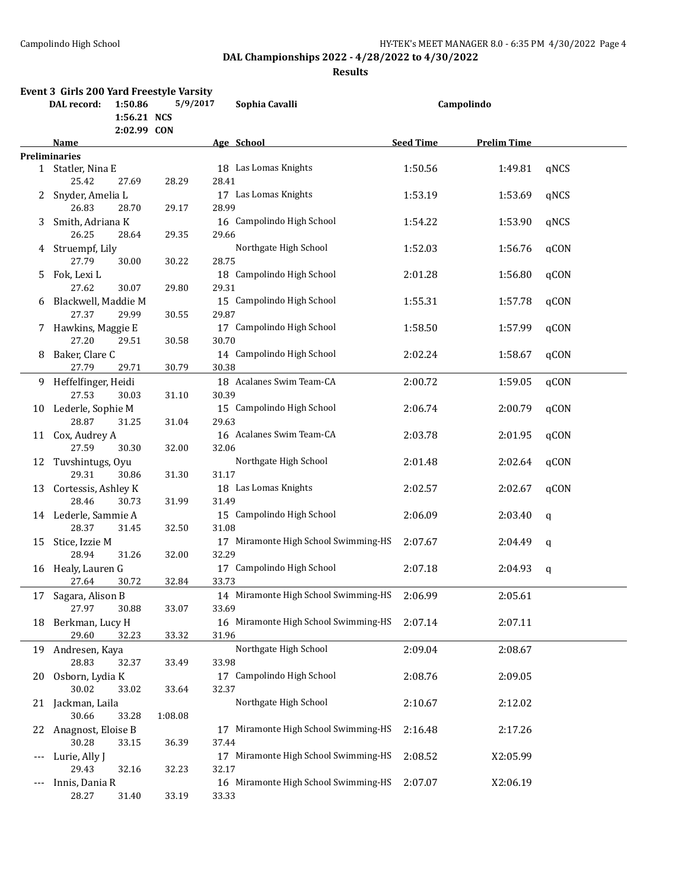DAL Championships 2022 - 4/28/2022 to 4/30/2022

**Results**

## Event 3 Girls 200 Yard Freestyle Varsity

| DAL record: | 1:50.86 | 5/9/2017 | Sophia Cavalli | Campolindo |
|---|---|---|---|---|
| | 1:56.21 NCS | | | |
| | 2:02.99 CON | | | |

**Preliminaries**

| | Name | Age | School | Seed Time | Prelim Time | |
|---|---|---|---|---|---|---|
| 1 | Statler, Nina E | 18 | Las Lomas Knights | 1:50.56 | 1:49.81 | qNCS |
| | 25.42 27.69 28.29 28.41 | | | | | |
| 2 | Snyder, Amelia L | 17 | Las Lomas Knights | 1:53.19 | 1:53.69 | qNCS |
| | 26.83 28.70 29.17 28.99 | | | | | |
| 3 | Smith, Adriana K | 16 | Campolindo High School | 1:54.22 | 1:53.90 | qNCS |
| | 26.25 28.64 29.35 29.66 | | | | | |
| 4 | Struempf, Lily | | Northgate High School | 1:52.03 | 1:56.76 | qCON |
| | 27.79 30.00 30.22 28.75 | | | | | |
| 5 | Fok, Lexi L | 18 | Campolindo High School | 2:01.28 | 1:56.80 | qCON |
| | 27.62 30.07 29.80 29.31 | | | | | |
| 6 | Blackwell, Maddie M | 15 | Campolindo High School | 1:55.31 | 1:57.78 | qCON |
| | 27.37 29.99 30.55 29.87 | | | | | |
| 7 | Hawkins, Maggie E | 17 | Campolindo High School | 1:58.50 | 1:57.99 | qCON |
| | 27.20 29.51 30.58 30.70 | | | | | |
| 8 | Baker, Clare C | 14 | Campolindo High School | 2:02.24 | 1:58.67 | qCON |
| | 27.79 29.71 30.79 30.38 | | | | | |
| 9 | Heffelfinger, Heidi | 18 | Acalanes Swim Team-CA | 2:00.72 | 1:59.05 | qCON |
| | 27.53 30.03 31.10 30.39 | | | | | |
| 10 | Lederle, Sophie M | 15 | Campolindo High School | 2:06.74 | 2:00.79 | qCON |
| | 28.87 31.25 31.04 29.63 | | | | | |
| 11 | Cox, Audrey A | 16 | Acalanes Swim Team-CA | 2:03.78 | 2:01.95 | qCON |
| | 27.59 30.30 32.00 32.06 | | | | | |
| 12 | Tuvshintugs, Oyu | | Northgate High School | 2:01.48 | 2:02.64 | qCON |
| | 29.31 30.86 31.30 31.17 | | | | | |
| 13 | Cortessis, Ashley K | 18 | Las Lomas Knights | 2:02.57 | 2:02.67 | qCON |
| | 28.46 30.73 31.99 31.49 | | | | | |
| 14 | Lederle, Sammie A | 15 | Campolindo High School | 2:06.09 | 2:03.40 | q |
| | 28.37 31.45 32.50 31.08 | | | | | |
| 15 | Stice, Izzie M | 17 | Miramonte High School Swimming-HS | 2:07.67 | 2:04.49 | q |
| | 28.94 31.26 32.00 32.29 | | | | | |
| 16 | Healy, Lauren G | 17 | Campolindo High School | 2:07.18 | 2:04.93 | q |
| | 27.64 30.72 32.84 33.73 | | | | | |
| 17 | Sagara, Alison B | 14 | Miramonte High School Swimming-HS | 2:06.99 | 2:05.61 | |
| | 27.97 30.88 33.07 33.69 | | | | | |
| 18 | Berkman, Lucy H | 16 | Miramonte High School Swimming-HS | 2:07.14 | 2:07.11 | |
| | 29.60 32.23 33.32 31.96 | | | | | |
| 19 | Andresen, Kaya | | Northgate High School | 2:09.04 | 2:08.67 | |
| | 28.83 32.37 33.49 33.98 | | | | | |
| 20 | Osborn, Lydia K | 17 | Campolindo High School | 2:08.76 | 2:09.05 | |
| | 30.02 33.02 33.64 32.37 | | | | | |
| 21 | Jackman, Laila | | Northgate High School | 2:10.67 | 2:12.02 | |
| | 30.66 33.28 1:08.08 | | | | | |
| 22 | Anagnost, Eloise B | 17 | Miramonte High School Swimming-HS | 2:16.48 | 2:17.26 | |
| | 30.28 33.15 36.39 37.44 | | | | | |
| --- | Lurie, Ally J | 17 | Miramonte High School Swimming-HS | 2:08.52 | X2:05.99 | |
| | 29.43 32.16 32.23 32.17 | | | | | |
| --- | Innis, Dania R | 16 | Miramonte High School Swimming-HS | 2:07.07 | X2:06.19 | |
| | 28.27 31.40 33.19 33.33 | | | | | |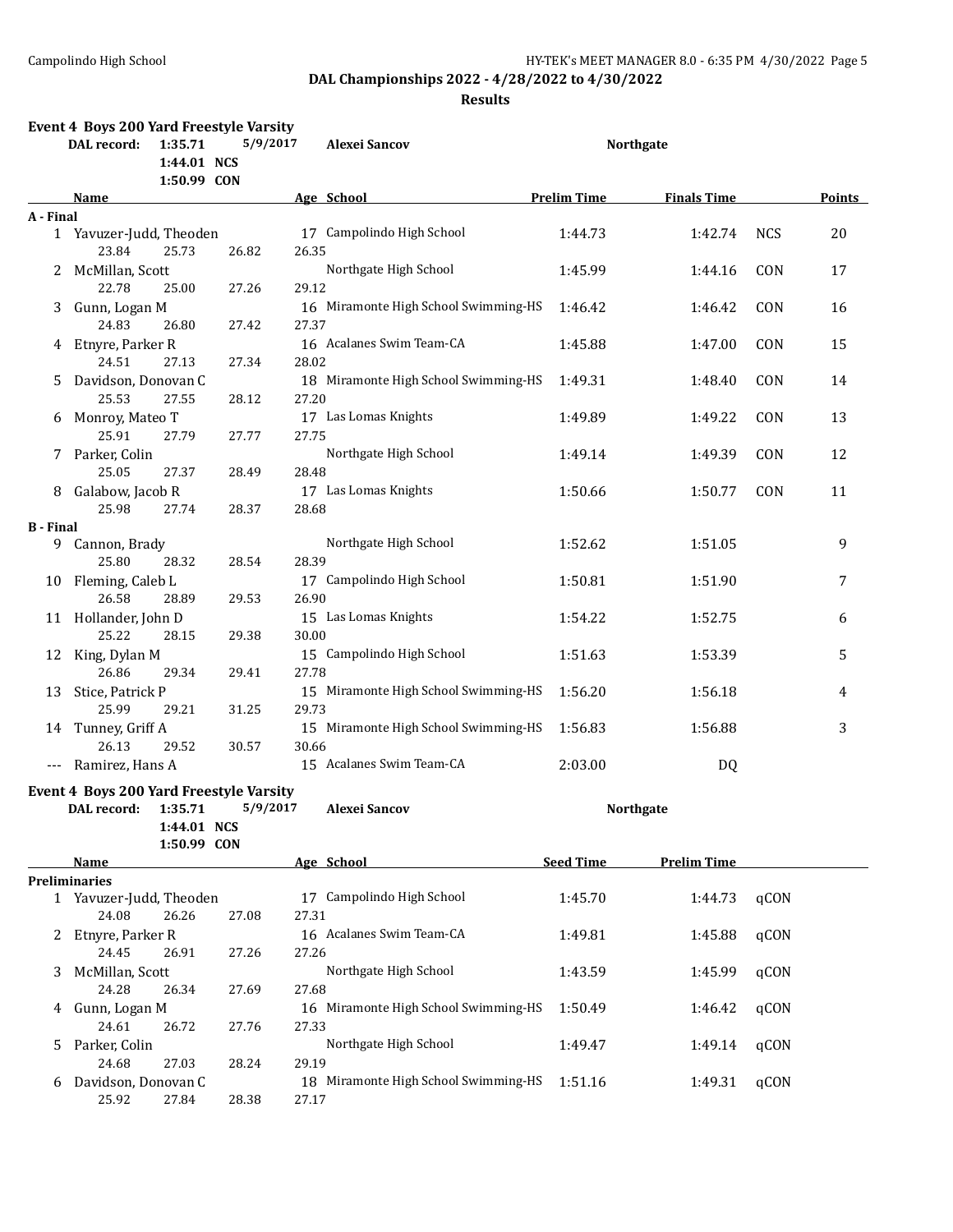## DAL Championships 2022 - 4/28/2022 to 4/30/2022

### Results

### Event 4 Boys 200 Yard Freestyle Varsity

| DAL record: | 1:35.71 | 5/9/2017 | Alexei Sancov | Northgate |
|---|---|---|---|---|
| | 1:44.01 NCS | | | |
| | 1:50.99 CON | | | |

| | Name | Age | School | Prelim Time | Finals Time | | Points |
|---|---|---|---|---|---|---|---|
| **A - Final** | | | | | | | |
| 1 | Yavuzer-Judd, Theoden | 17 | Campolindo High School | 1:44.73 | 1:42.74 | NCS | 20 |
| | 23.84 25.73 26.82 26.35 | | | | | | |
| 2 | McMillan, Scott | | Northgate High School | 1:45.99 | 1:44.16 | CON | 17 |
| | 22.78 25.00 27.26 29.12 | | | | | | |
| 3 | Gunn, Logan M | 16 | Miramonte High School Swimming-HS | 1:46.42 | 1:46.42 | CON | 16 |
| | 24.83 26.80 27.42 27.37 | | | | | | |
| 4 | Etnyre, Parker R | 16 | Acalanes Swim Team-CA | 1:45.88 | 1:47.00 | CON | 15 |
| | 24.51 27.13 27.34 28.02 | | | | | | |
| 5 | Davidson, Donovan C | 18 | Miramonte High School Swimming-HS | 1:49.31 | 1:48.40 | CON | 14 |
| | 25.53 27.55 28.12 27.20 | | | | | | |
| 6 | Monroy, Mateo T | 17 | Las Lomas Knights | 1:49.89 | 1:49.22 | CON | 13 |
| | 25.91 27.79 27.77 27.75 | | | | | | |
| 7 | Parker, Colin | | Northgate High School | 1:49.14 | 1:49.39 | CON | 12 |
| | 25.05 27.37 28.49 28.48 | | | | | | |
| 8 | Galabow, Jacob R | 17 | Las Lomas Knights | 1:50.66 | 1:50.77 | CON | 11 |
| | 25.98 27.74 28.37 28.68 | | | | | | |
| **B - Final** | | | | | | | |
| 9 | Cannon, Brady | | Northgate High School | 1:52.62 | 1:51.05 | | 9 |
| | 25.80 28.32 28.54 28.39 | | | | | | |
| 10 | Fleming, Caleb L | 17 | Campolindo High School | 1:50.81 | 1:51.90 | | 7 |
| | 26.58 28.89 29.53 26.90 | | | | | | |
| 11 | Hollander, John D | 15 | Las Lomas Knights | 1:54.22 | 1:52.75 | | 6 |
| | 25.22 28.15 29.38 30.00 | | | | | | |
| 12 | King, Dylan M | 15 | Campolindo High School | 1:51.63 | 1:53.39 | | 5 |
| | 26.86 29.34 29.41 27.78 | | | | | | |
| 13 | Stice, Patrick P | 15 | Miramonte High School Swimming-HS | 1:56.20 | 1:56.18 | | 4 |
| | 25.99 29.21 31.25 29.73 | | | | | | |
| 14 | Tunney, Griff A | 15 | Miramonte High School Swimming-HS | 1:56.83 | 1:56.88 | | 3 |
| | 26.13 29.52 30.57 30.66 | | | | | | |
| --- | Ramirez, Hans A | 15 | Acalanes Swim Team-CA | 2:03.00 | DQ | | |

### Event 4 Boys 200 Yard Freestyle Varsity

| DAL record: | 1:35.71 | 5/9/2017 | Alexei Sancov | Northgate |
|---|---|---|---|---|
| | 1:44.01 NCS | | | |
| | 1:50.99 CON | | | |

| | Name | Age | School | Seed Time | Prelim Time | |
|---|---|---|---|---|---|---|
| **Preliminaries** | | | | | | |
| 1 | Yavuzer-Judd, Theoden | 17 | Campolindo High School | 1:45.70 | 1:44.73 | qCON |
| | 24.08 26.26 27.08 27.31 | | | | | |
| 2 | Etnyre, Parker R | 16 | Acalanes Swim Team-CA | 1:49.81 | 1:45.88 | qCON |
| | 24.45 26.91 27.26 27.26 | | | | | |
| 3 | McMillan, Scott | | Northgate High School | 1:43.59 | 1:45.99 | qCON |
| | 24.28 26.34 27.69 27.68 | | | | | |
| 4 | Gunn, Logan M | 16 | Miramonte High School Swimming-HS | 1:50.49 | 1:46.42 | qCON |
| | 24.61 26.72 27.76 27.33 | | | | | |
| 5 | Parker, Colin | | Northgate High School | 1:49.47 | 1:49.14 | qCON |
| | 24.68 27.03 28.24 29.19 | | | | | |
| 6 | Davidson, Donovan C | 18 | Miramonte High School Swimming-HS | 1:51.16 | 1:49.31 | qCON |
| | 25.92 27.84 28.38 27.17 | | | | | |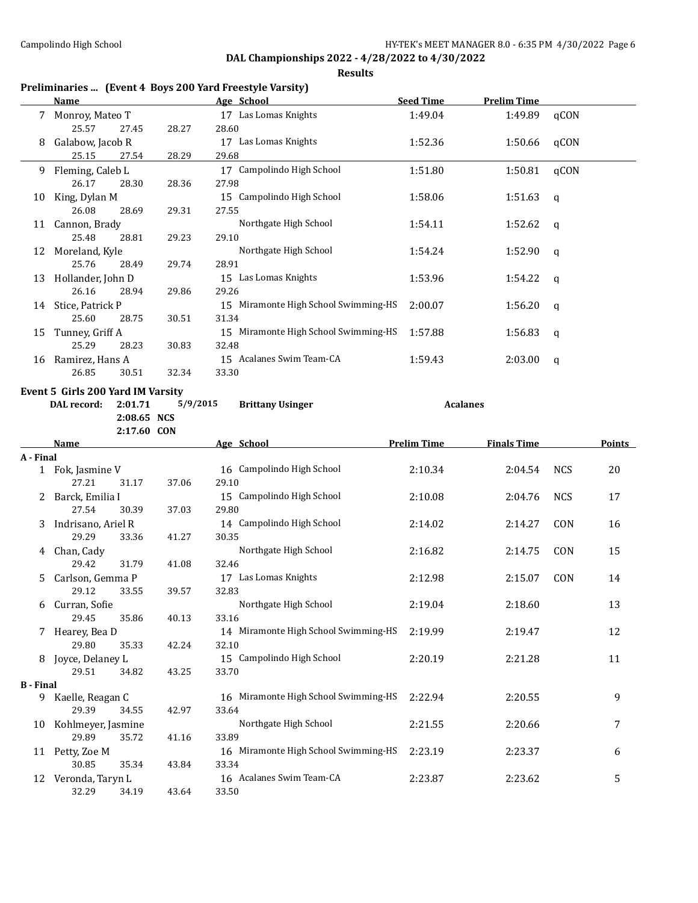DAL Championships 2022 - 4/28/2022 to 4/30/2022

**Results**

## Preliminaries ... (Event 4 Boys 200 Yard Freestyle Varsity)

| | Name | Age | School | Seed Time | Prelim Time | |
|---|---|---|---|---|---|---|
| 7 | Monroy, Mateo T | 17 | Las Lomas Knights | 1:49.04 | 1:49.89 | qCON |
| | 25.57 27.45 28.27 28.60 | | | | | |
| 8 | Galabow, Jacob R | 17 | Las Lomas Knights | 1:52.36 | 1:50.66 | qCON |
| | 25.15 27.54 28.29 29.68 | | | | | |
| 9 | Fleming, Caleb L | 17 | Campolindo High School | 1:51.80 | 1:50.81 | qCON |
| | 26.17 28.30 28.36 27.98 | | | | | |
| 10 | King, Dylan M | 15 | Campolindo High School | 1:58.06 | 1:51.63 | q |
| | 26.08 28.69 29.31 27.55 | | | | | |
| 11 | Cannon, Brady | | Northgate High School | 1:54.11 | 1:52.62 | q |
| | 25.48 28.81 29.23 29.10 | | | | | |
| 12 | Moreland, Kyle | | Northgate High School | 1:54.24 | 1:52.90 | q |
| | 25.76 28.49 29.74 28.91 | | | | | |
| 13 | Hollander, John D | 15 | Las Lomas Knights | 1:53.96 | 1:54.22 | q |
| | 26.16 28.94 29.86 29.26 | | | | | |
| 14 | Stice, Patrick P | 15 | Miramonte High School Swimming-HS | 2:00.07 | 1:56.20 | q |
| | 25.60 28.75 30.51 31.34 | | | | | |
| 15 | Tunney, Griff A | 15 | Miramonte High School Swimming-HS | 1:57.88 | 1:56.83 | q |
| | 25.29 28.23 30.83 32.48 | | | | | |
| 16 | Ramirez, Hans A | 15 | Acalanes Swim Team-CA | 1:59.43 | 2:03.00 | q |
| | 26.85 30.51 32.34 33.30 | | | | | |

## Event 5 Girls 200 Yard IM Varsity

DAL record: 2:01.71 5/9/2015 Brittany Usinger Acalanes
2:08.65 NCS
2:17.60 CON

| | Name | Age | School | Prelim Time | Finals Time | | Points |
|---|---|---|---|---|---|---|---|
| **A - Final** | | | | | | | |
| 1 | Fok, Jasmine V | 16 | Campolindo High School | 2:10.34 | 2:04.54 | NCS | 20 |
| | 27.21 31.17 37.06 29.10 | | | | | | |
| 2 | Barck, Emilia I | 15 | Campolindo High School | 2:10.08 | 2:04.76 | NCS | 17 |
| | 27.54 30.39 37.03 29.80 | | | | | | |
| 3 | Indrisano, Ariel R | 14 | Campolindo High School | 2:14.02 | 2:14.27 | CON | 16 |
| | 29.29 33.36 41.27 30.35 | | | | | | |
| 4 | Chan, Cady | | Northgate High School | 2:16.82 | 2:14.75 | CON | 15 |
| | 29.42 31.79 41.08 32.46 | | | | | | |
| 5 | Carlson, Gemma P | 17 | Las Lomas Knights | 2:12.98 | 2:15.07 | CON | 14 |
| | 29.12 33.55 39.57 32.83 | | | | | | |
| 6 | Curran, Sofie | | Northgate High School | 2:19.04 | 2:18.60 | | 13 |
| | 29.45 35.86 40.13 33.16 | | | | | | |
| 7 | Hearey, Bea D | 14 | Miramonte High School Swimming-HS | 2:19.99 | 2:19.47 | | 12 |
| | 29.80 35.33 42.24 32.10 | | | | | | |
| 8 | Joyce, Delaney L | 15 | Campolindo High School | 2:20.19 | 2:21.28 | | 11 |
| | 29.51 34.82 43.25 33.70 | | | | | | |
| **B - Final** | | | | | | | |
| 9 | Kaelle, Reagan C | 16 | Miramonte High School Swimming-HS | 2:22.94 | 2:20.55 | | 9 |
| | 29.39 34.55 42.97 33.64 | | | | | | |
| 10 | Kohlmeyer, Jasmine | | Northgate High School | 2:21.55 | 2:20.66 | | 7 |
| | 29.89 35.72 41.16 33.89 | | | | | | |
| 11 | Petty, Zoe M | 16 | Miramonte High School Swimming-HS | 2:23.19 | 2:23.37 | | 6 |
| | 30.85 35.34 43.84 33.34 | | | | | | |
| 12 | Veronda, Taryn L | 16 | Acalanes Swim Team-CA | 2:23.87 | 2:23.62 | | 5 |
| | 32.29 34.19 43.64 33.50 | | | | | | |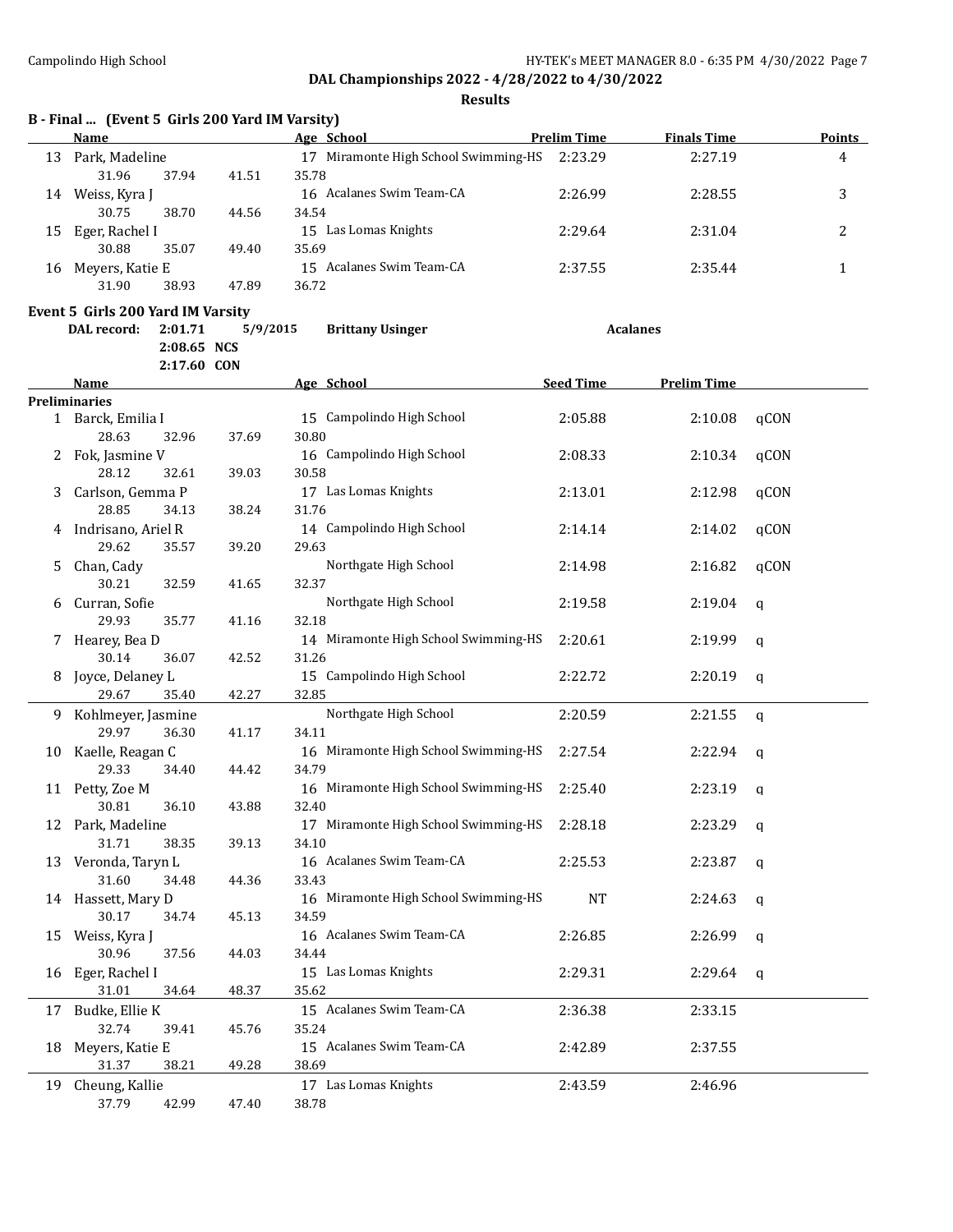**DAL Championships 2022 - 4/28/2022 to 4/30/2022**

**Results**

### B - Final ... (Event 5 Girls 200 Yard IM Varsity)

| | Name | Age | School | Prelim Time | Finals Time | Points |
|---|---|---|---|---|---|---|
| 13 | Park, Madeline | 17 | Miramonte High School Swimming-HS | 2:23.29 | 2:27.19 | 4 |
| | 31.96 37.94 41.51 35.78 | | | | | |
| 14 | Weiss, Kyra J | 16 | Acalanes Swim Team-CA | 2:26.99 | 2:28.55 | 3 |
| | 30.75 38.70 44.56 34.54 | | | | | |
| 15 | Eger, Rachel I | 15 | Las Lomas Knights | 2:29.64 | 2:31.04 | 2 |
| | 30.88 35.07 49.40 35.69 | | | | | |
| 16 | Meyers, Katie E | 15 | Acalanes Swim Team-CA | 2:37.55 | 2:35.44 | 1 |
| | 31.90 38.93 47.89 36.72 | | | | | |

### Event 5 Girls 200 Yard IM Varsity

DAL record: 2:01.71 5/9/2015 Brittany Usinger Acalanes
2:08.65 NCS
2:17.60 CON

| | Name | Age | School | Seed Time | Prelim Time | |
|---|---|---|---|---|---|---|
| **Preliminaries** | | | | | | |
| 1 | Barck, Emilia I | 15 | Campolindo High School | 2:05.88 | 2:10.08 | qCON |
| | 28.63 32.96 37.69 30.80 | | | | | |
| 2 | Fok, Jasmine V | 16 | Campolindo High School | 2:08.33 | 2:10.34 | qCON |
| | 28.12 32.61 39.03 30.58 | | | | | |
| 3 | Carlson, Gemma P | 17 | Las Lomas Knights | 2:13.01 | 2:12.98 | qCON |
| | 28.85 34.13 38.24 31.76 | | | | | |
| 4 | Indrisano, Ariel R | 14 | Campolindo High School | 2:14.14 | 2:14.02 | qCON |
| | 29.62 35.57 39.20 29.63 | | | | | |
| 5 | Chan, Cady | | Northgate High School | 2:14.98 | 2:16.82 | qCON |
| | 30.21 32.59 41.65 32.37 | | | | | |
| 6 | Curran, Sofie | | Northgate High School | 2:19.58 | 2:19.04 | q |
| | 29.93 35.77 41.16 32.18 | | | | | |
| 7 | Hearey, Bea D | 14 | Miramonte High School Swimming-HS | 2:20.61 | 2:19.99 | q |
| | 30.14 36.07 42.52 31.26 | | | | | |
| 8 | Joyce, Delaney L | 15 | Campolindo High School | 2:22.72 | 2:20.19 | q |
| | 29.67 35.40 42.27 32.85 | | | | | |
| 9 | Kohlmeyer, Jasmine | | Northgate High School | 2:20.59 | 2:21.55 | q |
| | 29.97 36.30 41.17 34.11 | | | | | |
| 10 | Kaelle, Reagan C | 16 | Miramonte High School Swimming-HS | 2:27.54 | 2:22.94 | q |
| | 29.33 34.40 44.42 34.79 | | | | | |
| 11 | Petty, Zoe M | 16 | Miramonte High School Swimming-HS | 2:25.40 | 2:23.19 | q |
| | 30.81 36.10 43.88 32.40 | | | | | |
| 12 | Park, Madeline | 17 | Miramonte High School Swimming-HS | 2:28.18 | 2:23.29 | q |
| | 31.71 38.35 39.13 34.10 | | | | | |
| 13 | Veronda, Taryn L | 16 | Acalanes Swim Team-CA | 2:25.53 | 2:23.87 | q |
| | 31.60 34.48 44.36 33.43 | | | | | |
| 14 | Hassett, Mary D | 16 | Miramonte High School Swimming-HS | NT | 2:24.63 | q |
| | 30.17 34.74 45.13 34.59 | | | | | |
| 15 | Weiss, Kyra J | 16 | Acalanes Swim Team-CA | 2:26.85 | 2:26.99 | q |
| | 30.96 37.56 44.03 34.44 | | | | | |
| 16 | Eger, Rachel I | 15 | Las Lomas Knights | 2:29.31 | 2:29.64 | q |
| | 31.01 34.64 48.37 35.62 | | | | | |
| 17 | Budke, Ellie K | 15 | Acalanes Swim Team-CA | 2:36.38 | 2:33.15 | |
| | 32.74 39.41 45.76 35.24 | | | | | |
| 18 | Meyers, Katie E | 15 | Acalanes Swim Team-CA | 2:42.89 | 2:37.55 | |
| | 31.37 38.21 49.28 38.69 | | | | | |
| 19 | Cheung, Kallie | 17 | Las Lomas Knights | 2:43.59 | 2:46.96 | |
| | 37.79 42.99 47.40 38.78 | | | | | |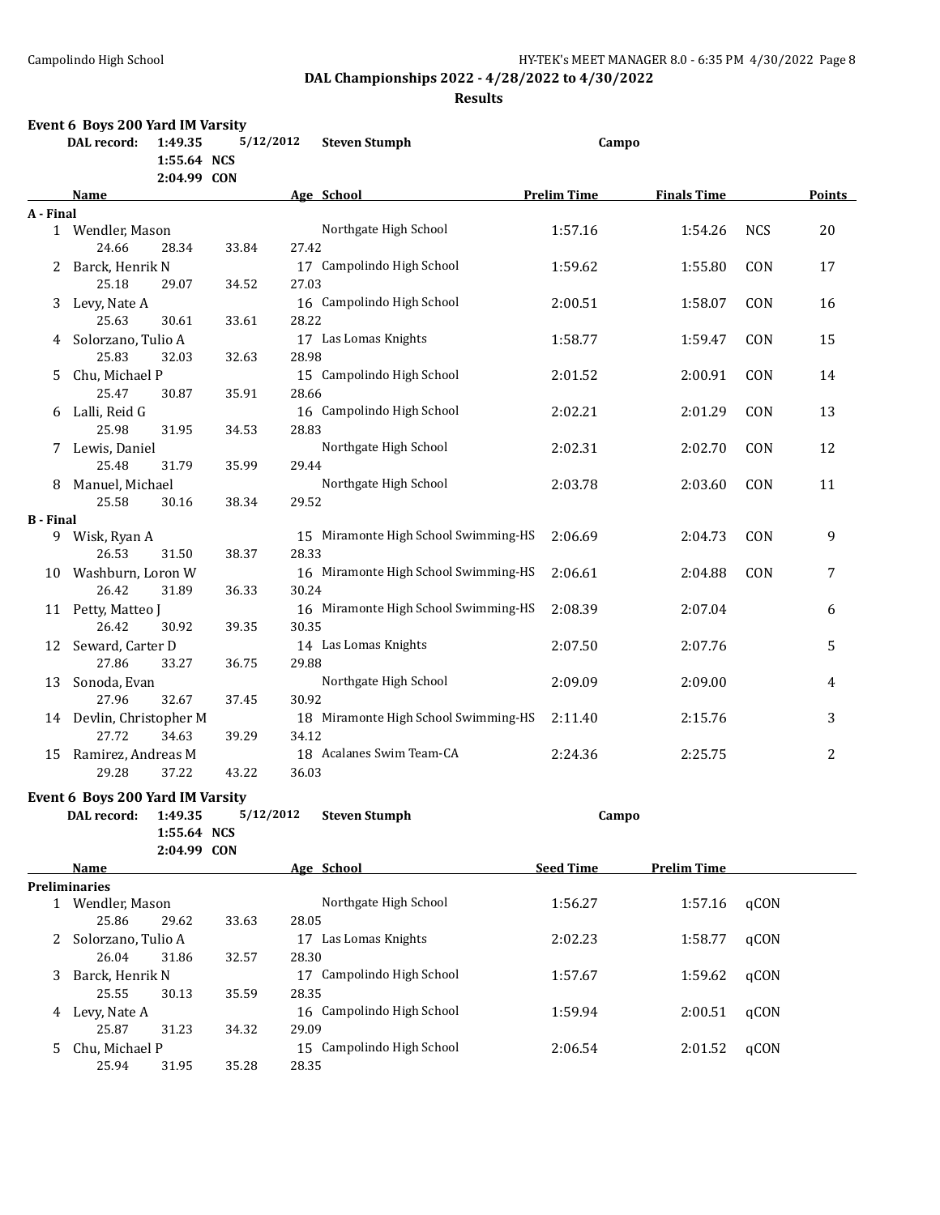DAL Championships 2022 - 4/28/2022 to 4/30/2022

**Results**

### Event 6 Boys 200 Yard IM Varsity

DAL record: 1:49.35 5/12/2012 **Steven Stumph** Campo
1:55.64 NCS
2:04.99 CON

| | Name | Age | School | Prelim Time | Finals Time | | Points |
|---|---|---|---|---|---|---|---|
| **A - Final** | | | | | | | |
| 1 | Wendler, Mason | | Northgate High School | 1:57.16 | 1:54.26 | NCS | 20 |
| | 24.66 28.34 33.84 27.42 | | | | | | |
| 2 | Barck, Henrik N | 17 | Campolindo High School | 1:59.62 | 1:55.80 | CON | 17 |
| | 25.18 29.07 34.52 27.03 | | | | | | |
| 3 | Levy, Nate A | 16 | Campolindo High School | 2:00.51 | 1:58.07 | CON | 16 |
| | 25.63 30.61 33.61 28.22 | | | | | | |
| 4 | Solorzano, Tulio A | 17 | Las Lomas Knights | 1:58.77 | 1:59.47 | CON | 15 |
| | 25.83 32.03 32.63 28.98 | | | | | | |
| 5 | Chu, Michael P | 15 | Campolindo High School | 2:01.52 | 2:00.91 | CON | 14 |
| | 25.47 30.87 35.91 28.66 | | | | | | |
| 6 | Lalli, Reid G | 16 | Campolindo High School | 2:02.21 | 2:01.29 | CON | 13 |
| | 25.98 31.95 34.53 28.83 | | | | | | |
| 7 | Lewis, Daniel | | Northgate High School | 2:02.31 | 2:02.70 | CON | 12 |
| | 25.48 31.79 35.99 29.44 | | | | | | |
| 8 | Manuel, Michael | | Northgate High School | 2:03.78 | 2:03.60 | CON | 11 |
| | 25.58 30.16 38.34 29.52 | | | | | | |
| **B - Final** | | | | | | | |
| 9 | Wisk, Ryan A | 15 | Miramonte High School Swimming-HS | 2:06.69 | 2:04.73 | CON | 9 |
| | 26.53 31.50 38.37 28.33 | | | | | | |
| 10 | Washburn, Loron W | 16 | Miramonte High School Swimming-HS | 2:06.61 | 2:04.88 | CON | 7 |
| | 26.42 31.89 36.33 30.24 | | | | | | |
| 11 | Petty, Matteo J | 16 | Miramonte High School Swimming-HS | 2:08.39 | 2:07.04 | | 6 |
| | 26.42 30.92 39.35 30.35 | | | | | | |
| 12 | Seward, Carter D | 14 | Las Lomas Knights | 2:07.50 | 2:07.76 | | 5 |
| | 27.86 33.27 36.75 29.88 | | | | | | |
| 13 | Sonoda, Evan | | Northgate High School | 2:09.09 | 2:09.00 | | 4 |
| | 27.96 32.67 37.45 30.92 | | | | | | |
| 14 | Devlin, Christopher M | 18 | Miramonte High School Swimming-HS | 2:11.40 | 2:15.76 | | 3 |
| | 27.72 34.63 39.29 34.12 | | | | | | |
| 15 | Ramirez, Andreas M | 18 | Acalanes Swim Team-CA | 2:24.36 | 2:25.75 | | 2 |
| | 29.28 37.22 43.22 36.03 | | | | | | |

### Event 6 Boys 200 Yard IM Varsity

DAL record: 1:49.35 5/12/2012 **Steven Stumph** Campo
1:55.64 NCS
2:04.99 CON

| | Name | Age | School | Seed Time | Prelim Time | |
|---|---|---|---|---|---|---|
| **Preliminaries** | | | | | | |
| 1 | Wendler, Mason | | Northgate High School | 1:56.27 | 1:57.16 | qCON |
| | 25.86 29.62 33.63 28.05 | | | | | |
| 2 | Solorzano, Tulio A | 17 | Las Lomas Knights | 2:02.23 | 1:58.77 | qCON |
| | 26.04 31.86 32.57 28.30 | | | | | |
| 3 | Barck, Henrik N | 17 | Campolindo High School | 1:57.67 | 1:59.62 | qCON |
| | 25.55 30.13 35.59 28.35 | | | | | |
| 4 | Levy, Nate A | 16 | Campolindo High School | 1:59.94 | 2:00.51 | qCON |
| | 25.87 31.23 34.32 29.09 | | | | | |
| 5 | Chu, Michael P | 15 | Campolindo High School | 2:06.54 | 2:01.52 | qCON |
| | 25.94 31.95 35.28 28.35 | | | | | |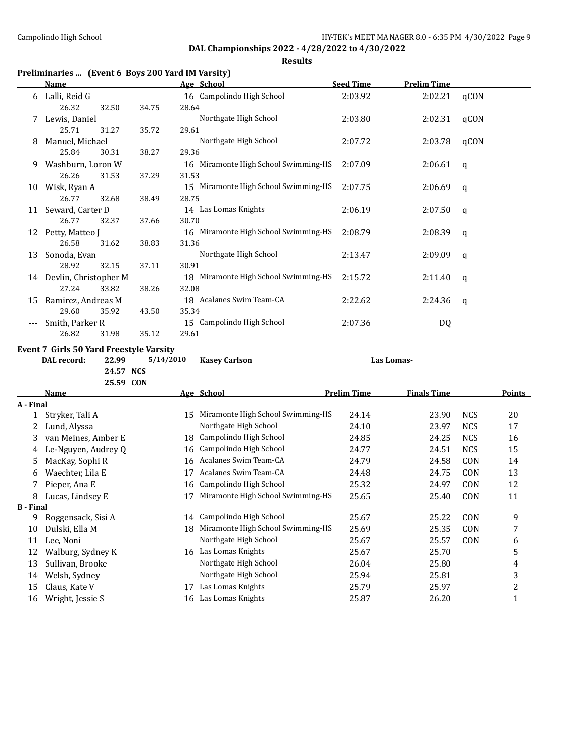## DAL Championships 2022 - 4/28/2022 to 4/30/2022

**Results**

### Preliminaries ... (Event 6 Boys 200 Yard IM Varsity)

| | Name | Age | School | Seed Time | Prelim Time | |
|---|---|---|---|---|---|---|
| 6 | Lalli, Reid G | 16 | Campolindo High School | 2:03.92 | 2:02.21 | qCON |
| | 26.32 / 32.50 / 34.75 / 28.64 | | | | | |
| 7 | Lewis, Daniel | | Northgate High School | 2:03.80 | 2:02.31 | qCON |
| | 25.71 / 31.27 / 35.72 / 29.61 | | | | | |
| 8 | Manuel, Michael | | Northgate High School | 2:07.72 | 2:03.78 | qCON |
| | 25.84 / 30.31 / 38.27 / 29.36 | | | | | |
| 9 | Washburn, Loron W | 16 | Miramonte High School Swimming-HS | 2:07.09 | 2:06.61 | q |
| | 26.26 / 31.53 / 37.29 / 31.53 | | | | | |
| 10 | Wisk, Ryan A | 15 | Miramonte High School Swimming-HS | 2:07.75 | 2:06.69 | q |
| | 26.77 / 32.68 / 38.49 / 28.75 | | | | | |
| 11 | Seward, Carter D | 14 | Las Lomas Knights | 2:06.19 | 2:07.50 | q |
| | 26.77 / 32.37 / 37.66 / 30.70 | | | | | |
| 12 | Petty, Matteo J | 16 | Miramonte High School Swimming-HS | 2:08.79 | 2:08.39 | q |
| | 26.58 / 31.62 / 38.83 / 31.36 | | | | | |
| 13 | Sonoda, Evan | | Northgate High School | 2:13.47 | 2:09.09 | q |
| | 28.92 / 32.15 / 37.11 / 30.91 | | | | | |
| 14 | Devlin, Christopher M | 18 | Miramonte High School Swimming-HS | 2:15.72 | 2:11.40 | q |
| | 27.24 / 33.82 / 38.26 / 32.08 | | | | | |
| 15 | Ramirez, Andreas M | 18 | Acalanes Swim Team-CA | 2:22.62 | 2:24.36 | q |
| | 29.60 / 35.92 / 43.50 / 35.34 | | | | | |
| --- | Smith, Parker R | 15 | Campolindo High School | 2:07.36 | DQ | |
| | 26.82 / 31.98 / 35.12 / 29.61 | | | | | |

### Event 7 Girls 50 Yard Freestyle Varsity

DAL record: 22.99 5/14/2010 **Kasey Carlson** Las Lomas-
24.57 NCS
25.59 CON

| | Name | Age | School | Prelim Time | Finals Time | | Points |
|---|---|---|---|---|---|---|---|
| **A - Final** | | | | | | | |
| 1 | Stryker, Tali A | 15 | Miramonte High School Swimming-HS | 24.14 | 23.90 | NCS | 20 |
| 2 | Lund, Alyssa | | Northgate High School | 24.10 | 23.97 | NCS | 17 |
| 3 | van Meines, Amber E | 18 | Campolindo High School | 24.85 | 24.25 | NCS | 16 |
| 4 | Le-Nguyen, Audrey Q | 16 | Campolindo High School | 24.77 | 24.51 | NCS | 15 |
| 5 | MacKay, Sophi R | 16 | Acalanes Swim Team-CA | 24.79 | 24.58 | CON | 14 |
| 6 | Waechter, Lila E | 17 | Acalanes Swim Team-CA | 24.48 | 24.75 | CON | 13 |
| 7 | Pieper, Ana E | 16 | Campolindo High School | 25.32 | 24.97 | CON | 12 |
| 8 | Lucas, Lindsey E | 17 | Miramonte High School Swimming-HS | 25.65 | 25.40 | CON | 11 |
| **B - Final** | | | | | | | |
| 9 | Roggensack, Sisi A | 14 | Campolindo High School | 25.67 | 25.22 | CON | 9 |
| 10 | Dulski, Ella M | 18 | Miramonte High School Swimming-HS | 25.69 | 25.35 | CON | 7 |
| 11 | Lee, Noni | | Northgate High School | 25.67 | 25.57 | CON | 6 |
| 12 | Walburg, Sydney K | 16 | Las Lomas Knights | 25.67 | 25.70 | | 5 |
| 13 | Sullivan, Brooke | | Northgate High School | 26.04 | 25.80 | | 4 |
| 14 | Welsh, Sydney | | Northgate High School | 25.94 | 25.81 | | 3 |
| 15 | Claus, Kate V | 17 | Las Lomas Knights | 25.79 | 25.97 | | 2 |
| 16 | Wright, Jessie S | 16 | Las Lomas Knights | 25.87 | 26.20 | | 1 |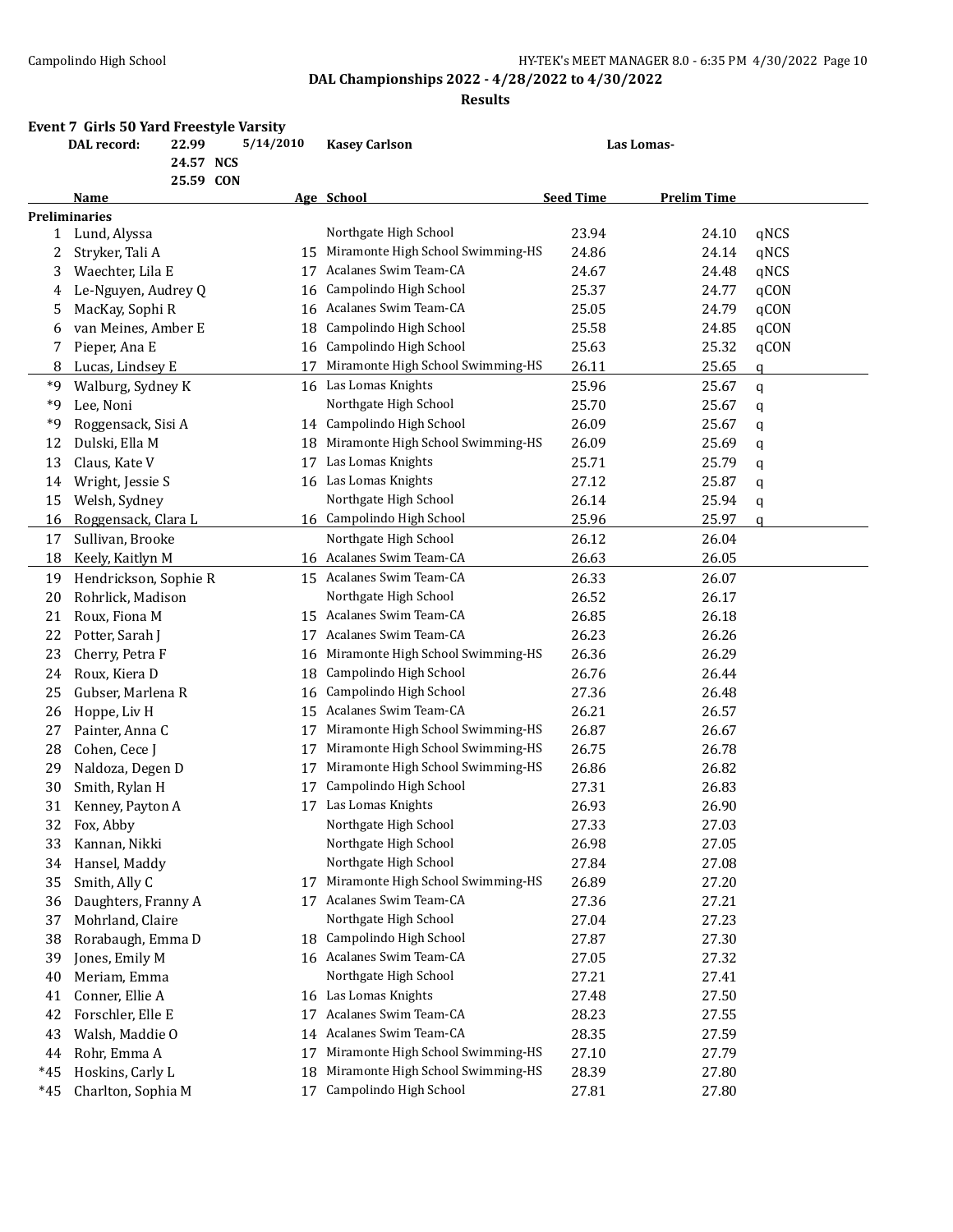## DAL Championships 2022 - 4/28/2022 to 4/30/2022

### Results

**Event 7 Girls 50 Yard Freestyle Varsity**

| | | | | |
|---|---|---|---|---|
| **DAL record:** | **22.99** | 5/14/2010 | **Kasey Carlson** | **Las Lomas-** |
| | **24.57 NCS** | | | |
| | **25.59 CON** | | | |

| | Name | Age | School | Seed Time | Prelim Time | |
|---|---|---|---|---|---|---|
| **Preliminaries** | | | | | | |
| 1 | Lund, Alyssa | | Northgate High School | 23.94 | 24.10 | qNCS |
| 2 | Stryker, Tali A | 15 | Miramonte High School Swimming-HS | 24.86 | 24.14 | qNCS |
| 3 | Waechter, Lila E | 17 | Acalanes Swim Team-CA | 24.67 | 24.48 | qNCS |
| 4 | Le-Nguyen, Audrey Q | 16 | Campolindo High School | 25.37 | 24.77 | qCON |
| 5 | MacKay, Sophi R | 16 | Acalanes Swim Team-CA | 25.05 | 24.79 | qCON |
| 6 | van Meines, Amber E | 18 | Campolindo High School | 25.58 | 24.85 | qCON |
| 7 | Pieper, Ana E | 16 | Campolindo High School | 25.63 | 25.32 | qCON |
| 8 | Lucas, Lindsey E | 17 | Miramonte High School Swimming-HS | 26.11 | 25.65 | q |
| *9 | Walburg, Sydney K | 16 | Las Lomas Knights | 25.96 | 25.67 | q |
| *9 | Lee, Noni | | Northgate High School | 25.70 | 25.67 | q |
| *9 | Roggensack, Sisi A | 14 | Campolindo High School | 26.09 | 25.67 | q |
| 12 | Dulski, Ella M | 18 | Miramonte High School Swimming-HS | 26.09 | 25.69 | q |
| 13 | Claus, Kate V | 17 | Las Lomas Knights | 25.71 | 25.79 | q |
| 14 | Wright, Jessie S | 16 | Las Lomas Knights | 27.12 | 25.87 | q |
| 15 | Welsh, Sydney | | Northgate High School | 26.14 | 25.94 | q |
| 16 | Roggensack, Clara L | 16 | Campolindo High School | 25.96 | 25.97 | q |
| 17 | Sullivan, Brooke | | Northgate High School | 26.12 | 26.04 | |
| 18 | Keely, Kaitlyn M | 16 | Acalanes Swim Team-CA | 26.63 | 26.05 | |
| 19 | Hendrickson, Sophie R | 15 | Acalanes Swim Team-CA | 26.33 | 26.07 | |
| 20 | Rohrlick, Madison | | Northgate High School | 26.52 | 26.17 | |
| 21 | Roux, Fiona M | 15 | Acalanes Swim Team-CA | 26.85 | 26.18 | |
| 22 | Potter, Sarah J | 17 | Acalanes Swim Team-CA | 26.23 | 26.26 | |
| 23 | Cherry, Petra F | 16 | Miramonte High School Swimming-HS | 26.36 | 26.29 | |
| 24 | Roux, Kiera D | 18 | Campolindo High School | 26.76 | 26.44 | |
| 25 | Gubser, Marlena R | 16 | Campolindo High School | 27.36 | 26.48 | |
| 26 | Hoppe, Liv H | 15 | Acalanes Swim Team-CA | 26.21 | 26.57 | |
| 27 | Painter, Anna C | 17 | Miramonte High School Swimming-HS | 26.87 | 26.67 | |
| 28 | Cohen, Cece J | 17 | Miramonte High School Swimming-HS | 26.75 | 26.78 | |
| 29 | Naldoza, Degen D | 17 | Miramonte High School Swimming-HS | 26.86 | 26.82 | |
| 30 | Smith, Rylan H | 17 | Campolindo High School | 27.31 | 26.83 | |
| 31 | Kenney, Payton A | 17 | Las Lomas Knights | 26.93 | 26.90 | |
| 32 | Fox, Abby | | Northgate High School | 27.33 | 27.03 | |
| 33 | Kannan, Nikki | | Northgate High School | 26.98 | 27.05 | |
| 34 | Hansel, Maddy | | Northgate High School | 27.84 | 27.08 | |
| 35 | Smith, Ally C | 17 | Miramonte High School Swimming-HS | 26.89 | 27.20 | |
| 36 | Daughters, Franny A | 17 | Acalanes Swim Team-CA | 27.36 | 27.21 | |
| 37 | Mohrland, Claire | | Northgate High School | 27.04 | 27.23 | |
| 38 | Rorabaugh, Emma D | 18 | Campolindo High School | 27.87 | 27.30 | |
| 39 | Jones, Emily M | 16 | Acalanes Swim Team-CA | 27.05 | 27.32 | |
| 40 | Meriam, Emma | | Northgate High School | 27.21 | 27.41 | |
| 41 | Conner, Ellie A | 16 | Las Lomas Knights | 27.48 | 27.50 | |
| 42 | Forschler, Elle E | 17 | Acalanes Swim Team-CA | 28.23 | 27.55 | |
| 43 | Walsh, Maddie O | 14 | Acalanes Swim Team-CA | 28.35 | 27.59 | |
| 44 | Rohr, Emma A | 17 | Miramonte High School Swimming-HS | 27.10 | 27.79 | |
| *45 | Hoskins, Carly L | 18 | Miramonte High School Swimming-HS | 28.39 | 27.80 | |
| *45 | Charlton, Sophia M | 17 | Campolindo High School | 27.81 | 27.80 | |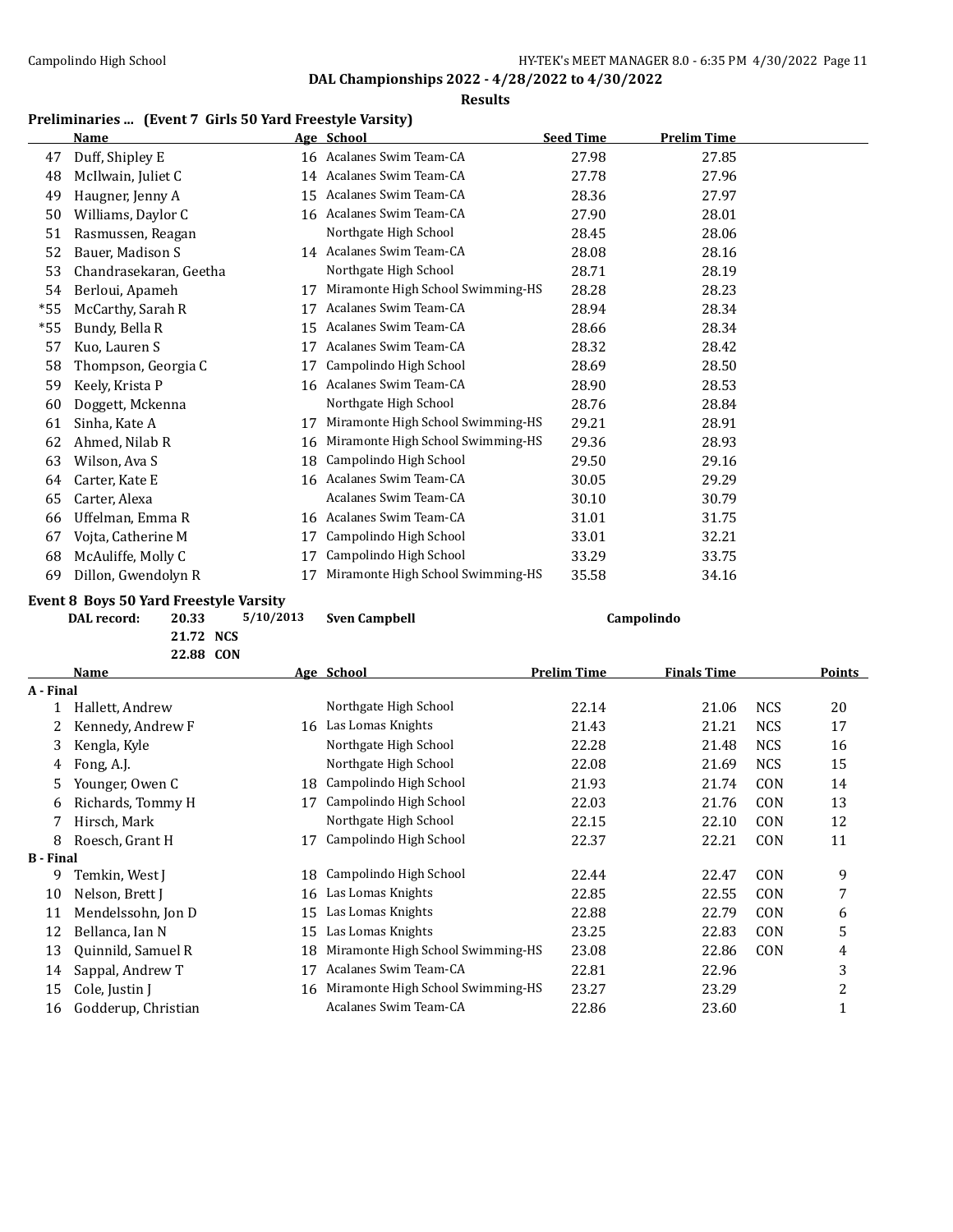## DAL Championships 2022 - 4/28/2022 to 4/30/2022

### Results

### Preliminaries ... (Event 7 Girls 50 Yard Freestyle Varsity)

| | Name | Age | School | Seed Time | Prelim Time |
|---|---|---|---|---|---|
| 47 | Duff, Shipley E | 16 | Acalanes Swim Team-CA | 27.98 | 27.85 |
| 48 | McIlwain, Juliet C | 14 | Acalanes Swim Team-CA | 27.78 | 27.96 |
| 49 | Haugner, Jenny A | 15 | Acalanes Swim Team-CA | 28.36 | 27.97 |
| 50 | Williams, Daylor C | 16 | Acalanes Swim Team-CA | 27.90 | 28.01 |
| 51 | Rasmussen, Reagan | | Northgate High School | 28.45 | 28.06 |
| 52 | Bauer, Madison S | 14 | Acalanes Swim Team-CA | 28.08 | 28.16 |
| 53 | Chandrasekaran, Geetha | | Northgate High School | 28.71 | 28.19 |
| 54 | Berloui, Apameh | 17 | Miramonte High School Swimming-HS | 28.28 | 28.23 |
| *55 | McCarthy, Sarah R | 17 | Acalanes Swim Team-CA | 28.94 | 28.34 |
| *55 | Bundy, Bella R | 15 | Acalanes Swim Team-CA | 28.66 | 28.34 |
| 57 | Kuo, Lauren S | 17 | Acalanes Swim Team-CA | 28.32 | 28.42 |
| 58 | Thompson, Georgia C | 17 | Campolindo High School | 28.69 | 28.50 |
| 59 | Keely, Krista P | 16 | Acalanes Swim Team-CA | 28.90 | 28.53 |
| 60 | Doggett, Mckenna | | Northgate High School | 28.76 | 28.84 |
| 61 | Sinha, Kate A | 17 | Miramonte High School Swimming-HS | 29.21 | 28.91 |
| 62 | Ahmed, Nilab R | 16 | Miramonte High School Swimming-HS | 29.36 | 28.93 |
| 63 | Wilson, Ava S | 18 | Campolindo High School | 29.50 | 29.16 |
| 64 | Carter, Kate E | 16 | Acalanes Swim Team-CA | 30.05 | 29.29 |
| 65 | Carter, Alexa | | Acalanes Swim Team-CA | 30.10 | 30.79 |
| 66 | Uffelman, Emma R | 16 | Acalanes Swim Team-CA | 31.01 | 31.75 |
| 67 | Vojta, Catherine M | 17 | Campolindo High School | 33.01 | 32.21 |
| 68 | McAuliffe, Molly C | 17 | Campolindo High School | 33.29 | 33.75 |
| 69 | Dillon, Gwendolyn R | 17 | Miramonte High School Swimming-HS | 35.58 | 34.16 |

### Event 8 Boys 50 Yard Freestyle Varsity

**DAL record:** 20.33 5/10/2013 **Sven Campbell** **Campolindo**
21.72 NCS
22.88 CON

| | Name | Age | School | Prelim Time | Finals Time | | Points |
|---|---|---|---|---|---|---|---|
| **A - Final** | | | | | | | |
| 1 | Hallett, Andrew | | Northgate High School | 22.14 | 21.06 | NCS | 20 |
| 2 | Kennedy, Andrew F | 16 | Las Lomas Knights | 21.43 | 21.21 | NCS | 17 |
| 3 | Kengla, Kyle | | Northgate High School | 22.28 | 21.48 | NCS | 16 |
| 4 | Fong, A.J. | | Northgate High School | 22.08 | 21.69 | NCS | 15 |
| 5 | Younger, Owen C | 18 | Campolindo High School | 21.93 | 21.74 | CON | 14 |
| 6 | Richards, Tommy H | 17 | Campolindo High School | 22.03 | 21.76 | CON | 13 |
| 7 | Hirsch, Mark | | Northgate High School | 22.15 | 22.10 | CON | 12 |
| 8 | Roesch, Grant H | 17 | Campolindo High School | 22.37 | 22.21 | CON | 11 |
| **B - Final** | | | | | | | |
| 9 | Temkin, West J | 18 | Campolindo High School | 22.44 | 22.47 | CON | 9 |
| 10 | Nelson, Brett J | 16 | Las Lomas Knights | 22.85 | 22.55 | CON | 7 |
| 11 | Mendelssohn, Jon D | 15 | Las Lomas Knights | 22.88 | 22.79 | CON | 6 |
| 12 | Bellanca, Ian N | 15 | Las Lomas Knights | 23.25 | 22.83 | CON | 5 |
| 13 | Quinnild, Samuel R | 18 | Miramonte High School Swimming-HS | 23.08 | 22.86 | CON | 4 |
| 14 | Sappal, Andrew T | 17 | Acalanes Swim Team-CA | 22.81 | 22.96 | | 3 |
| 15 | Cole, Justin J | 16 | Miramonte High School Swimming-HS | 23.27 | 23.29 | | 2 |
| 16 | Godderup, Christian | | Acalanes Swim Team-CA | 22.86 | 23.60 | | 1 |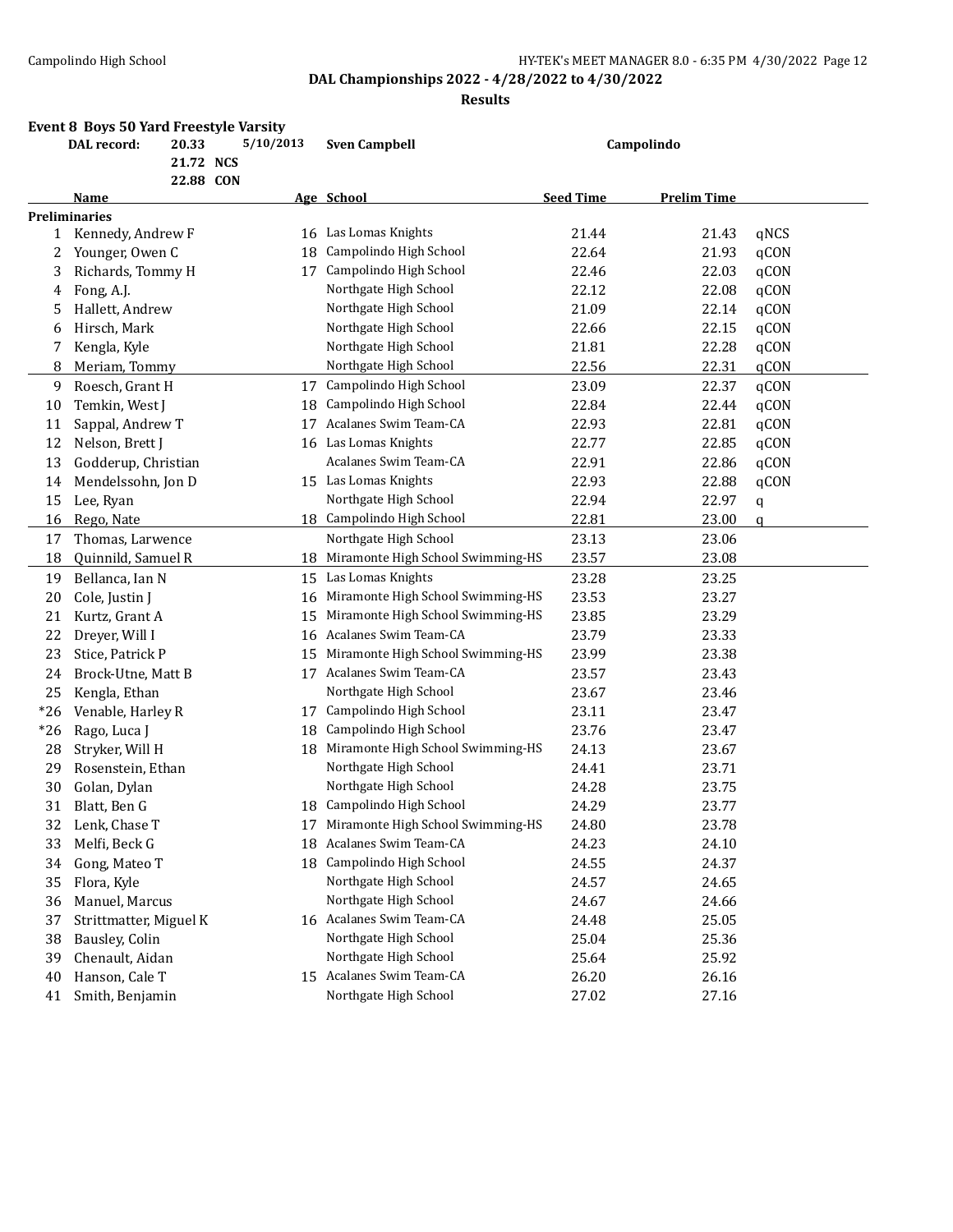## DAL Championships 2022 - 4/28/2022 to 4/30/2022

### Results

**Event 8 Boys 50 Yard Freestyle Varsity**

| | | | | |
|---|---|---|---|---|
| **DAL record:** | **20.33** | **5/10/2013** | **Sven Campbell** | **Campolindo** |
| | **21.72 NCS** | | | |
| | **22.88 CON** | | | |

| | Name | Age | School | Seed Time | Prelim Time | |
|---|---|---|---|---|---|---|
| **Preliminaries** | | | | | | |
| 1 | Kennedy, Andrew F | 16 | Las Lomas Knights | 21.44 | 21.43 | qNCS |
| 2 | Younger, Owen C | 18 | Campolindo High School | 22.64 | 21.93 | qCON |
| 3 | Richards, Tommy H | 17 | Campolindo High School | 22.46 | 22.03 | qCON |
| 4 | Fong, A.J. | | Northgate High School | 22.12 | 22.08 | qCON |
| 5 | Hallett, Andrew | | Northgate High School | 21.09 | 22.14 | qCON |
| 6 | Hirsch, Mark | | Northgate High School | 22.66 | 22.15 | qCON |
| 7 | Kengla, Kyle | | Northgate High School | 21.81 | 22.28 | qCON |
| 8 | Meriam, Tommy | | Northgate High School | 22.56 | 22.31 | qCON |
| 9 | Roesch, Grant H | 17 | Campolindo High School | 23.09 | 22.37 | qCON |
| 10 | Temkin, West J | 18 | Campolindo High School | 22.84 | 22.44 | qCON |
| 11 | Sappal, Andrew T | 17 | Acalanes Swim Team-CA | 22.93 | 22.81 | qCON |
| 12 | Nelson, Brett J | 16 | Las Lomas Knights | 22.77 | 22.85 | qCON |
| 13 | Godderup, Christian | | Acalanes Swim Team-CA | 22.91 | 22.86 | qCON |
| 14 | Mendelssohn, Jon D | 15 | Las Lomas Knights | 22.93 | 22.88 | qCON |
| 15 | Lee, Ryan | | Northgate High School | 22.94 | 22.97 | q |
| 16 | Rego, Nate | 18 | Campolindo High School | 22.81 | 23.00 | q |
| 17 | Thomas, Larwence | | Northgate High School | 23.13 | 23.06 | |
| 18 | Quinnild, Samuel R | 18 | Miramonte High School Swimming-HS | 23.57 | 23.08 | |
| 19 | Bellanca, Ian N | 15 | Las Lomas Knights | 23.28 | 23.25 | |
| 20 | Cole, Justin J | 16 | Miramonte High School Swimming-HS | 23.53 | 23.27 | |
| 21 | Kurtz, Grant A | 15 | Miramonte High School Swimming-HS | 23.85 | 23.29 | |
| 22 | Dreyer, Will I | 16 | Acalanes Swim Team-CA | 23.79 | 23.33 | |
| 23 | Stice, Patrick P | 15 | Miramonte High School Swimming-HS | 23.99 | 23.38 | |
| 24 | Brock-Utne, Matt B | 17 | Acalanes Swim Team-CA | 23.57 | 23.43 | |
| 25 | Kengla, Ethan | | Northgate High School | 23.67 | 23.46 | |
| *26 | Venable, Harley R | 17 | Campolindo High School | 23.11 | 23.47 | |
| *26 | Rago, Luca J | 18 | Campolindo High School | 23.76 | 23.47 | |
| 28 | Stryker, Will H | 18 | Miramonte High School Swimming-HS | 24.13 | 23.67 | |
| 29 | Rosenstein, Ethan | | Northgate High School | 24.41 | 23.71 | |
| 30 | Golan, Dylan | | Northgate High School | 24.28 | 23.75 | |
| 31 | Blatt, Ben G | 18 | Campolindo High School | 24.29 | 23.77 | |
| 32 | Lenk, Chase T | 17 | Miramonte High School Swimming-HS | 24.80 | 23.78 | |
| 33 | Melfi, Beck G | 18 | Acalanes Swim Team-CA | 24.23 | 24.10 | |
| 34 | Gong, Mateo T | 18 | Campolindo High School | 24.55 | 24.37 | |
| 35 | Flora, Kyle | | Northgate High School | 24.57 | 24.65 | |
| 36 | Manuel, Marcus | | Northgate High School | 24.67 | 24.66 | |
| 37 | Strittmatter, Miguel K | 16 | Acalanes Swim Team-CA | 24.48 | 25.05 | |
| 38 | Bausley, Colin | | Northgate High School | 25.04 | 25.36 | |
| 39 | Chenault, Aidan | | Northgate High School | 25.64 | 25.92 | |
| 40 | Hanson, Cale T | 15 | Acalanes Swim Team-CA | 26.20 | 26.16 | |
| 41 | Smith, Benjamin | | Northgate High School | 27.02 | 27.16 | |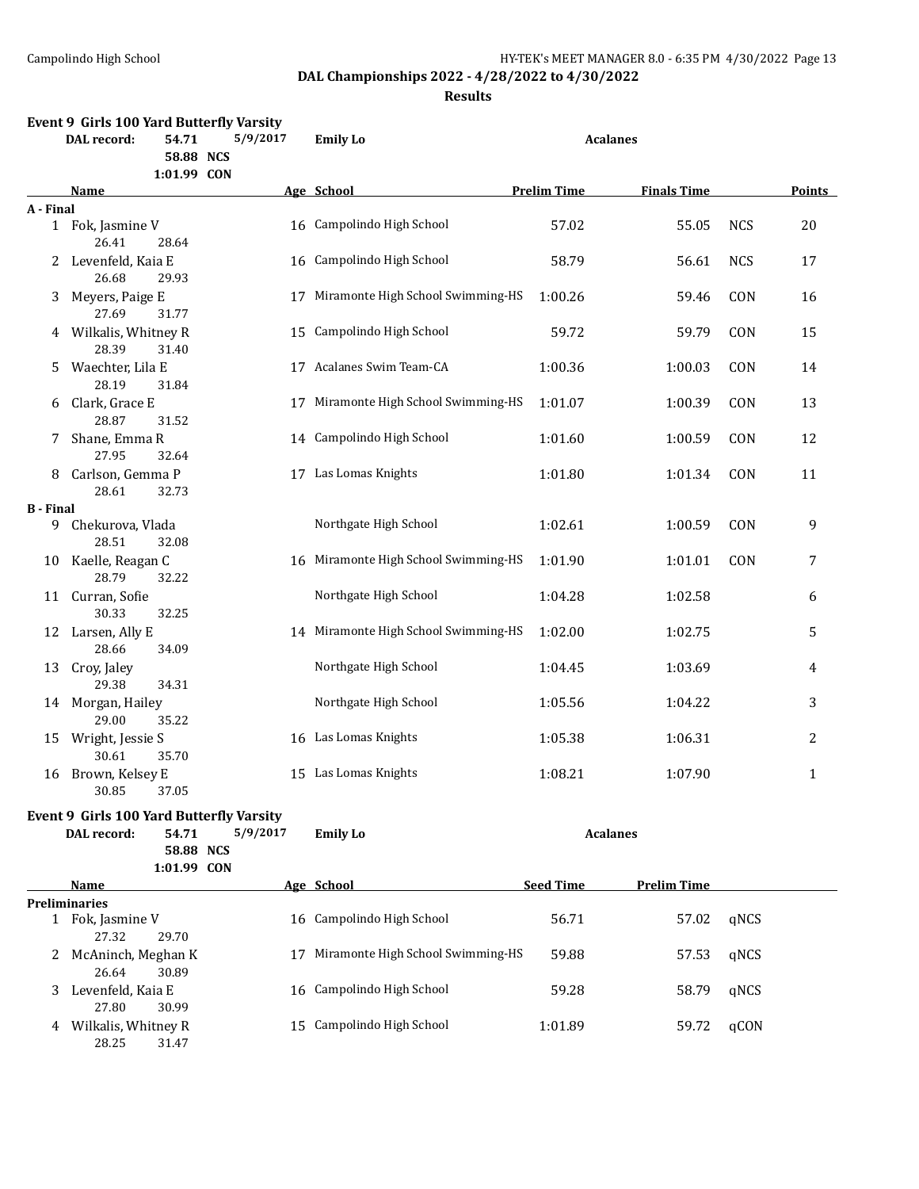**DAL Championships 2022 - 4/28/2022 to 4/30/2022**

**Results**

### Event 9 Girls 100 Yard Butterfly Varsity

| DAL record: | 54.71 | 5/9/2017 | Emily Lo | Acalanes |
|---|---|---|---|---|
| | 58.88 NCS | | | |
| | 1:01.99 CON | | | |

| | Name | Age | School | Prelim Time | Finals Time | | Points |
|---|---|---|---|---|---|---|---|
| **A - Final** | | | | | | | |
| 1 | Fok, Jasmine V | 16 | Campolindo High School | 57.02 | 55.05 | NCS | 20 |
| | 26.41 28.64 | | | | | | |
| 2 | Levenfeld, Kaia E | 16 | Campolindo High School | 58.79 | 56.61 | NCS | 17 |
| | 26.68 29.93 | | | | | | |
| 3 | Meyers, Paige E | 17 | Miramonte High School Swimming-HS | 1:00.26 | 59.46 | CON | 16 |
| | 27.69 31.77 | | | | | | |
| 4 | Wilkalis, Whitney R | 15 | Campolindo High School | 59.72 | 59.79 | CON | 15 |
| | 28.39 31.40 | | | | | | |
| 5 | Waechter, Lila E | 17 | Acalanes Swim Team-CA | 1:00.36 | 1:00.03 | CON | 14 |
| | 28.19 31.84 | | | | | | |
| 6 | Clark, Grace E | 17 | Miramonte High School Swimming-HS | 1:01.07 | 1:00.39 | CON | 13 |
| | 28.87 31.52 | | | | | | |
| 7 | Shane, Emma R | 14 | Campolindo High School | 1:01.60 | 1:00.59 | CON | 12 |
| | 27.95 32.64 | | | | | | |
| 8 | Carlson, Gemma P | 17 | Las Lomas Knights | 1:01.80 | 1:01.34 | CON | 11 |
| | 28.61 32.73 | | | | | | |
| **B - Final** | | | | | | | |
| 9 | Chekurova, Vlada | | Northgate High School | 1:02.61 | 1:00.59 | CON | 9 |
| | 28.51 32.08 | | | | | | |
| 10 | Kaelle, Reagan C | 16 | Miramonte High School Swimming-HS | 1:01.90 | 1:01.01 | CON | 7 |
| | 28.79 32.22 | | | | | | |
| 11 | Curran, Sofie | | Northgate High School | 1:04.28 | 1:02.58 | | 6 |
| | 30.33 32.25 | | | | | | |
| 12 | Larsen, Ally E | 14 | Miramonte High School Swimming-HS | 1:02.00 | 1:02.75 | | 5 |
| | 28.66 34.09 | | | | | | |
| 13 | Croy, Jaley | | Northgate High School | 1:04.45 | 1:03.69 | | 4 |
| | 29.38 34.31 | | | | | | |
| 14 | Morgan, Hailey | | Northgate High School | 1:05.56 | 1:04.22 | | 3 |
| | 29.00 35.22 | | | | | | |
| 15 | Wright, Jessie S | 16 | Las Lomas Knights | 1:05.38 | 1:06.31 | | 2 |
| | 30.61 35.70 | | | | | | |
| 16 | Brown, Kelsey E | 15 | Las Lomas Knights | 1:08.21 | 1:07.90 | | 1 |
| | 30.85 37.05 | | | | | | |

### Event 9 Girls 100 Yard Butterfly Varsity

| DAL record: | 54.71 | 5/9/2017 | Emily Lo | Acalanes |
|---|---|---|---|---|
| | 58.88 NCS | | | |
| | 1:01.99 CON | | | |

| | Name | Age | School | Seed Time | Prelim Time | |
|---|---|---|---|---|---|---|
| **Preliminaries** | | | | | | |
| 1 | Fok, Jasmine V | 16 | Campolindo High School | 56.71 | 57.02 | qNCS |
| | 27.32 29.70 | | | | | |
| 2 | McAninch, Meghan K | 17 | Miramonte High School Swimming-HS | 59.88 | 57.53 | qNCS |
| | 26.64 30.89 | | | | | |
| 3 | Levenfeld, Kaia E | 16 | Campolindo High School | 59.28 | 58.79 | qNCS |
| | 27.80 30.99 | | | | | |
| 4 | Wilkalis, Whitney R | 15 | Campolindo High School | 1:01.89 | 59.72 | qCON |
| | 28.25 31.47 | | | | | |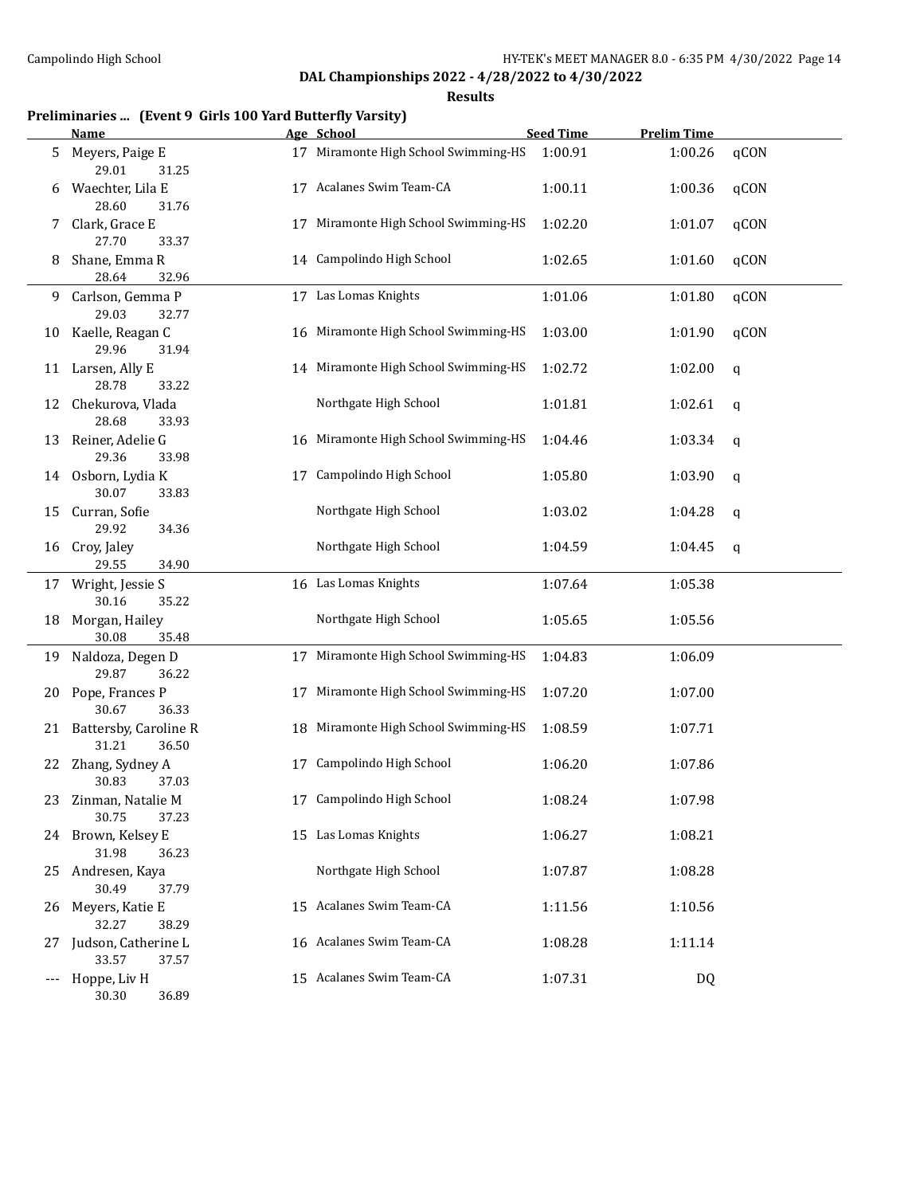## DAL Championships 2022 - 4/28/2022 to 4/30/2022

### Results

**Preliminaries ... (Event 9 Girls 100 Yard Butterfly Varsity)**

| | Name | Age | School | Seed Time | Prelim Time | |
|---|---|---|---|---|---|---|
| 5 | Meyers, Paige E | 17 | Miramonte High School Swimming-HS | 1:00.91 | 1:00.26 | qCON |
| | 29.01 31.25 | | | | | |
| 6 | Waechter, Lila E | 17 | Acalanes Swim Team-CA | 1:00.11 | 1:00.36 | qCON |
| | 28.60 31.76 | | | | | |
| 7 | Clark, Grace E | 17 | Miramonte High School Swimming-HS | 1:02.20 | 1:01.07 | qCON |
| | 27.70 33.37 | | | | | |
| 8 | Shane, Emma R | 14 | Campolindo High School | 1:02.65 | 1:01.60 | qCON |
| | 28.64 32.96 | | | | | |
| 9 | Carlson, Gemma P | 17 | Las Lomas Knights | 1:01.06 | 1:01.80 | qCON |
| | 29.03 32.77 | | | | | |
| 10 | Kaelle, Reagan C | 16 | Miramonte High School Swimming-HS | 1:03.00 | 1:01.90 | qCON |
| | 29.96 31.94 | | | | | |
| 11 | Larsen, Ally E | 14 | Miramonte High School Swimming-HS | 1:02.72 | 1:02.00 | q |
| | 28.78 33.22 | | | | | |
| 12 | Chekurova, Vlada | | Northgate High School | 1:01.81 | 1:02.61 | q |
| | 28.68 33.93 | | | | | |
| 13 | Reiner, Adelie G | 16 | Miramonte High School Swimming-HS | 1:04.46 | 1:03.34 | q |
| | 29.36 33.98 | | | | | |
| 14 | Osborn, Lydia K | 17 | Campolindo High School | 1:05.80 | 1:03.90 | q |
| | 30.07 33.83 | | | | | |
| 15 | Curran, Sofie | | Northgate High School | 1:03.02 | 1:04.28 | q |
| | 29.92 34.36 | | | | | |
| 16 | Croy, Jaley | | Northgate High School | 1:04.59 | 1:04.45 | q |
| | 29.55 34.90 | | | | | |
| 17 | Wright, Jessie S | 16 | Las Lomas Knights | 1:07.64 | 1:05.38 | |
| | 30.16 35.22 | | | | | |
| 18 | Morgan, Hailey | | Northgate High School | 1:05.65 | 1:05.56 | |
| | 30.08 35.48 | | | | | |
| 19 | Naldoza, Degen D | 17 | Miramonte High School Swimming-HS | 1:04.83 | 1:06.09 | |
| | 29.87 36.22 | | | | | |
| 20 | Pope, Frances P | 17 | Miramonte High School Swimming-HS | 1:07.20 | 1:07.00 | |
| | 30.67 36.33 | | | | | |
| 21 | Battersby, Caroline R | 18 | Miramonte High School Swimming-HS | 1:08.59 | 1:07.71 | |
| | 31.21 36.50 | | | | | |
| 22 | Zhang, Sydney A | 17 | Campolindo High School | 1:06.20 | 1:07.86 | |
| | 30.83 37.03 | | | | | |
| 23 | Zinman, Natalie M | 17 | Campolindo High School | 1:08.24 | 1:07.98 | |
| | 30.75 37.23 | | | | | |
| 24 | Brown, Kelsey E | 15 | Las Lomas Knights | 1:06.27 | 1:08.21 | |
| | 31.98 36.23 | | | | | |
| 25 | Andresen, Kaya | | Northgate High School | 1:07.87 | 1:08.28 | |
| | 30.49 37.79 | | | | | |
| 26 | Meyers, Katie E | 15 | Acalanes Swim Team-CA | 1:11.56 | 1:10.56 | |
| | 32.27 38.29 | | | | | |
| 27 | Judson, Catherine L | 16 | Acalanes Swim Team-CA | 1:08.28 | 1:11.14 | |
| | 33.57 37.57 | | | | | |
| --- | Hoppe, Liv H | 15 | Acalanes Swim Team-CA | 1:07.31 | DQ | |
| | 30.30 36.89 | | | | | |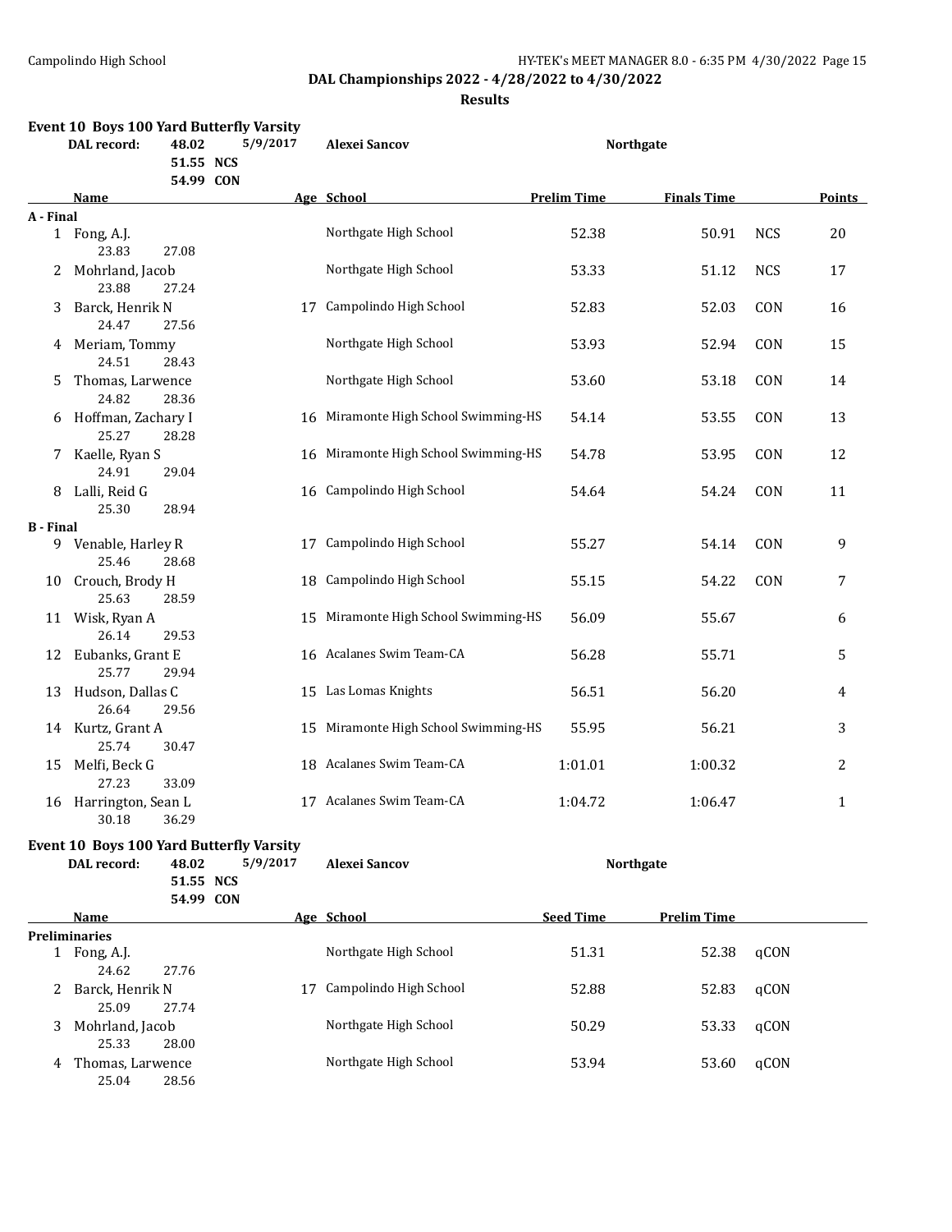DAL Championships 2022 - 4/28/2022 to 4/30/2022

Results

### Event 10 Boys 100 Yard Butterfly Varsity

DAL record: 48.02 5/9/2017 Alexei Sancov Northgate
51.55 NCS
54.99 CON

| | Name | Age | School | Prelim Time | Finals Time | | Points |
|---|---|---|---|---|---|---|---|
| **A - Final** | | | | | | | |
| 1 | Fong, A.J. | | Northgate High School | 52.38 | 50.91 | NCS | 20 |
| | 23.83 27.08 | | | | | | |
| 2 | Mohrland, Jacob | | Northgate High School | 53.33 | 51.12 | NCS | 17 |
| | 23.88 27.24 | | | | | | |
| 3 | Barck, Henrik N | 17 | Campolindo High School | 52.83 | 52.03 | CON | 16 |
| | 24.47 27.56 | | | | | | |
| 4 | Meriam, Tommy | | Northgate High School | 53.93 | 52.94 | CON | 15 |
| | 24.51 28.43 | | | | | | |
| 5 | Thomas, Larwence | | Northgate High School | 53.60 | 53.18 | CON | 14 |
| | 24.82 28.36 | | | | | | |
| 6 | Hoffman, Zachary I | 16 | Miramonte High School Swimming-HS | 54.14 | 53.55 | CON | 13 |
| | 25.27 28.28 | | | | | | |
| 7 | Kaelle, Ryan S | 16 | Miramonte High School Swimming-HS | 54.78 | 53.95 | CON | 12 |
| | 24.91 29.04 | | | | | | |
| 8 | Lalli, Reid G | 16 | Campolindo High School | 54.64 | 54.24 | CON | 11 |
| | 25.30 28.94 | | | | | | |
| **B - Final** | | | | | | | |
| 9 | Venable, Harley R | 17 | Campolindo High School | 55.27 | 54.14 | CON | 9 |
| | 25.46 28.68 | | | | | | |
| 10 | Crouch, Brody H | 18 | Campolindo High School | 55.15 | 54.22 | CON | 7 |
| | 25.63 28.59 | | | | | | |
| 11 | Wisk, Ryan A | 15 | Miramonte High School Swimming-HS | 56.09 | 55.67 | | 6 |
| | 26.14 29.53 | | | | | | |
| 12 | Eubanks, Grant E | 16 | Acalanes Swim Team-CA | 56.28 | 55.71 | | 5 |
| | 25.77 29.94 | | | | | | |
| 13 | Hudson, Dallas C | 15 | Las Lomas Knights | 56.51 | 56.20 | | 4 |
| | 26.64 29.56 | | | | | | |
| 14 | Kurtz, Grant A | 15 | Miramonte High School Swimming-HS | 55.95 | 56.21 | | 3 |
| | 25.74 30.47 | | | | | | |
| 15 | Melfi, Beck G | 18 | Acalanes Swim Team-CA | 1:01.01 | 1:00.32 | | 2 |
| | 27.23 33.09 | | | | | | |
| 16 | Harrington, Sean L | 17 | Acalanes Swim Team-CA | 1:04.72 | 1:06.47 | | 1 |
| | 30.18 36.29 | | | | | | |

### Event 10 Boys 100 Yard Butterfly Varsity

DAL record: 48.02 5/9/2017 Alexei Sancov Northgate
51.55 NCS
54.99 CON

| | Name | Age | School | Seed Time | Prelim Time | |
|---|---|---|---|---|---|---|
| **Preliminaries** | | | | | | |
| 1 | Fong, A.J. | | Northgate High School | 51.31 | 52.38 | qCON |
| | 24.62 27.76 | | | | | |
| 2 | Barck, Henrik N | 17 | Campolindo High School | 52.88 | 52.83 | qCON |
| | 25.09 27.74 | | | | | |
| 3 | Mohrland, Jacob | | Northgate High School | 50.29 | 53.33 | qCON |
| | 25.33 28.00 | | | | | |
| 4 | Thomas, Larwence | | Northgate High School | 53.94 | 53.60 | qCON |
| | 25.04 28.56 | | | | | |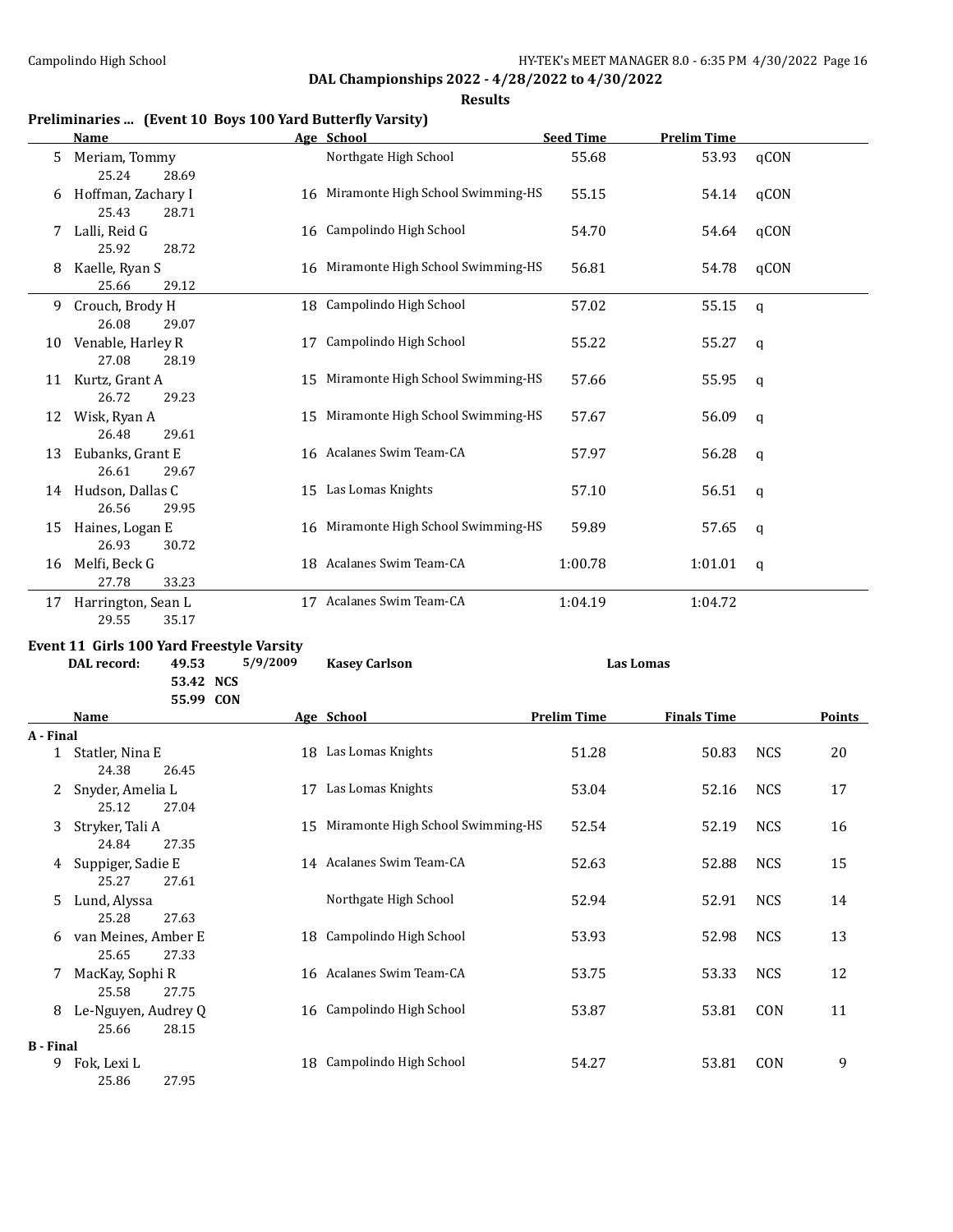## DAL Championships 2022 - 4/28/2022 to 4/30/2022

### Results

### Preliminaries ... (Event 10 Boys 100 Yard Butterfly Varsity)

| | Name | Age | School | Seed Time | Prelim Time | |
|---|---|---|---|---|---|---|
| 5 | Meriam, Tommy | | Northgate High School | 55.68 | 53.93 | qCON |
| | 25.24 28.69 | | | | | |
| 6 | Hoffman, Zachary I | 16 | Miramonte High School Swimming-HS | 55.15 | 54.14 | qCON |
| | 25.43 28.71 | | | | | |
| 7 | Lalli, Reid G | 16 | Campolindo High School | 54.70 | 54.64 | qCON |
| | 25.92 28.72 | | | | | |
| 8 | Kaelle, Ryan S | 16 | Miramonte High School Swimming-HS | 56.81 | 54.78 | qCON |
| | 25.66 29.12 | | | | | |
| 9 | Crouch, Brody H | 18 | Campolindo High School | 57.02 | 55.15 | q |
| | 26.08 29.07 | | | | | |
| 10 | Venable, Harley R | 17 | Campolindo High School | 55.22 | 55.27 | q |
| | 27.08 28.19 | | | | | |
| 11 | Kurtz, Grant A | 15 | Miramonte High School Swimming-HS | 57.66 | 55.95 | q |
| | 26.72 29.23 | | | | | |
| 12 | Wisk, Ryan A | 15 | Miramonte High School Swimming-HS | 57.67 | 56.09 | q |
| | 26.48 29.61 | | | | | |
| 13 | Eubanks, Grant E | 16 | Acalanes Swim Team-CA | 57.97 | 56.28 | q |
| | 26.61 29.67 | | | | | |
| 14 | Hudson, Dallas C | 15 | Las Lomas Knights | 57.10 | 56.51 | q |
| | 26.56 29.95 | | | | | |
| 15 | Haines, Logan E | 16 | Miramonte High School Swimming-HS | 59.89 | 57.65 | q |
| | 26.93 30.72 | | | | | |
| 16 | Melfi, Beck G | 18 | Acalanes Swim Team-CA | 1:00.78 | 1:01.01 | q |
| | 27.78 33.23 | | | | | |
| 17 | Harrington, Sean L | 17 | Acalanes Swim Team-CA | 1:04.19 | 1:04.72 | |
| | 29.55 35.17 | | | | | |

### Event 11 Girls 100 Yard Freestyle Varsity

**DAL record:** 49.53 5/9/2009 **Kasey Carlson** **Las Lomas**
53.42 **NCS**
55.99 **CON**

| | Name | Age | School | Prelim Time | Finals Time | | Points |
|---|---|---|---|---|---|---|---|
| **A - Final** | | | | | | | |
| 1 | Statler, Nina E | 18 | Las Lomas Knights | 51.28 | 50.83 | NCS | 20 |
| | 24.38 26.45 | | | | | | |
| 2 | Snyder, Amelia L | 17 | Las Lomas Knights | 53.04 | 52.16 | NCS | 17 |
| | 25.12 27.04 | | | | | | |
| 3 | Stryker, Tali A | 15 | Miramonte High School Swimming-HS | 52.54 | 52.19 | NCS | 16 |
| | 24.84 27.35 | | | | | | |
| 4 | Suppiger, Sadie E | 14 | Acalanes Swim Team-CA | 52.63 | 52.88 | NCS | 15 |
| | 25.27 27.61 | | | | | | |
| 5 | Lund, Alyssa | | Northgate High School | 52.94 | 52.91 | NCS | 14 |
| | 25.28 27.63 | | | | | | |
| 6 | van Meines, Amber E | 18 | Campolindo High School | 53.93 | 52.98 | NCS | 13 |
| | 25.65 27.33 | | | | | | |
| 7 | MacKay, Sophi R | 16 | Acalanes Swim Team-CA | 53.75 | 53.33 | NCS | 12 |
| | 25.58 27.75 | | | | | | |
| 8 | Le-Nguyen, Audrey Q | 16 | Campolindo High School | 53.87 | 53.81 | CON | 11 |
| | 25.66 28.15 | | | | | | |
| **B - Final** | | | | | | | |
| 9 | Fok, Lexi L | 18 | Campolindo High School | 54.27 | 53.81 | CON | 9 |
| | 25.86 27.95 | | | | | | |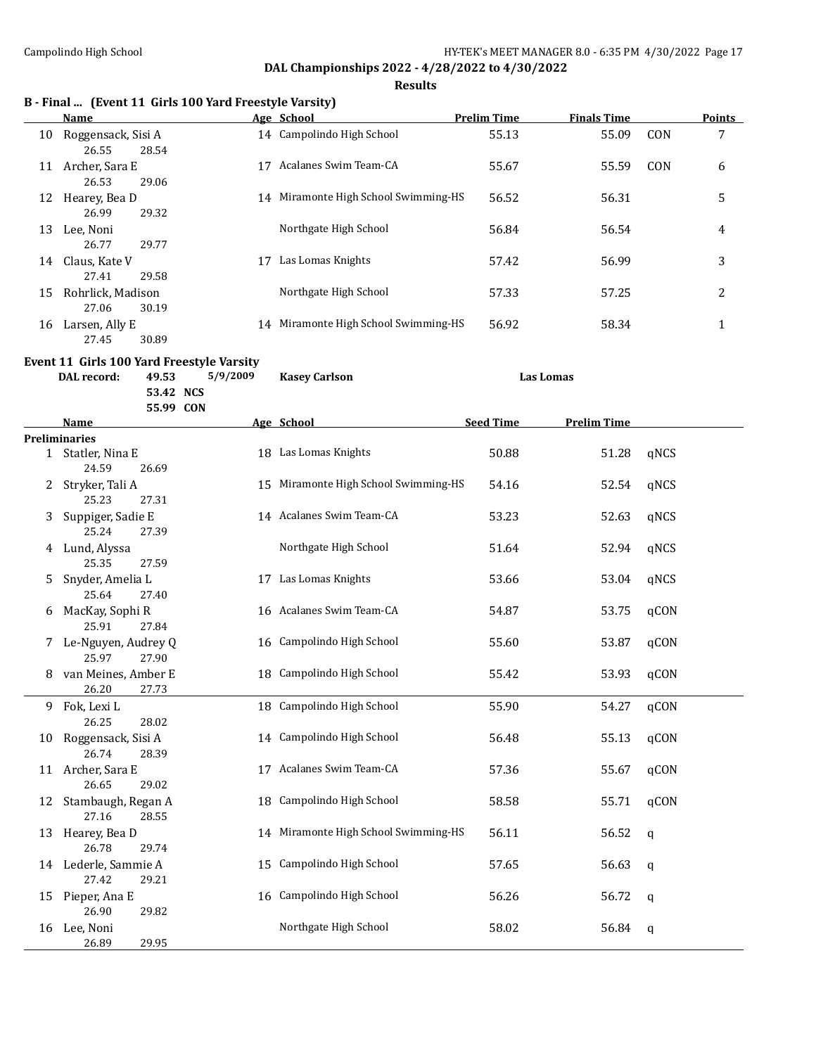**DAL Championships 2022 - 4/28/2022 to 4/30/2022**

**Results**

### B - Final ... (Event 11 Girls 100 Yard Freestyle Varsity)

| | Name | Age | School | Prelim Time | Finals Time | | Points |
|---|---|---|---|---|---|---|---|
| 10 | Roggensack, Sisi A | 14 | Campolindo High School | 55.13 | 55.09 | CON | 7 |
| | 26.55 28.54 | | | | | | |
| 11 | Archer, Sara E | 17 | Acalanes Swim Team-CA | 55.67 | 55.59 | CON | 6 |
| | 26.53 29.06 | | | | | | |
| 12 | Hearey, Bea D | 14 | Miramonte High School Swimming-HS | 56.52 | 56.31 | | 5 |
| | 26.99 29.32 | | | | | | |
| 13 | Lee, Noni | | Northgate High School | 56.84 | 56.54 | | 4 |
| | 26.77 29.77 | | | | | | |
| 14 | Claus, Kate V | 17 | Las Lomas Knights | 57.42 | 56.99 | | 3 |
| | 27.41 29.58 | | | | | | |
| 15 | Rohrlick, Madison | | Northgate High School | 57.33 | 57.25 | | 2 |
| | 27.06 30.19 | | | | | | |
| 16 | Larsen, Ally E | 14 | Miramonte High School Swimming-HS | 56.92 | 58.34 | | 1 |
| | 27.45 30.89 | | | | | | |

### Event 11 Girls 100 Yard Freestyle Varsity

**DAL record:** 49.53 5/9/2009 **Kasey Carlson** **Las Lomas**
53.42 NCS
55.99 CON

| | Name | Age | School | Seed Time | Prelim Time | |
|---|---|---|---|---|---|---|
| **Preliminaries** | | | | | | |
| 1 | Statler, Nina E | 18 | Las Lomas Knights | 50.88 | 51.28 | qNCS |
| | 24.59 26.69 | | | | | |
| 2 | Stryker, Tali A | 15 | Miramonte High School Swimming-HS | 54.16 | 52.54 | qNCS |
| | 25.23 27.31 | | | | | |
| 3 | Suppiger, Sadie E | 14 | Acalanes Swim Team-CA | 53.23 | 52.63 | qNCS |
| | 25.24 27.39 | | | | | |
| 4 | Lund, Alyssa | | Northgate High School | 51.64 | 52.94 | qNCS |
| | 25.35 27.59 | | | | | |
| 5 | Snyder, Amelia L | 17 | Las Lomas Knights | 53.66 | 53.04 | qNCS |
| | 25.64 27.40 | | | | | |
| 6 | MacKay, Sophi R | 16 | Acalanes Swim Team-CA | 54.87 | 53.75 | qCON |
| | 25.91 27.84 | | | | | |
| 7 | Le-Nguyen, Audrey Q | 16 | Campolindo High School | 55.60 | 53.87 | qCON |
| | 25.97 27.90 | | | | | |
| 8 | van Meines, Amber E | 18 | Campolindo High School | 55.42 | 53.93 | qCON |
| | 26.20 27.73 | | | | | |
| 9 | Fok, Lexi L | 18 | Campolindo High School | 55.90 | 54.27 | qCON |
| | 26.25 28.02 | | | | | |
| 10 | Roggensack, Sisi A | 14 | Campolindo High School | 56.48 | 55.13 | qCON |
| | 26.74 28.39 | | | | | |
| 11 | Archer, Sara E | 17 | Acalanes Swim Team-CA | 57.36 | 55.67 | qCON |
| | 26.65 29.02 | | | | | |
| 12 | Stambaugh, Regan A | 18 | Campolindo High School | 58.58 | 55.71 | qCON |
| | 27.16 28.55 | | | | | |
| 13 | Hearey, Bea D | 14 | Miramonte High School Swimming-HS | 56.11 | 56.52 | q |
| | 26.78 29.74 | | | | | |
| 14 | Lederle, Sammie A | 15 | Campolindo High School | 57.65 | 56.63 | q |
| | 27.42 29.21 | | | | | |
| 15 | Pieper, Ana E | 16 | Campolindo High School | 56.26 | 56.72 | q |
| | 26.90 29.82 | | | | | |
| 16 | Lee, Noni | | Northgate High School | 58.02 | 56.84 | q |
| | 26.89 29.95 | | | | | |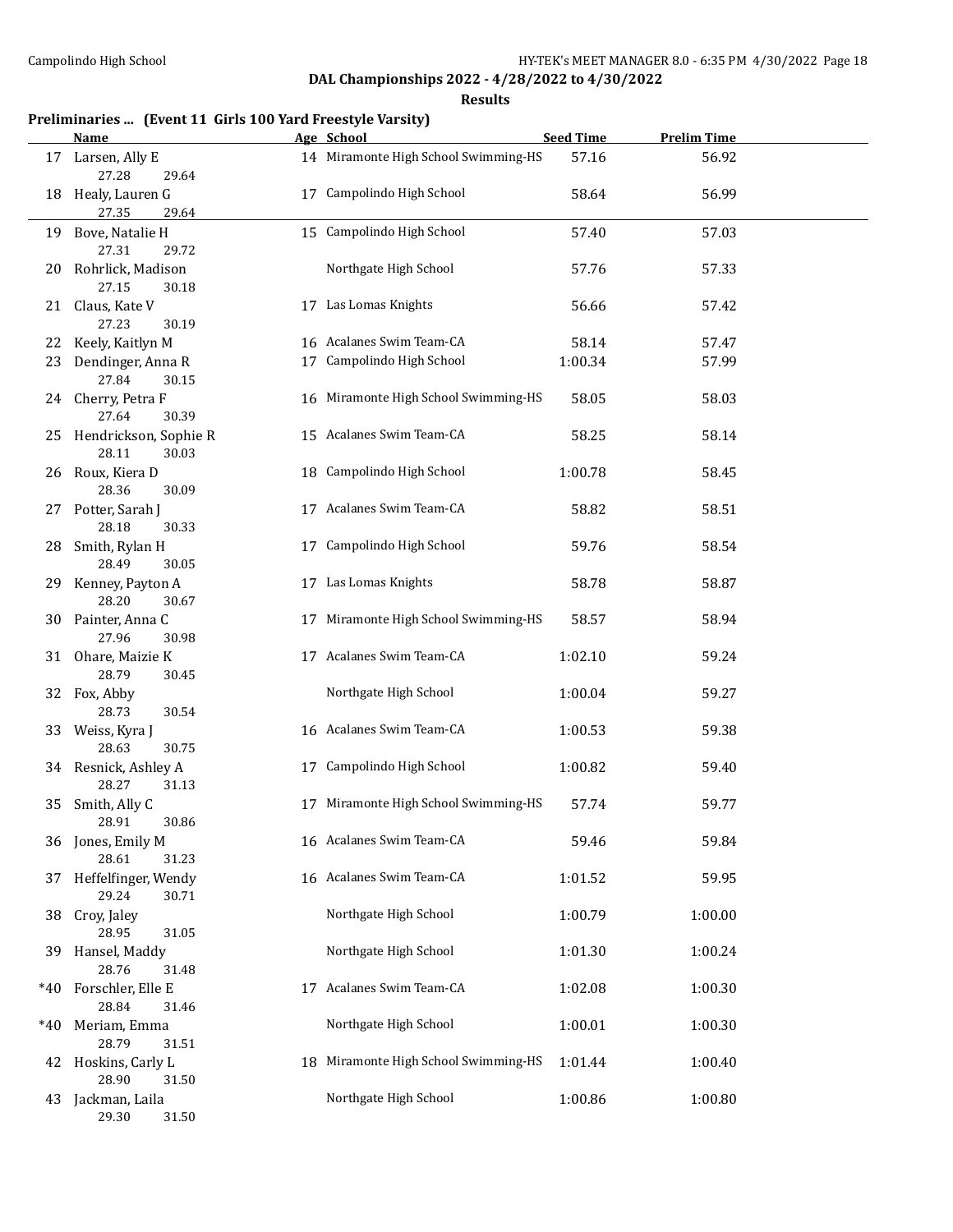**DAL Championships 2022 - 4/28/2022 to 4/30/2022**

**Results**

### Preliminaries ... (Event 11 Girls 100 Yard Freestyle Varsity)

| | Name | Age | School | Seed Time | Prelim Time |
|---|---|---|---|---|---|
| 17 | Larsen, Ally E | 14 | Miramonte High School Swimming-HS | 57.16 | 56.92 |
| | 27.28 29.64 | | | | |
| 18 | Healy, Lauren G | 17 | Campolindo High School | 58.64 | 56.99 |
| | 27.35 29.64 | | | | |
| 19 | Bove, Natalie H | 15 | Campolindo High School | 57.40 | 57.03 |
| | 27.31 29.72 | | | | |
| 20 | Rohrlick, Madison | | Northgate High School | 57.76 | 57.33 |
| | 27.15 30.18 | | | | |
| 21 | Claus, Kate V | 17 | Las Lomas Knights | 56.66 | 57.42 |
| | 27.23 30.19 | | | | |
| 22 | Keely, Kaitlyn M | 16 | Acalanes Swim Team-CA | 58.14 | 57.47 |
| 23 | Dendinger, Anna R | 17 | Campolindo High School | 1:00.34 | 57.99 |
| | 27.84 30.15 | | | | |
| 24 | Cherry, Petra F | 16 | Miramonte High School Swimming-HS | 58.05 | 58.03 |
| | 27.64 30.39 | | | | |
| 25 | Hendrickson, Sophie R | 15 | Acalanes Swim Team-CA | 58.25 | 58.14 |
| | 28.11 30.03 | | | | |
| 26 | Roux, Kiera D | 18 | Campolindo High School | 1:00.78 | 58.45 |
| | 28.36 30.09 | | | | |
| 27 | Potter, Sarah J | 17 | Acalanes Swim Team-CA | 58.82 | 58.51 |
| | 28.18 30.33 | | | | |
| 28 | Smith, Rylan H | 17 | Campolindo High School | 59.76 | 58.54 |
| | 28.49 30.05 | | | | |
| 29 | Kenney, Payton A | 17 | Las Lomas Knights | 58.78 | 58.87 |
| | 28.20 30.67 | | | | |
| 30 | Painter, Anna C | 17 | Miramonte High School Swimming-HS | 58.57 | 58.94 |
| | 27.96 30.98 | | | | |
| 31 | Ohare, Maizie K | 17 | Acalanes Swim Team-CA | 1:02.10 | 59.24 |
| | 28.79 30.45 | | | | |
| 32 | Fox, Abby | | Northgate High School | 1:00.04 | 59.27 |
| | 28.73 30.54 | | | | |
| 33 | Weiss, Kyra J | 16 | Acalanes Swim Team-CA | 1:00.53 | 59.38 |
| | 28.63 30.75 | | | | |
| 34 | Resnick, Ashley A | 17 | Campolindo High School | 1:00.82 | 59.40 |
| | 28.27 31.13 | | | | |
| 35 | Smith, Ally C | 17 | Miramonte High School Swimming-HS | 57.74 | 59.77 |
| | 28.91 30.86 | | | | |
| 36 | Jones, Emily M | 16 | Acalanes Swim Team-CA | 59.46 | 59.84 |
| | 28.61 31.23 | | | | |
| 37 | Heffelfinger, Wendy | 16 | Acalanes Swim Team-CA | 1:01.52 | 59.95 |
| | 29.24 30.71 | | | | |
| 38 | Croy, Jaley | | Northgate High School | 1:00.79 | 1:00.00 |
| | 28.95 31.05 | | | | |
| 39 | Hansel, Maddy | | Northgate High School | 1:01.30 | 1:00.24 |
| | 28.76 31.48 | | | | |
| *40 | Forschler, Elle E | 17 | Acalanes Swim Team-CA | 1:02.08 | 1:00.30 |
| | 28.84 31.46 | | | | |
| *40 | Meriam, Emma | | Northgate High School | 1:00.01 | 1:00.30 |
| | 28.79 31.51 | | | | |
| 42 | Hoskins, Carly L | 18 | Miramonte High School Swimming-HS | 1:01.44 | 1:00.40 |
| | 28.90 31.50 | | | | |
| 43 | Jackman, Laila | | Northgate High School | 1:00.86 | 1:00.80 |
| | 29.30 31.50 | | | | |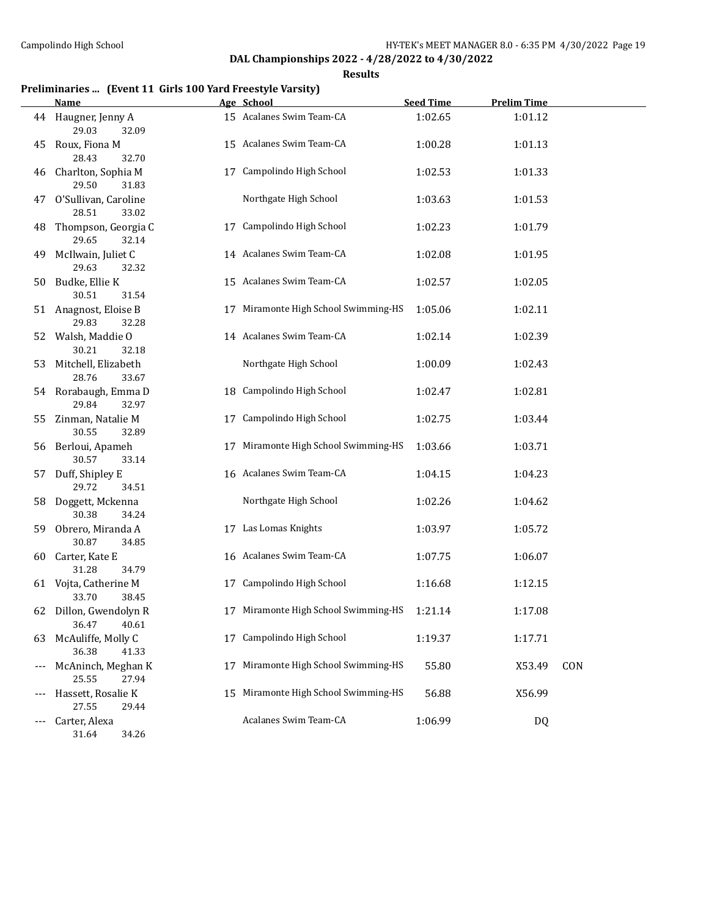DAL Championships 2022 - 4/28/2022 to 4/30/2022

**Results**

### Preliminaries ... (Event 11 Girls 100 Yard Freestyle Varsity)

| | Name | Age | School | Seed Time | Prelim Time | |
|---|---|---|---|---|---|---|
| 44 | Haugner, Jenny A | 15 | Acalanes Swim Team-CA | 1:02.65 | 1:01.12 | |
| | 29.03 32.09 | | | | | |
| 45 | Roux, Fiona M | 15 | Acalanes Swim Team-CA | 1:00.28 | 1:01.13 | |
| | 28.43 32.70 | | | | | |
| 46 | Charlton, Sophia M | 17 | Campolindo High School | 1:02.53 | 1:01.33 | |
| | 29.50 31.83 | | | | | |
| 47 | O'Sullivan, Caroline | | Northgate High School | 1:03.63 | 1:01.53 | |
| | 28.51 33.02 | | | | | |
| 48 | Thompson, Georgia C | 17 | Campolindo High School | 1:02.23 | 1:01.79 | |
| | 29.65 32.14 | | | | | |
| 49 | McIlwain, Juliet C | 14 | Acalanes Swim Team-CA | 1:02.08 | 1:01.95 | |
| | 29.63 32.32 | | | | | |
| 50 | Budke, Ellie K | 15 | Acalanes Swim Team-CA | 1:02.57 | 1:02.05 | |
| | 30.51 31.54 | | | | | |
| 51 | Anagnost, Eloise B | 17 | Miramonte High School Swimming-HS | 1:05.06 | 1:02.11 | |
| | 29.83 32.28 | | | | | |
| 52 | Walsh, Maddie O | 14 | Acalanes Swim Team-CA | 1:02.14 | 1:02.39 | |
| | 30.21 32.18 | | | | | |
| 53 | Mitchell, Elizabeth | | Northgate High School | 1:00.09 | 1:02.43 | |
| | 28.76 33.67 | | | | | |
| 54 | Rorabaugh, Emma D | 18 | Campolindo High School | 1:02.47 | 1:02.81 | |
| | 29.84 32.97 | | | | | |
| 55 | Zinman, Natalie M | 17 | Campolindo High School | 1:02.75 | 1:03.44 | |
| | 30.55 32.89 | | | | | |
| 56 | Berloui, Apameh | 17 | Miramonte High School Swimming-HS | 1:03.66 | 1:03.71 | |
| | 30.57 33.14 | | | | | |
| 57 | Duff, Shipley E | 16 | Acalanes Swim Team-CA | 1:04.15 | 1:04.23 | |
| | 29.72 34.51 | | | | | |
| 58 | Doggett, Mckenna | | Northgate High School | 1:02.26 | 1:04.62 | |
| | 30.38 34.24 | | | | | |
| 59 | Obrero, Miranda A | 17 | Las Lomas Knights | 1:03.97 | 1:05.72 | |
| | 30.87 34.85 | | | | | |
| 60 | Carter, Kate E | 16 | Acalanes Swim Team-CA | 1:07.75 | 1:06.07 | |
| | 31.28 34.79 | | | | | |
| 61 | Vojta, Catherine M | 17 | Campolindo High School | 1:16.68 | 1:12.15 | |
| | 33.70 38.45 | | | | | |
| 62 | Dillon, Gwendolyn R | 17 | Miramonte High School Swimming-HS | 1:21.14 | 1:17.08 | |
| | 36.47 40.61 | | | | | |
| 63 | McAuliffe, Molly C | 17 | Campolindo High School | 1:19.37 | 1:17.71 | |
| | 36.38 41.33 | | | | | |
| --- | McAninch, Meghan K | 17 | Miramonte High School Swimming-HS | 55.80 | X53.49 | CON |
| | 25.55 27.94 | | | | | |
| --- | Hassett, Rosalie K | 15 | Miramonte High School Swimming-HS | 56.88 | X56.99 | |
| | 27.55 29.44 | | | | | |
| --- | Carter, Alexa | | Acalanes Swim Team-CA | 1:06.99 | DQ | |
| | 31.64 34.26 | | | | | |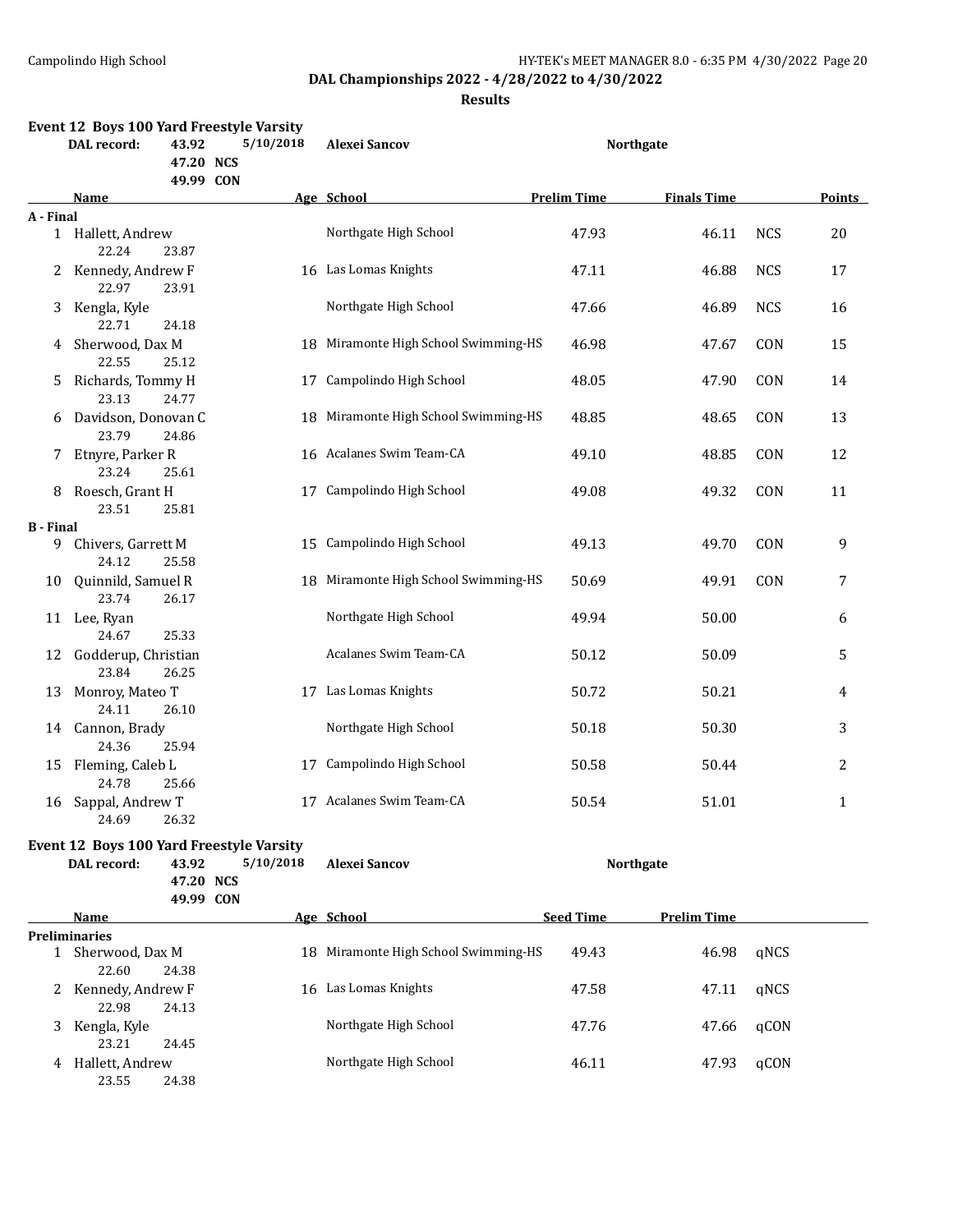## DAL Championships 2022 - 4/28/2022 to 4/30/2022

### Results

### Event 12 Boys 100 Yard Freestyle Varsity

| DAL record: | 43.92 | 5/10/2018 | Alexei Sancov | Northgate |
|---|---|---|---|---|
| | 47.20 NCS | | | |
| | 49.99 CON | | | |

| | Name | Age | School | Prelim Time | Finals Time | | Points |
|---|---|---|---|---|---|---|---|
| **A - Final** | | | | | | | |
| 1 | Hallett, Andrew | | Northgate High School | 47.93 | 46.11 | NCS | 20 |
| | 22.24 23.87 | | | | | | |
| 2 | Kennedy, Andrew F | 16 | Las Lomas Knights | 47.11 | 46.88 | NCS | 17 |
| | 22.97 23.91 | | | | | | |
| 3 | Kengla, Kyle | | Northgate High School | 47.66 | 46.89 | NCS | 16 |
| | 22.71 24.18 | | | | | | |
| 4 | Sherwood, Dax M | 18 | Miramonte High School Swimming-HS | 46.98 | 47.67 | CON | 15 |
| | 22.55 25.12 | | | | | | |
| 5 | Richards, Tommy H | 17 | Campolindo High School | 48.05 | 47.90 | CON | 14 |
| | 23.13 24.77 | | | | | | |
| 6 | Davidson, Donovan C | 18 | Miramonte High School Swimming-HS | 48.85 | 48.65 | CON | 13 |
| | 23.79 24.86 | | | | | | |
| 7 | Etnyre, Parker R | 16 | Acalanes Swim Team-CA | 49.10 | 48.85 | CON | 12 |
| | 23.24 25.61 | | | | | | |
| 8 | Roesch, Grant H | 17 | Campolindo High School | 49.08 | 49.32 | CON | 11 |
| | 23.51 25.81 | | | | | | |
| **B - Final** | | | | | | | |
| 9 | Chivers, Garrett M | 15 | Campolindo High School | 49.13 | 49.70 | CON | 9 |
| | 24.12 25.58 | | | | | | |
| 10 | Quinnild, Samuel R | 18 | Miramonte High School Swimming-HS | 50.69 | 49.91 | CON | 7 |
| | 23.74 26.17 | | | | | | |
| 11 | Lee, Ryan | | Northgate High School | 49.94 | 50.00 | | 6 |
| | 24.67 25.33 | | | | | | |
| 12 | Godderup, Christian | | Acalanes Swim Team-CA | 50.12 | 50.09 | | 5 |
| | 23.84 26.25 | | | | | | |
| 13 | Monroy, Mateo T | 17 | Las Lomas Knights | 50.72 | 50.21 | | 4 |
| | 24.11 26.10 | | | | | | |
| 14 | Cannon, Brady | | Northgate High School | 50.18 | 50.30 | | 3 |
| | 24.36 25.94 | | | | | | |
| 15 | Fleming, Caleb L | 17 | Campolindo High School | 50.58 | 50.44 | | 2 |
| | 24.78 25.66 | | | | | | |
| 16 | Sappal, Andrew T | 17 | Acalanes Swim Team-CA | 50.54 | 51.01 | | 1 |
| | 24.69 26.32 | | | | | | |

### Event 12 Boys 100 Yard Freestyle Varsity

| DAL record: | 43.92 | 5/10/2018 | Alexei Sancov | Northgate |
|---|---|---|---|---|
| | 47.20 NCS | | | |
| | 49.99 CON | | | |

| | Name | Age | School | Seed Time | Prelim Time | |
|---|---|---|---|---|---|---|
| **Preliminaries** | | | | | | |
| 1 | Sherwood, Dax M | 18 | Miramonte High School Swimming-HS | 49.43 | 46.98 | qNCS |
| | 22.60 24.38 | | | | | |
| 2 | Kennedy, Andrew F | 16 | Las Lomas Knights | 47.58 | 47.11 | qNCS |
| | 22.98 24.13 | | | | | |
| 3 | Kengla, Kyle | | Northgate High School | 47.76 | 47.66 | qCON |
| | 23.21 24.45 | | | | | |
| 4 | Hallett, Andrew | | Northgate High School | 46.11 | 47.93 | qCON |
| | 23.55 24.38 | | | | | |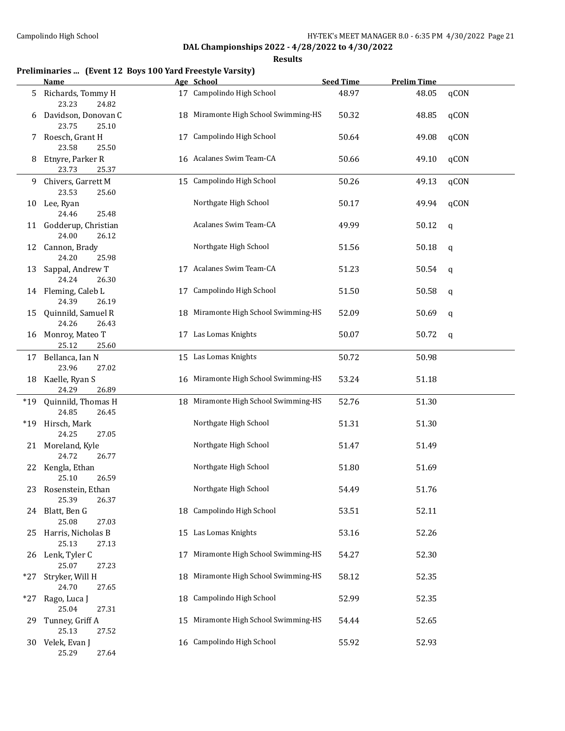## DAL Championships 2022 - 4/28/2022 to 4/30/2022

### Results

**Preliminaries ... (Event 12 Boys 100 Yard Freestyle Varsity)**

| | Name | Age | School | Seed Time | Prelim Time | |
|---|---|---|---|---|---|---|
| 5 | Richards, Tommy H | 17 | Campolindo High School | 48.97 | 48.05 | qCON |
| | 23.23 24.82 | | | | | |
| 6 | Davidson, Donovan C | 18 | Miramonte High School Swimming-HS | 50.32 | 48.85 | qCON |
| | 23.75 25.10 | | | | | |
| 7 | Roesch, Grant H | 17 | Campolindo High School | 50.64 | 49.08 | qCON |
| | 23.58 25.50 | | | | | |
| 8 | Etnyre, Parker R | 16 | Acalanes Swim Team-CA | 50.66 | 49.10 | qCON |
| | 23.73 25.37 | | | | | |
| 9 | Chivers, Garrett M | 15 | Campolindo High School | 50.26 | 49.13 | qCON |
| | 23.53 25.60 | | | | | |
| 10 | Lee, Ryan | | Northgate High School | 50.17 | 49.94 | qCON |
| | 24.46 25.48 | | | | | |
| 11 | Godderup, Christian | | Acalanes Swim Team-CA | 49.99 | 50.12 | q |
| | 24.00 26.12 | | | | | |
| 12 | Cannon, Brady | | Northgate High School | 51.56 | 50.18 | q |
| | 24.20 25.98 | | | | | |
| 13 | Sappal, Andrew T | 17 | Acalanes Swim Team-CA | 51.23 | 50.54 | q |
| | 24.24 26.30 | | | | | |
| 14 | Fleming, Caleb L | 17 | Campolindo High School | 51.50 | 50.58 | q |
| | 24.39 26.19 | | | | | |
| 15 | Quinnild, Samuel R | 18 | Miramonte High School Swimming-HS | 52.09 | 50.69 | q |
| | 24.26 26.43 | | | | | |
| 16 | Monroy, Mateo T | 17 | Las Lomas Knights | 50.07 | 50.72 | q |
| | 25.12 25.60 | | | | | |
| 17 | Bellanca, Ian N | 15 | Las Lomas Knights | 50.72 | 50.98 | |
| | 23.96 27.02 | | | | | |
| 18 | Kaelle, Ryan S | 16 | Miramonte High School Swimming-HS | 53.24 | 51.18 | |
| | 24.29 26.89 | | | | | |
| *19 | Quinnild, Thomas H | 18 | Miramonte High School Swimming-HS | 52.76 | 51.30 | |
| | 24.85 26.45 | | | | | |
| *19 | Hirsch, Mark | | Northgate High School | 51.31 | 51.30 | |
| | 24.25 27.05 | | | | | |
| 21 | Moreland, Kyle | | Northgate High School | 51.47 | 51.49 | |
| | 24.72 26.77 | | | | | |
| 22 | Kengla, Ethan | | Northgate High School | 51.80 | 51.69 | |
| | 25.10 26.59 | | | | | |
| 23 | Rosenstein, Ethan | | Northgate High School | 54.49 | 51.76 | |
| | 25.39 26.37 | | | | | |
| 24 | Blatt, Ben G | 18 | Campolindo High School | 53.51 | 52.11 | |
| | 25.08 27.03 | | | | | |
| 25 | Harris, Nicholas B | 15 | Las Lomas Knights | 53.16 | 52.26 | |
| | 25.13 27.13 | | | | | |
| 26 | Lenk, Tyler C | 17 | Miramonte High School Swimming-HS | 54.27 | 52.30 | |
| | 25.07 27.23 | | | | | |
| *27 | Stryker, Will H | 18 | Miramonte High School Swimming-HS | 58.12 | 52.35 | |
| | 24.70 27.65 | | | | | |
| *27 | Rago, Luca J | 18 | Campolindo High School | 52.99 | 52.35 | |
| | 25.04 27.31 | | | | | |
| 29 | Tunney, Griff A | 15 | Miramonte High School Swimming-HS | 54.44 | 52.65 | |
| | 25.13 27.52 | | | | | |
| 30 | Velek, Evan J | 16 | Campolindo High School | 55.92 | 52.93 | |
| | 25.29 27.64 | | | | | |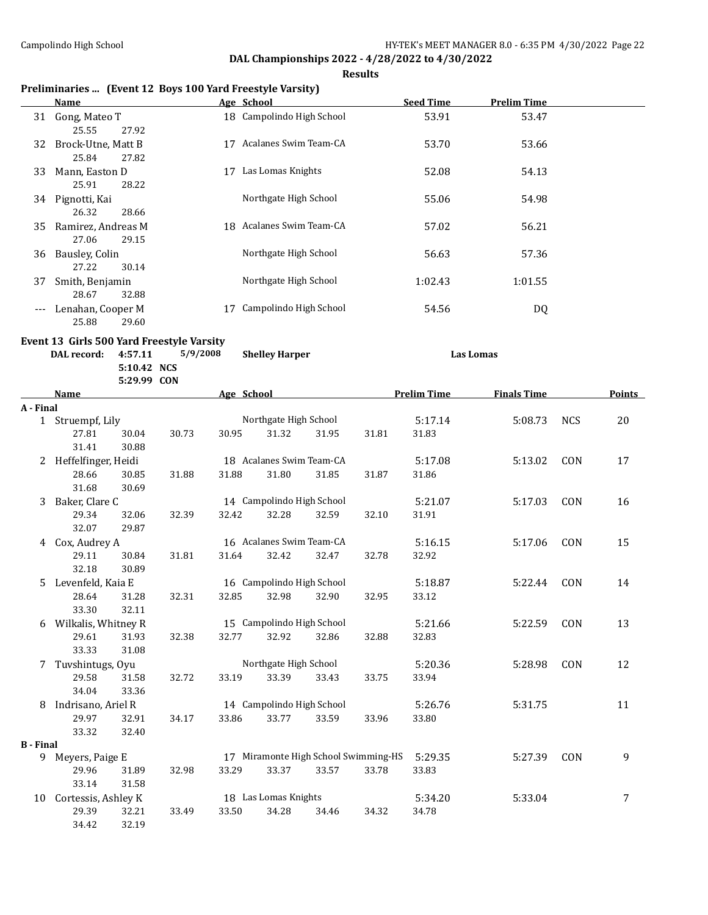DAL Championships 2022 - 4/28/2022 to 4/30/2022

Results

### Preliminaries ... (Event 12 Boys 100 Yard Freestyle Varsity)

| | Name | Age | School | Seed Time | Prelim Time |
|---|---|---|---|---|---|
| 31 | Gong, Mateo T | 18 | Campolindo High School | 53.91 | 53.47 |
| | 25.55 27.92 | | | | |
| 32 | Brock-Utne, Matt B | 17 | Acalanes Swim Team-CA | 53.70 | 53.66 |
| | 25.84 27.82 | | | | |
| 33 | Mann, Easton D | 17 | Las Lomas Knights | 52.08 | 54.13 |
| | 25.91 28.22 | | | | |
| 34 | Pignotti, Kai | | Northgate High School | 55.06 | 54.98 |
| | 26.32 28.66 | | | | |
| 35 | Ramirez, Andreas M | 18 | Acalanes Swim Team-CA | 57.02 | 56.21 |
| | 27.06 29.15 | | | | |
| 36 | Bausley, Colin | | Northgate High School | 56.63 | 57.36 |
| | 27.22 30.14 | | | | |
| 37 | Smith, Benjamin | | Northgate High School | 1:02.43 | 1:01.55 |
| | 28.67 32.88 | | | | |
| --- | Lenahan, Cooper M | 17 | Campolindo High School | 54.56 | DQ |
| | 25.88 29.60 | | | | |

### Event 13 Girls 500 Yard Freestyle Varsity

DAL record: 4:57.11 5/9/2008 Shelley Harper Las Lomas

5:10.42 NCS

5:29.99 CON

| | Name | Age | School | Prelim Time | Finals Time | | Points |
|---|---|---|---|---|---|---|---|
| **A - Final** | | | | | | | |
| 1 | Struempf, Lily | | Northgate High School | 5:17.14 | 5:08.73 | NCS | 20 |
| | 27.81 30.04 30.73 30.95 31.32 31.95 31.81 31.83 31.41 30.88 | | | | | | |
| 2 | Heffelfinger, Heidi | 18 | Acalanes Swim Team-CA | 5:17.08 | 5:13.02 | CON | 17 |
| | 28.66 30.85 31.88 31.88 31.80 31.85 31.87 31.86 31.68 30.69 | | | | | | |
| 3 | Baker, Clare C | 14 | Campolindo High School | 5:21.07 | 5:17.03 | CON | 16 |
| | 29.34 32.06 32.39 32.42 32.28 32.59 32.10 31.91 32.07 29.87 | | | | | | |
| 4 | Cox, Audrey A | 16 | Acalanes Swim Team-CA | 5:16.15 | 5:17.06 | CON | 15 |
| | 29.11 30.84 31.81 31.64 32.42 32.47 32.78 32.92 32.18 30.89 | | | | | | |
| 5 | Levenfeld, Kaia E | 16 | Campolindo High School | 5:18.87 | 5:22.44 | CON | 14 |
| | 28.64 31.28 32.31 32.85 32.98 32.90 32.95 33.12 33.30 32.11 | | | | | | |
| 6 | Wilkalis, Whitney R | 15 | Campolindo High School | 5:21.66 | 5:22.59 | CON | 13 |
| | 29.61 31.93 32.38 32.77 32.92 32.86 32.88 32.83 33.33 31.08 | | | | | | |
| 7 | Tuvshintugs, Oyu | | Northgate High School | 5:20.36 | 5:28.98 | CON | 12 |
| | 29.58 31.58 32.72 33.19 33.39 33.43 33.75 33.94 34.04 33.36 | | | | | | |
| 8 | Indrisano, Ariel R | 14 | Campolindo High School | 5:26.76 | 5:31.75 | | 11 |
| | 29.97 32.91 34.17 33.86 33.77 33.59 33.96 33.80 33.32 32.40 | | | | | | |
| **B - Final** | | | | | | | |
| 9 | Meyers, Paige E | 17 | Miramonte High School Swimming-HS | 5:29.35 | 5:27.39 | CON | 9 |
| | 29.96 31.89 32.98 33.29 33.37 33.57 33.78 33.83 33.14 31.58 | | | | | | |
| 10 | Cortessis, Ashley K | 18 | Las Lomas Knights | 5:34.20 | 5:33.04 | | 7 |
| | 29.39 32.21 33.49 33.50 34.28 34.46 34.32 34.78 34.42 32.19 | | | | | | |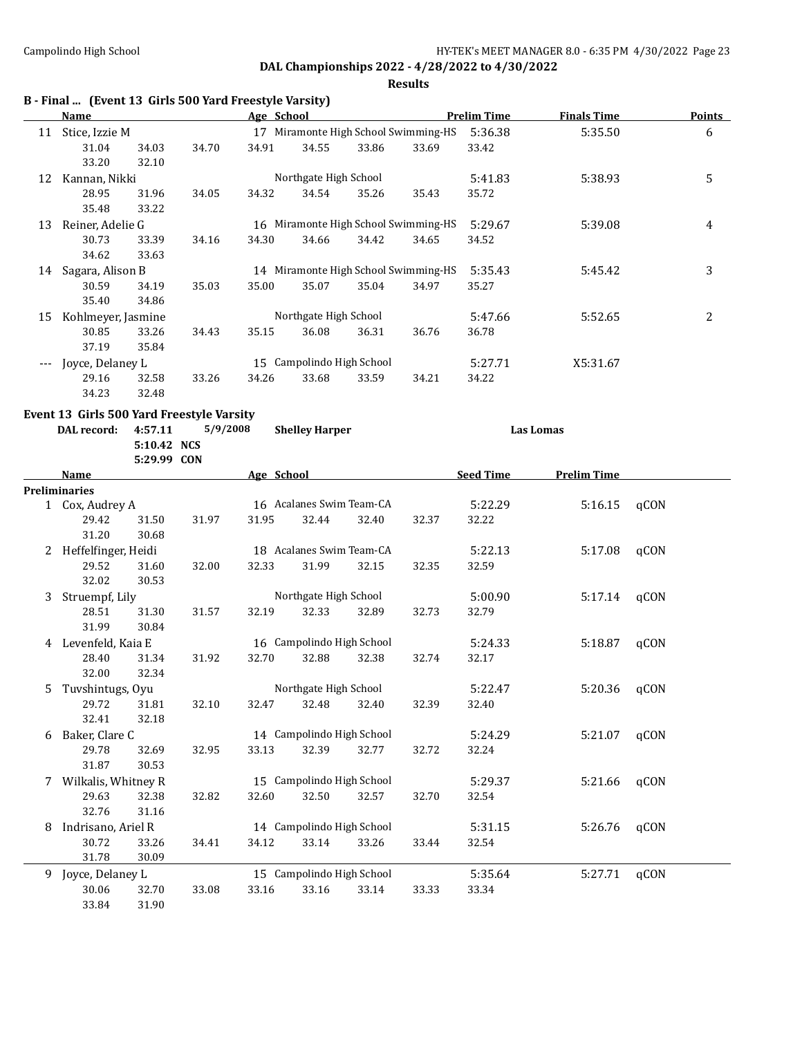DAL Championships 2022 - 4/28/2022 to 4/30/2022

**Results**

## B - Final ... (Event 13 Girls 500 Yard Freestyle Varsity)

| | Name | Age | School | Prelim Time | Finals Time | Points |
|---|---|---|---|---|---|---|
| 11 | Stice, Izzie M | 17 | Miramonte High School Swimming-HS | 5:36.38 | 5:35.50 | 6 |
| | 31.04 34.03 34.70 34.91 34.55 33.86 33.69 33.42 33.20 32.10 | | | | | |
| 12 | Kannan, Nikki | | Northgate High School | 5:41.83 | 5:38.93 | 5 |
| | 28.95 31.96 34.05 34.32 34.54 35.26 35.43 35.72 35.48 33.22 | | | | | |
| 13 | Reiner, Adelie G | 16 | Miramonte High School Swimming-HS | 5:29.67 | 5:39.08 | 4 |
| | 30.73 33.39 34.16 34.30 34.66 34.42 34.65 34.52 34.62 33.63 | | | | | |
| 14 | Sagara, Alison B | 14 | Miramonte High School Swimming-HS | 5:35.43 | 5:45.42 | 3 |
| | 30.59 34.19 35.03 35.00 35.07 35.04 34.97 35.27 35.40 34.86 | | | | | |
| 15 | Kohlmeyer, Jasmine | | Northgate High School | 5:47.66 | 5:52.65 | 2 |
| | 30.85 33.26 34.43 35.15 36.08 36.31 36.76 36.78 37.19 35.84 | | | | | |
| --- | Joyce, Delaney L | 15 | Campolindo High School | 5:27.71 | X5:31.67 | |
| | 29.16 32.58 33.26 34.26 33.68 33.59 34.21 34.22 34.23 32.48 | | | | | |

## Event 13 Girls 500 Yard Freestyle Varsity

DAL record: 4:57.11 5/9/2008 Shelley Harper Las Lomas
5:10.42 NCS
5:29.99 CON

**Preliminaries**

| | Name | Age | School | Seed Time | Prelim Time | |
|---|---|---|---|---|---|---|
| 1 | Cox, Audrey A | 16 | Acalanes Swim Team-CA | 5:22.29 | 5:16.15 | qCON |
| | 29.42 31.50 31.97 31.95 32.44 32.40 32.37 32.22 31.20 30.68 | | | | | |
| 2 | Heffelfinger, Heidi | 18 | Acalanes Swim Team-CA | 5:22.13 | 5:17.08 | qCON |
| | 29.52 31.60 32.00 32.33 31.99 32.15 32.35 32.59 32.02 30.53 | | | | | |
| 3 | Struempf, Lily | | Northgate High School | 5:00.90 | 5:17.14 | qCON |
| | 28.51 31.30 31.57 32.19 32.33 32.89 32.73 32.79 31.99 30.84 | | | | | |
| 4 | Levenfeld, Kaia E | 16 | Campolindo High School | 5:24.33 | 5:18.87 | qCON |
| | 28.40 31.34 31.92 32.70 32.88 32.38 32.74 32.17 32.00 32.34 | | | | | |
| 5 | Tuvshintugs, Oyu | | Northgate High School | 5:22.47 | 5:20.36 | qCON |
| | 29.72 31.81 32.10 32.47 32.48 32.40 32.39 32.40 32.41 32.18 | | | | | |
| 6 | Baker, Clare C | 14 | Campolindo High School | 5:24.29 | 5:21.07 | qCON |
| | 29.78 32.69 32.95 33.13 32.39 32.77 32.72 32.24 31.87 30.53 | | | | | |
| 7 | Wilkalis, Whitney R | 15 | Campolindo High School | 5:29.37 | 5:21.66 | qCON |
| | 29.63 32.38 32.82 32.60 32.50 32.57 32.70 32.54 32.76 31.16 | | | | | |
| 8 | Indrisano, Ariel R | 14 | Campolindo High School | 5:31.15 | 5:26.76 | qCON |
| | 30.72 33.26 34.41 34.12 33.14 33.26 33.44 32.54 31.78 30.09 | | | | | |
| 9 | Joyce, Delaney L | 15 | Campolindo High School | 5:35.64 | 5:27.71 | qCON |
| | 30.06 32.70 33.08 33.16 33.16 33.14 33.33 33.34 33.84 31.90 | | | | | |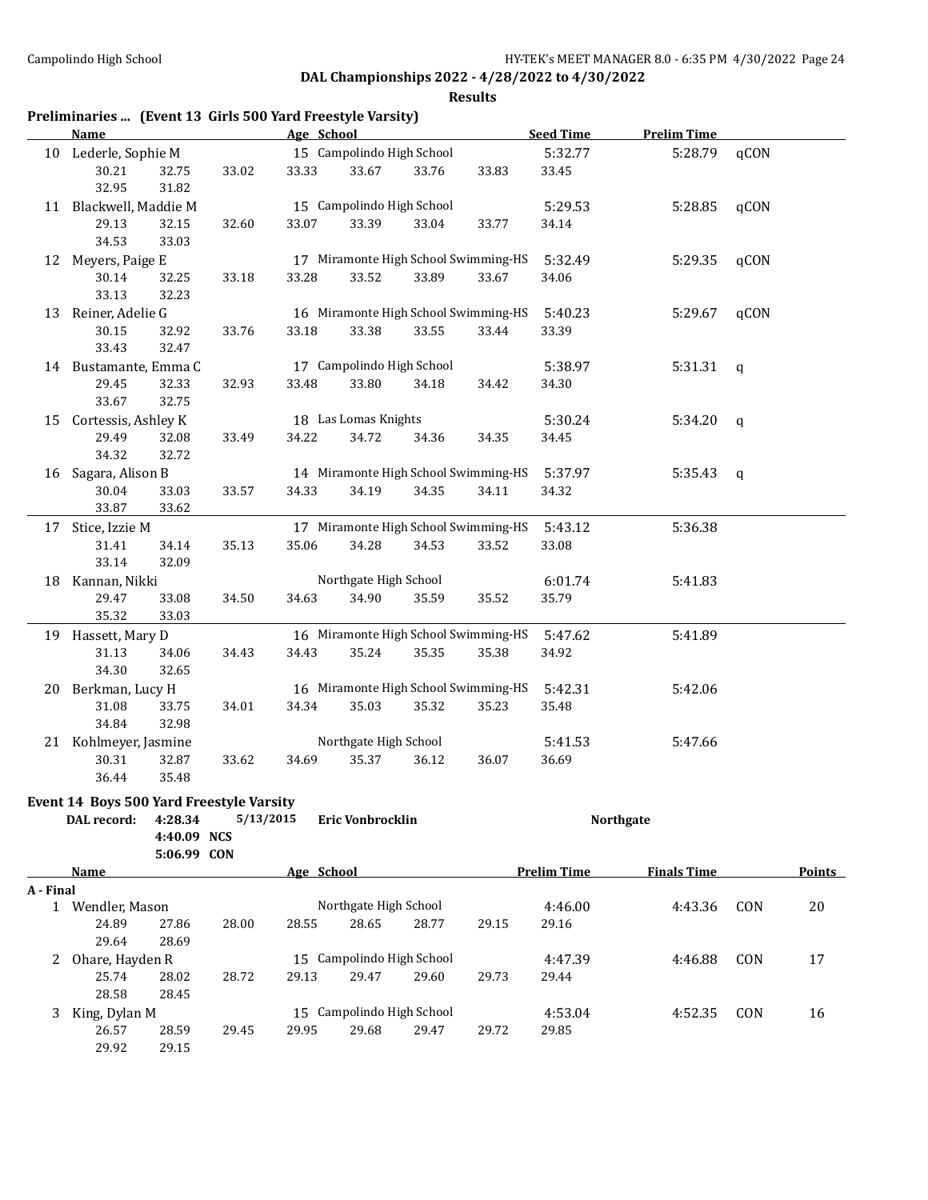## DAL Championships 2022 - 4/28/2022 to 4/30/2022

### Results

**Preliminaries ... (Event 13 Girls 500 Yard Freestyle Varsity)**

| | Name | Age | School | Seed Time | Prelim Time | |
|---|---|---|---|---|---|---|
| 10 | Lederle, Sophie M | 15 | Campolindo High School | 5:32.77 | 5:28.79 | qCON |
| | 30.21 32.75 33.02 33.33 33.67 33.76 33.83 33.45 32.95 31.82 | | | | | |
| 11 | Blackwell, Maddie M | 15 | Campolindo High School | 5:29.53 | 5:28.85 | qCON |
| | 29.13 32.15 32.60 33.07 33.39 33.04 33.77 34.14 34.53 33.03 | | | | | |
| 12 | Meyers, Paige E | 17 | Miramonte High School Swimming-HS | 5:32.49 | 5:29.35 | qCON |
| | 30.14 32.25 33.18 33.28 33.52 33.89 33.67 34.06 33.13 32.23 | | | | | |
| 13 | Reiner, Adelie G | 16 | Miramonte High School Swimming-HS | 5:40.23 | 5:29.67 | qCON |
| | 30.15 32.92 33.76 33.18 33.38 33.55 33.44 33.39 33.43 32.47 | | | | | |
| 14 | Bustamante, Emma C | 17 | Campolindo High School | 5:38.97 | 5:31.31 | q |
| | 29.45 32.33 32.93 33.48 33.80 34.18 34.42 34.30 33.67 32.75 | | | | | |
| 15 | Cortessis, Ashley K | 18 | Las Lomas Knights | 5:30.24 | 5:34.20 | q |
| | 29.49 32.08 33.49 34.22 34.72 34.36 34.35 34.45 34.32 32.72 | | | | | |
| 16 | Sagara, Alison B | 14 | Miramonte High School Swimming-HS | 5:37.97 | 5:35.43 | q |
| | 30.04 33.03 33.57 34.33 34.19 34.35 34.11 34.32 33.87 33.62 | | | | | |
| 17 | Stice, Izzie M | 17 | Miramonte High School Swimming-HS | 5:43.12 | 5:36.38 | |
| | 31.41 34.14 35.13 35.06 34.28 34.53 33.52 33.08 33.14 32.09 | | | | | |
| 18 | Kannan, Nikki | | Northgate High School | 6:01.74 | 5:41.83 | |
| | 29.47 33.08 34.50 34.63 34.90 35.59 35.52 35.79 35.32 33.03 | | | | | |
| 19 | Hassett, Mary D | 16 | Miramonte High School Swimming-HS | 5:47.62 | 5:41.89 | |
| | 31.13 34.06 34.43 34.43 35.24 35.35 35.38 34.92 34.30 32.65 | | | | | |
| 20 | Berkman, Lucy H | 16 | Miramonte High School Swimming-HS | 5:42.31 | 5:42.06 | |
| | 31.08 33.75 34.01 34.34 35.03 35.32 35.23 35.48 34.84 32.98 | | | | | |
| 21 | Kohlmeyer, Jasmine | | Northgate High School | 5:41.53 | 5:47.66 | |
| | 30.31 32.87 33.62 34.69 35.37 36.12 36.07 36.69 36.44 35.48 | | | | | |

**Event 14 Boys 500 Yard Freestyle Varsity**

DAL record: 4:28.34 5/13/2015 **Eric Vonbrocklin** **Northgate**
4:40.09 NCS
5:06.99 CON

| | Name | Age | School | Prelim Time | Finals Time | | Points |
|---|---|---|---|---|---|---|---|
| **A - Final** | | | | | | | |
| 1 | Wendler, Mason | | Northgate High School | 4:46.00 | 4:43.36 | CON | 20 |
| | 24.89 27.86 28.00 28.55 28.65 28.77 29.15 29.16 29.64 28.69 | | | | | | |
| 2 | Ohare, Hayden R | 15 | Campolindo High School | 4:47.39 | 4:46.88 | CON | 17 |
| | 25.74 28.02 28.72 29.13 29.47 29.60 29.73 29.44 28.58 28.45 | | | | | | |
| 3 | King, Dylan M | 15 | Campolindo High School | 4:53.04 | 4:52.35 | CON | 16 |
| | 26.57 28.59 29.45 29.95 29.68 29.47 29.72 29.85 29.92 29.15 | | | | | | |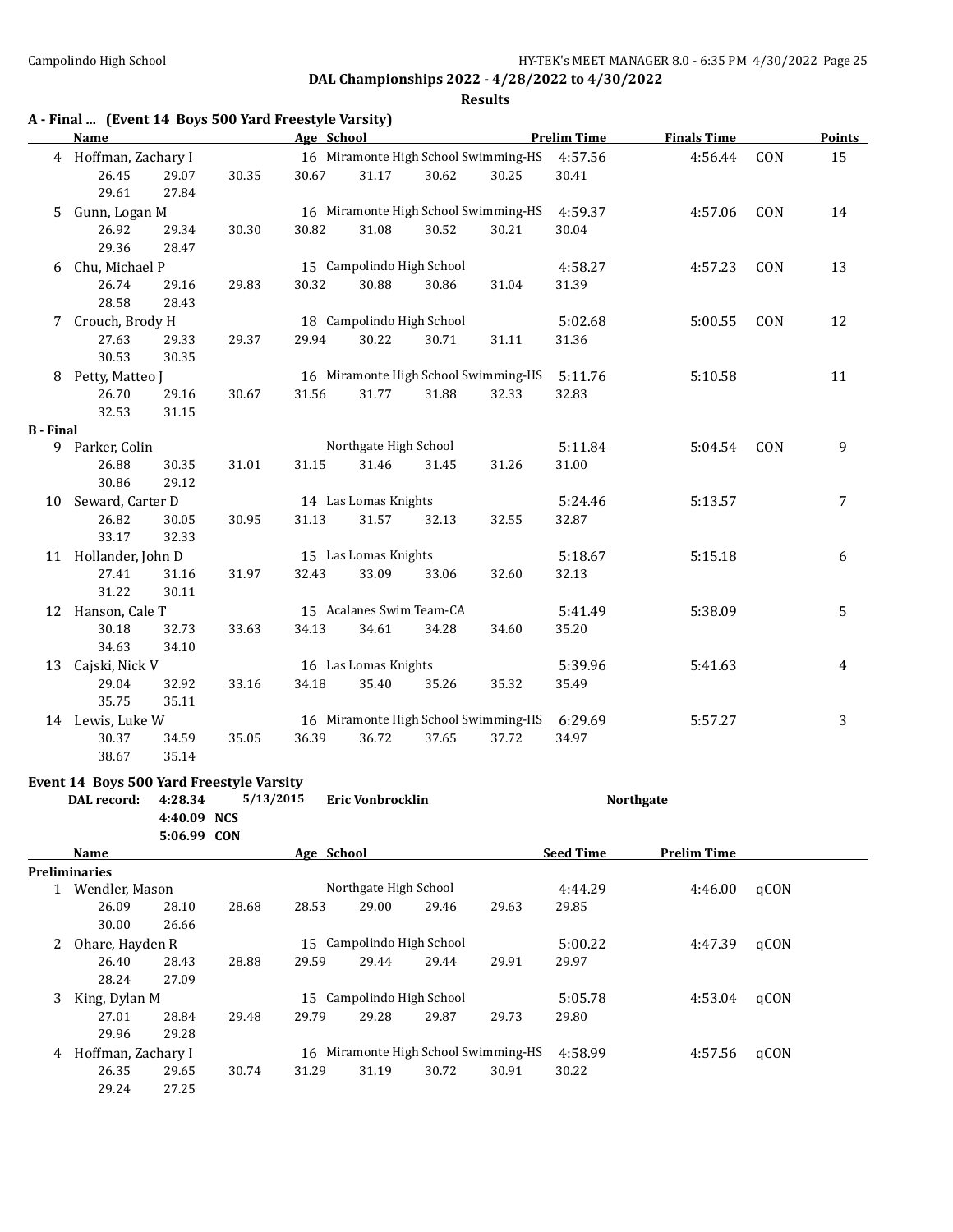DAL Championships 2022 - 4/28/2022 to 4/30/2022

**Results**

### A - Final ... (Event 14 Boys 500 Yard Freestyle Varsity)

| | Name | Age | School | Prelim Time | Finals Time | | Points |
|---|---|---|---|---|---|---|---|
| 4 | Hoffman, Zachary I | 16 | Miramonte High School Swimming-HS | 4:57.56 | 4:56.44 | CON | 15 |
| | 26.45 29.07 30.35 30.67 31.17 30.62 30.25 30.41 29.61 27.84 | | | | | | |
| 5 | Gunn, Logan M | 16 | Miramonte High School Swimming-HS | 4:59.37 | 4:57.06 | CON | 14 |
| | 26.92 29.34 30.30 30.82 31.08 30.52 30.21 30.04 29.36 28.47 | | | | | | |
| 6 | Chu, Michael P | 15 | Campolindo High School | 4:58.27 | 4:57.23 | CON | 13 |
| | 26.74 29.16 29.83 30.32 30.88 30.86 31.04 31.39 28.58 28.43 | | | | | | |
| 7 | Crouch, Brody H | 18 | Campolindo High School | 5:02.68 | 5:00.55 | CON | 12 |
| | 27.63 29.33 29.37 29.94 30.22 30.71 31.11 31.36 30.53 30.35 | | | | | | |
| 8 | Petty, Matteo J | 16 | Miramonte High School Swimming-HS | 5:11.76 | 5:10.58 | | 11 |
| | 26.70 29.16 30.67 31.56 31.77 31.88 32.33 32.83 32.53 31.15 | | | | | | |

**B - Final**

| | Name | Age | School | Prelim Time | Finals Time | | Points |
|---|---|---|---|---|---|---|---|
| 9 | Parker, Colin | | Northgate High School | 5:11.84 | 5:04.54 | CON | 9 |
| | 26.88 30.35 31.01 31.15 31.46 31.45 31.26 31.00 30.86 29.12 | | | | | | |
| 10 | Seward, Carter D | 14 | Las Lomas Knights | 5:24.46 | 5:13.57 | | 7 |
| | 26.82 30.05 30.95 31.13 31.57 32.13 32.55 32.87 33.17 32.33 | | | | | | |
| 11 | Hollander, John D | 15 | Las Lomas Knights | 5:18.67 | 5:15.18 | | 6 |
| | 27.41 31.16 31.97 32.43 33.09 33.06 32.60 32.13 31.22 30.11 | | | | | | |
| 12 | Hanson, Cale T | 15 | Acalanes Swim Team-CA | 5:41.49 | 5:38.09 | | 5 |
| | 30.18 32.73 33.63 34.13 34.61 34.28 34.60 35.20 34.63 34.10 | | | | | | |
| 13 | Cajski, Nick V | 16 | Las Lomas Knights | 5:39.96 | 5:41.63 | | 4 |
| | 29.04 32.92 33.16 34.18 35.40 35.26 35.32 35.49 35.75 35.11 | | | | | | |
| 14 | Lewis, Luke W | 16 | Miramonte High School Swimming-HS | 6:29.69 | 5:57.27 | | 3 |
| | 30.37 34.59 35.05 36.39 36.72 37.65 37.72 34.97 38.67 35.14 | | | | | | |

### Event 14 Boys 500 Yard Freestyle Varsity

DAL record: 4:28.34 5/13/2015 **Eric Vonbrocklin** **Northgate**
4:40.09 NCS
5:06.99 CON

**Preliminaries**

| | Name | Age | School | Seed Time | Prelim Time | |
|---|---|---|---|---|---|---|
| 1 | Wendler, Mason | | Northgate High School | 4:44.29 | 4:46.00 | qCON |
| | 26.09 28.10 28.68 28.53 29.00 29.46 29.63 29.85 30.00 26.66 | | | | | |
| 2 | Ohare, Hayden R | 15 | Campolindo High School | 5:00.22 | 4:47.39 | qCON |
| | 26.40 28.43 28.88 29.59 29.44 29.44 29.91 29.97 28.24 27.09 | | | | | |
| 3 | King, Dylan M | 15 | Campolindo High School | 5:05.78 | 4:53.04 | qCON |
| | 27.01 28.84 29.48 29.79 29.28 29.87 29.73 29.80 29.96 29.28 | | | | | |
| 4 | Hoffman, Zachary I | 16 | Miramonte High School Swimming-HS | 4:58.99 | 4:57.56 | qCON |
| | 26.35 29.65 30.74 31.29 31.19 30.72 30.91 30.22 29.24 27.25 | | | | | |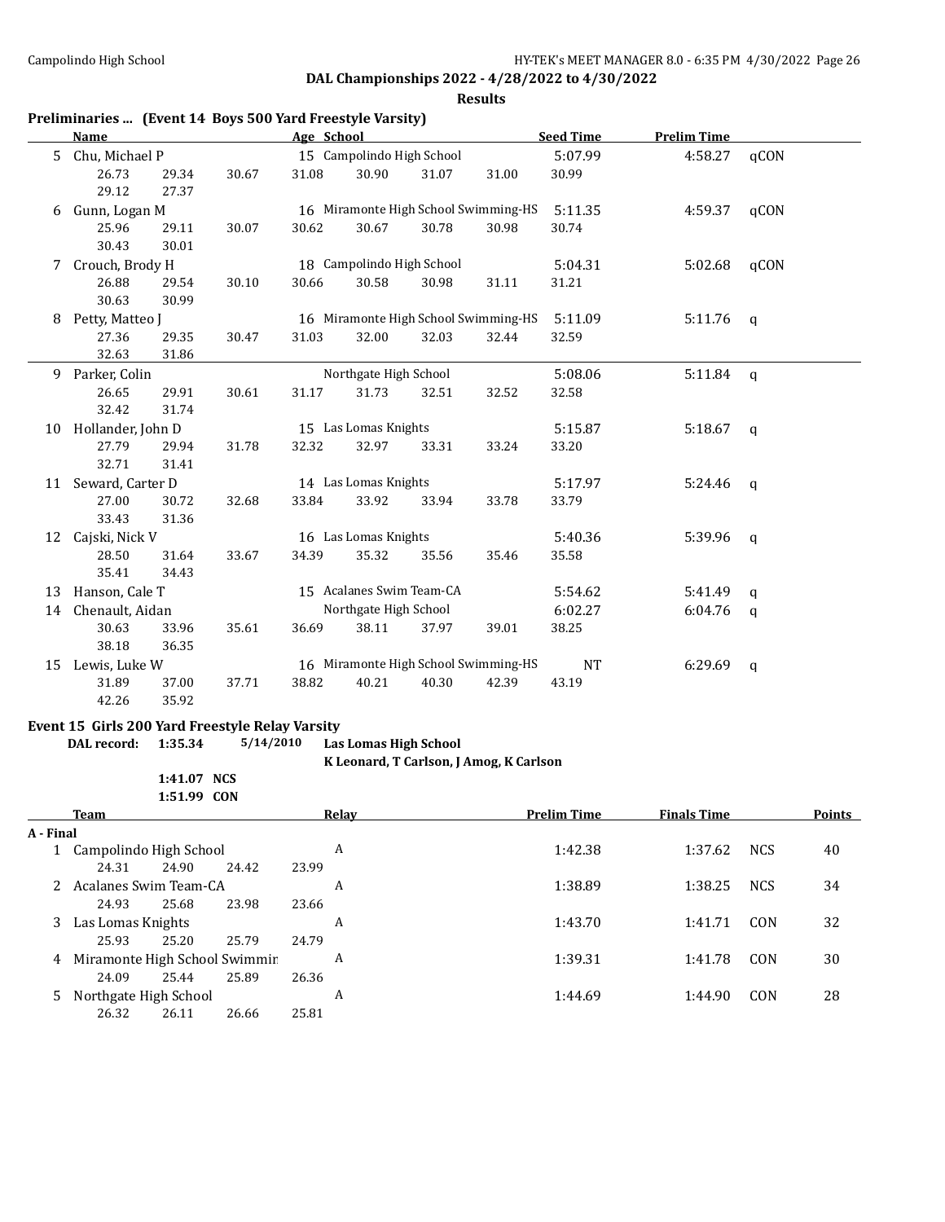**DAL Championships 2022 - 4/28/2022 to 4/30/2022**

**Results**

### Preliminaries ... (Event 14 Boys 500 Yard Freestyle Varsity)

| | Name | Age | School | Seed Time | Prelim Time | |
|---|---|---|---|---|---|---|
| 5 | Chu, Michael P | 15 | Campolindo High School | 5:07.99 | 4:58.27 | qCON |
| | 26.73 29.34 30.67 31.08 30.90 31.07 31.00 30.99 29.12 27.37 | | | | | |
| 6 | Gunn, Logan M | 16 | Miramonte High School Swimming-HS | 5:11.35 | 4:59.37 | qCON |
| | 25.96 29.11 30.07 30.62 30.67 30.78 30.98 30.74 30.43 30.01 | | | | | |
| 7 | Crouch, Brody H | 18 | Campolindo High School | 5:04.31 | 5:02.68 | qCON |
| | 26.88 29.54 30.10 30.66 30.58 30.98 31.11 31.21 30.63 30.99 | | | | | |
| 8 | Petty, Matteo J | 16 | Miramonte High School Swimming-HS | 5:11.09 | 5:11.76 | q |
| | 27.36 29.35 30.47 31.03 32.00 32.03 32.44 32.59 32.63 31.86 | | | | | |
| 9 | Parker, Colin | | Northgate High School | 5:08.06 | 5:11.84 | q |
| | 26.65 29.91 30.61 31.17 31.73 32.51 32.52 32.58 32.42 31.74 | | | | | |
| 10 | Hollander, John D | 15 | Las Lomas Knights | 5:15.87 | 5:18.67 | q |
| | 27.79 29.94 31.78 32.32 32.97 33.31 33.24 33.20 32.71 31.41 | | | | | |
| 11 | Seward, Carter D | 14 | Las Lomas Knights | 5:17.97 | 5:24.46 | q |
| | 27.00 30.72 32.68 33.84 33.92 33.94 33.78 33.79 33.43 31.36 | | | | | |
| 12 | Cajski, Nick V | 16 | Las Lomas Knights | 5:40.36 | 5:39.96 | q |
| | 28.50 31.64 33.67 34.39 35.32 35.56 35.46 35.58 35.41 34.43 | | | | | |
| 13 | Hanson, Cale T | 15 | Acalanes Swim Team-CA | 5:54.62 | 5:41.49 | q |
| 14 | Chenault, Aidan | | Northgate High School | 6:02.27 | 6:04.76 | q |
| | 30.63 33.96 35.61 36.69 38.11 37.97 39.01 38.25 38.18 36.35 | | | | | |
| 15 | Lewis, Luke W | 16 | Miramonte High School Swimming-HS | NT | 6:29.69 | q |
| | 31.89 37.00 37.71 38.82 40.21 40.30 42.39 43.19 42.26 35.92 | | | | | |

### Event 15 Girls 200 Yard Freestyle Relay Varsity

**DAL record: 1:35.34 5/14/2010 Las Lomas High School**
**K Leonard, T Carlson, J Amog, K Carlson**

1:41.07 NCS
1:51.99 CON

| | Team | Relay | Prelim Time | Finals Time | | Points |
|---|---|---|---|---|---|---|
| **A - Final** | | | | | | |
| 1 | Campolindo High School | A | 1:42.38 | 1:37.62 | NCS | 40 |
| | 24.31 24.90 24.42 23.99 | | | | | |
| 2 | Acalanes Swim Team-CA | A | 1:38.89 | 1:38.25 | NCS | 34 |
| | 24.93 25.68 23.98 23.66 | | | | | |
| 3 | Las Lomas Knights | A | 1:43.70 | 1:41.71 | CON | 32 |
| | 25.93 25.20 25.79 24.79 | | | | | |
| 4 | Miramonte High School Swimmin | A | 1:39.31 | 1:41.78 | CON | 30 |
| | 24.09 25.44 25.89 26.36 | | | | | |
| 5 | Northgate High School | A | 1:44.69 | 1:44.90 | CON | 28 |
| | 26.32 26.11 26.66 25.81 | | | | | |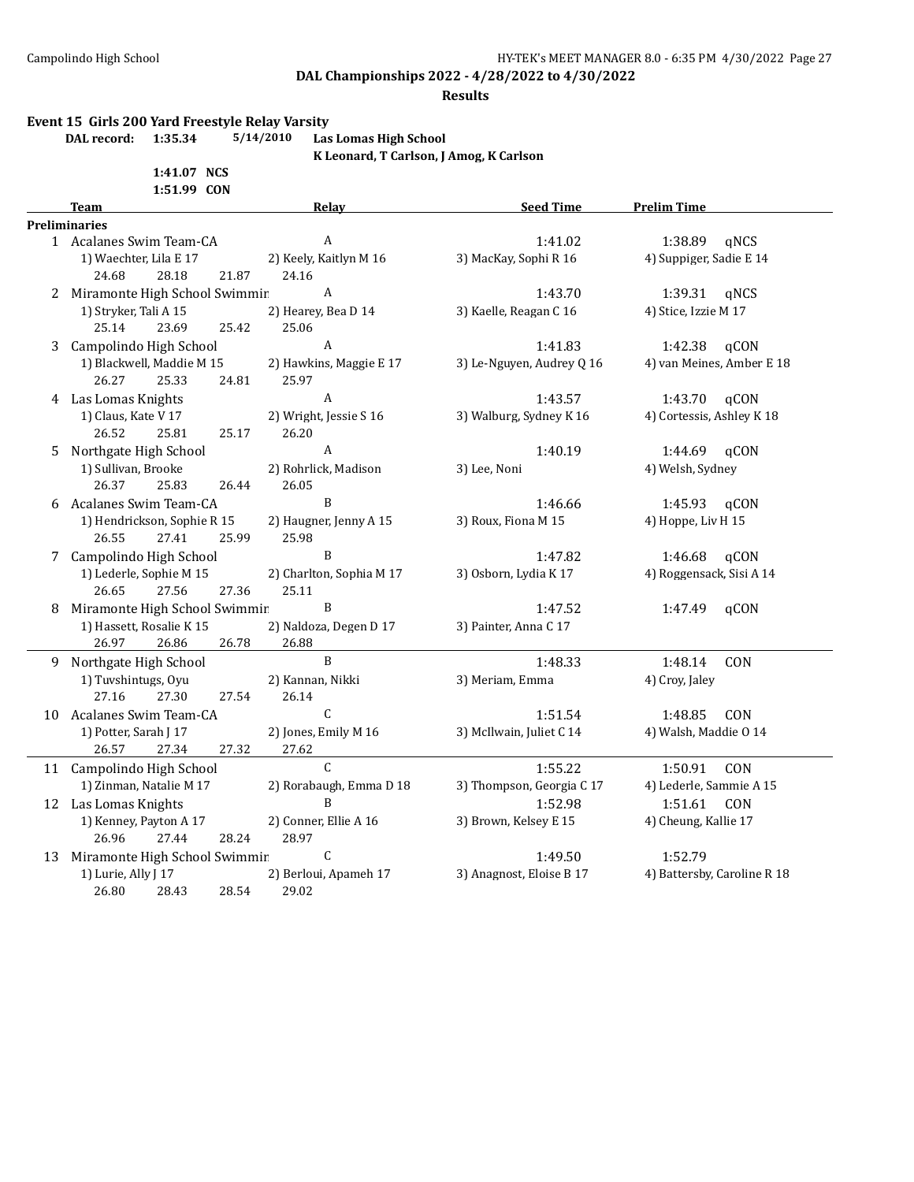DAL Championships 2022 - 4/28/2022 to 4/30/2022

**Results**

## Event 15 Girls 200 Yard Freestyle Relay Varsity

DAL record: 1:35.34 5/14/2010 **Las Lomas High School**
K Leonard, T Carlson, J Amog, K Carlson

1:41.07 NCS
1:51.99 CON

| | Team | Relay | Seed Time | Prelim Time | |
|---|---|---|---|---|---|
| **Preliminaries** | | | | | |
| 1 | Acalanes Swim Team-CA | A | 1:41.02 | 1:38.89 | qNCS |
| | 1) Waechter, Lila E 17 | 2) Keely, Kaitlyn M 16 | 3) MacKay, Sophi R 16 | 4) Suppiger, Sadie E 14 | |
| | 24.68 28.18 21.87 24.16 | | | | |
| 2 | Miramonte High School Swimmir | A | 1:43.70 | 1:39.31 | qNCS |
| | 1) Stryker, Tali A 15 | 2) Hearey, Bea D 14 | 3) Kaelle, Reagan C 16 | 4) Stice, Izzie M 17 | |
| | 25.14 23.69 25.42 25.06 | | | | |
| 3 | Campolindo High School | A | 1:41.83 | 1:42.38 | qCON |
| | 1) Blackwell, Maddie M 15 | 2) Hawkins, Maggie E 17 | 3) Le-Nguyen, Audrey Q 16 | 4) van Meines, Amber E 18 | |
| | 26.27 25.33 24.81 25.97 | | | | |
| 4 | Las Lomas Knights | A | 1:43.57 | 1:43.70 | qCON |
| | 1) Claus, Kate V 17 | 2) Wright, Jessie S 16 | 3) Walburg, Sydney K 16 | 4) Cortessis, Ashley K 18 | |
| | 26.52 25.81 25.17 26.20 | | | | |
| 5 | Northgate High School | A | 1:40.19 | 1:44.69 | qCON |
| | 1) Sullivan, Brooke | 2) Rohrlick, Madison | 3) Lee, Noni | 4) Welsh, Sydney | |
| | 26.37 25.83 26.44 26.05 | | | | |
| 6 | Acalanes Swim Team-CA | B | 1:46.66 | 1:45.93 | qCON |
| | 1) Hendrickson, Sophie R 15 | 2) Haugner, Jenny A 15 | 3) Roux, Fiona M 15 | 4) Hoppe, Liv H 15 | |
| | 26.55 27.41 25.99 25.98 | | | | |
| 7 | Campolindo High School | B | 1:47.82 | 1:46.68 | qCON |
| | 1) Lederle, Sophie M 15 | 2) Charlton, Sophia M 17 | 3) Osborn, Lydia K 17 | 4) Roggensack, Sisi A 14 | |
| | 26.65 27.56 27.36 25.11 | | | | |
| 8 | Miramonte High School Swimmir | B | 1:47.52 | 1:47.49 | qCON |
| | 1) Hassett, Rosalie K 15 | 2) Naldoza, Degen D 17 | 3) Painter, Anna C 17 | | |
| | 26.97 26.86 26.78 26.88 | | | | |
| 9 | Northgate High School | B | 1:48.33 | 1:48.14 | CON |
| | 1) Tuvshintugs, Oyu | 2) Kannan, Nikki | 3) Meriam, Emma | 4) Croy, Jaley | |
| | 27.16 27.30 27.54 26.14 | | | | |
| 10 | Acalanes Swim Team-CA | C | 1:51.54 | 1:48.85 | CON |
| | 1) Potter, Sarah J 17 | 2) Jones, Emily M 16 | 3) McIlwain, Juliet C 14 | 4) Walsh, Maddie O 14 | |
| | 26.57 27.34 27.32 27.62 | | | | |
| 11 | Campolindo High School | C | 1:55.22 | 1:50.91 | CON |
| | 1) Zinman, Natalie M 17 | 2) Rorabaugh, Emma D 18 | 3) Thompson, Georgia C 17 | 4) Lederle, Sammie A 15 | |
| 12 | Las Lomas Knights | B | 1:52.98 | 1:51.61 | CON |
| | 1) Kenney, Payton A 17 | 2) Conner, Ellie A 16 | 3) Brown, Kelsey E 15 | 4) Cheung, Kallie 17 | |
| | 26.96 27.44 28.24 28.97 | | | | |
| 13 | Miramonte High School Swimmir | C | 1:49.50 | 1:52.79 | |
| | 1) Lurie, Ally J 17 | 2) Berloui, Apameh 17 | 3) Anagnost, Eloise B 17 | 4) Battersby, Caroline R 18 | |
| | 26.80 28.43 28.54 29.02 | | | | |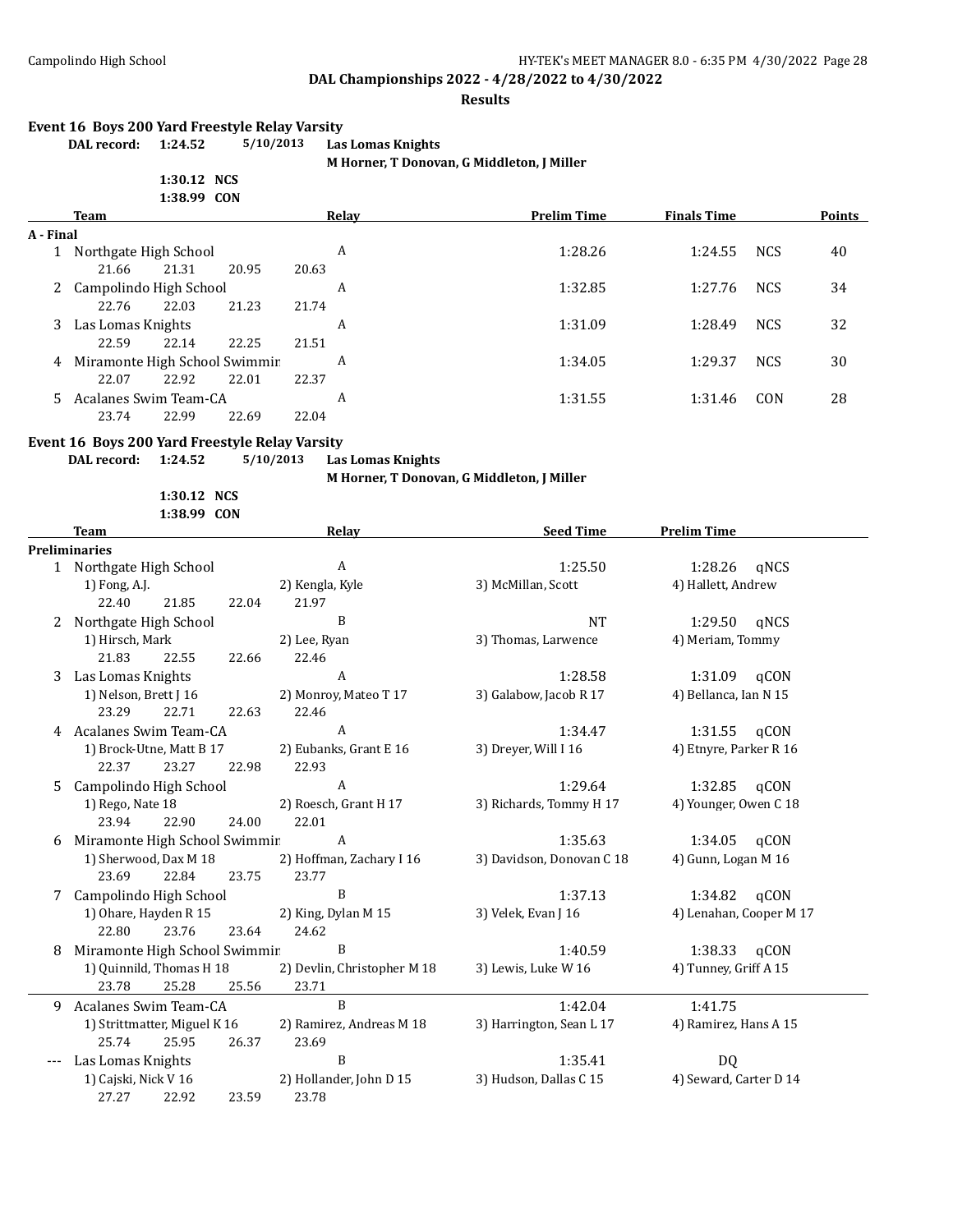**DAL Championships 2022 - 4/28/2022 to 4/30/2022**

**Results**

### Event 16 Boys 200 Yard Freestyle Relay Varsity

**DAL record:** 1:24.52 5/10/2013 **Las Lomas Knights**
**M Horner, T Donovan, G Middleton, J Miller**

1:30.12 NCS
1:38.99 CON

| | Team | Relay | Prelim Time | Finals Time | | Points |
|---|---|---|---|---|---|---|
| **A - Final** | | | | | | |
| 1 | Northgate High School | A | 1:28.26 | 1:24.55 | NCS | 40 |
| | 21.66 21.31 20.95 20.63 | | | | | |
| 2 | Campolindo High School | A | 1:32.85 | 1:27.76 | NCS | 34 |
| | 22.76 22.03 21.23 21.74 | | | | | |
| 3 | Las Lomas Knights | A | 1:31.09 | 1:28.49 | NCS | 32 |
| | 22.59 22.14 22.25 21.51 | | | | | |
| 4 | Miramonte High School Swimmir | A | 1:34.05 | 1:29.37 | NCS | 30 |
| | 22.07 22.92 22.01 22.37 | | | | | |
| 5 | Acalanes Swim Team-CA | A | 1:31.55 | 1:31.46 | CON | 28 |
| | 23.74 22.99 22.69 22.04 | | | | | |

### Event 16 Boys 200 Yard Freestyle Relay Varsity

**DAL record:** 1:24.52 5/10/2013 **Las Lomas Knights**
**M Horner, T Donovan, G Middleton, J Miller**

1:30.12 NCS
1:38.99 CON

| | Team | Relay | Seed Time | Prelim Time | |
|---|---|---|---|---|---|
| **Preliminaries** | | | | | |
| 1 | Northgate High School | A | 1:25.50 | 1:28.26 | qNCS |
| | 1) Fong, A.J. | 2) Kengla, Kyle | 3) McMillan, Scott | 4) Hallett, Andrew | |
| | 22.40 21.85 22.04 21.97 | | | | |
| 2 | Northgate High School | B | NT | 1:29.50 | qNCS |
| | 1) Hirsch, Mark | 2) Lee, Ryan | 3) Thomas, Larwence | 4) Meriam, Tommy | |
| | 21.83 22.55 22.66 22.46 | | | | |
| 3 | Las Lomas Knights | A | 1:28.58 | 1:31.09 | qCON |
| | 1) Nelson, Brett J 16 | 2) Monroy, Mateo T 17 | 3) Galabow, Jacob R 17 | 4) Bellanca, Ian N 15 | |
| | 23.29 22.71 22.63 22.46 | | | | |
| 4 | Acalanes Swim Team-CA | A | 1:34.47 | 1:31.55 | qCON |
| | 1) Brock-Utne, Matt B 17 | 2) Eubanks, Grant E 16 | 3) Dreyer, Will I 16 | 4) Etnyre, Parker R 16 | |
| | 22.37 23.27 22.98 22.93 | | | | |
| 5 | Campolindo High School | A | 1:29.64 | 1:32.85 | qCON |
| | 1) Rego, Nate 18 | 2) Roesch, Grant H 17 | 3) Richards, Tommy H 17 | 4) Younger, Owen C 18 | |
| | 23.94 22.90 24.00 22.01 | | | | |
| 6 | Miramonte High School Swimmir | A | 1:35.63 | 1:34.05 | qCON |
| | 1) Sherwood, Dax M 18 | 2) Hoffman, Zachary I 16 | 3) Davidson, Donovan C 18 | 4) Gunn, Logan M 16 | |
| | 23.69 22.84 23.75 23.77 | | | | |
| 7 | Campolindo High School | B | 1:37.13 | 1:34.82 | qCON |
| | 1) Ohare, Hayden R 15 | 2) King, Dylan M 15 | 3) Velek, Evan J 16 | 4) Lenahan, Cooper M 17 | |
| | 22.80 23.76 23.64 24.62 | | | | |
| 8 | Miramonte High School Swimmir | B | 1:40.59 | 1:38.33 | qCON |
| | 1) Quinnild, Thomas H 18 | 2) Devlin, Christopher M 18 | 3) Lewis, Luke W 16 | 4) Tunney, Griff A 15 | |
| | 23.78 25.28 25.56 23.71 | | | | |
| 9 | Acalanes Swim Team-CA | B | 1:42.04 | 1:41.75 | |
| | 1) Strittmatter, Miguel K 16 | 2) Ramirez, Andreas M 18 | 3) Harrington, Sean L 17 | 4) Ramirez, Hans A 15 | |
| | 25.74 25.95 26.37 23.69 | | | | |
| --- | Las Lomas Knights | B | 1:35.41 | DQ | |
| | 1) Cajski, Nick V 16 | 2) Hollander, John D 15 | 3) Hudson, Dallas C 15 | 4) Seward, Carter D 14 | |
| | 27.27 22.92 23.59 23.78 | | | | |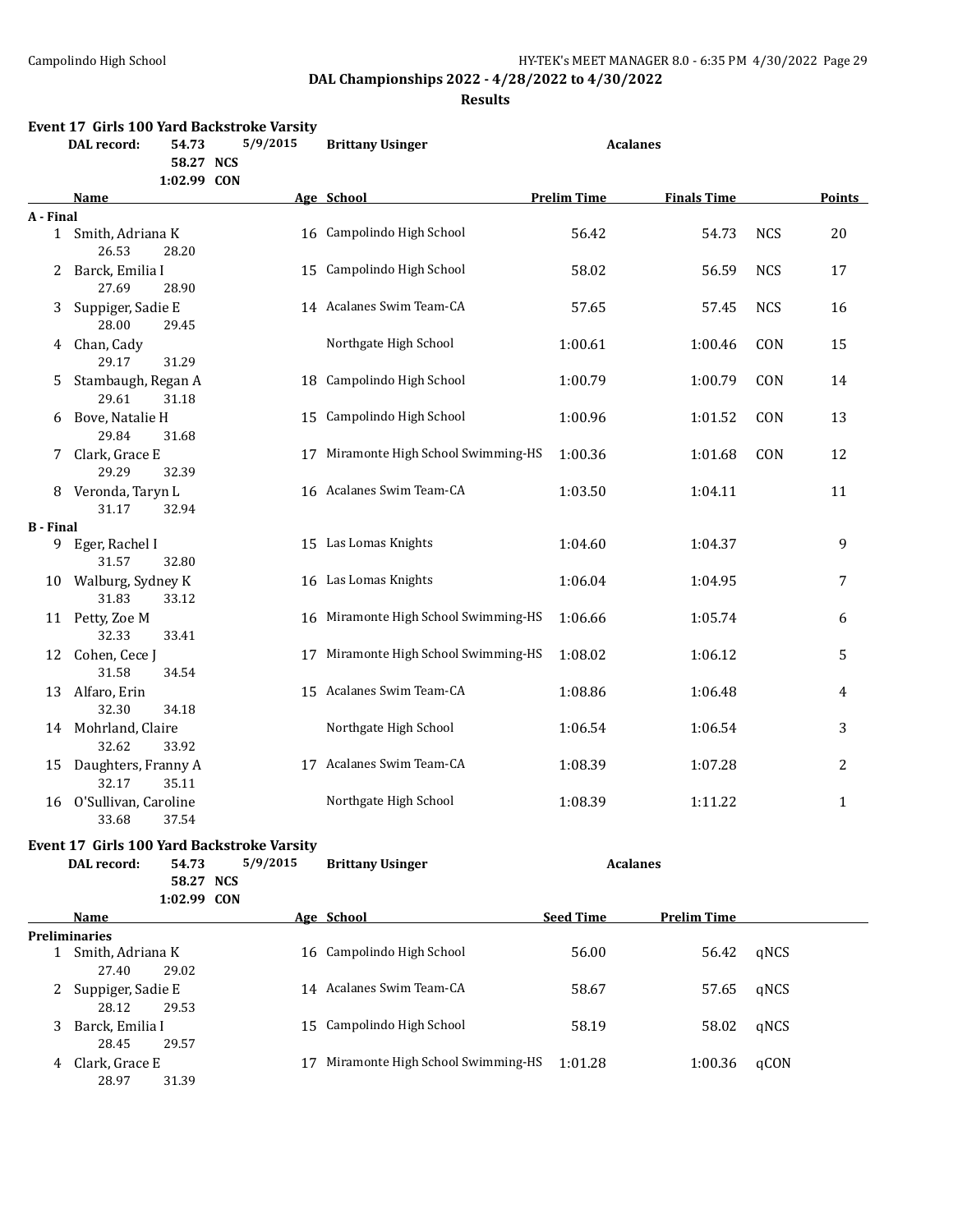## DAL Championships 2022 - 4/28/2022 to 4/30/2022

### Results

#### Event 17 Girls 100 Yard Backstroke Varsity

DAL record: 54.73 5/9/2015 Brittany Usinger Acalanes
58.27 NCS
1:02.99 CON

| | Name | Age | School | Prelim Time | Finals Time | | Points |
|---|---|---|---|---|---|---|---|
| **A - Final** | | | | | | | |
| 1 | Smith, Adriana K | 16 | Campolindo High School | 56.42 | 54.73 | NCS | 20 |
| | 26.53 28.20 | | | | | | |
| 2 | Barck, Emilia I | 15 | Campolindo High School | 58.02 | 56.59 | NCS | 17 |
| | 27.69 28.90 | | | | | | |
| 3 | Suppiger, Sadie E | 14 | Acalanes Swim Team-CA | 57.65 | 57.45 | NCS | 16 |
| | 28.00 29.45 | | | | | | |
| 4 | Chan, Cady | | Northgate High School | 1:00.61 | 1:00.46 | CON | 15 |
| | 29.17 31.29 | | | | | | |
| 5 | Stambaugh, Regan A | 18 | Campolindo High School | 1:00.79 | 1:00.79 | CON | 14 |
| | 29.61 31.18 | | | | | | |
| 6 | Bove, Natalie H | 15 | Campolindo High School | 1:00.96 | 1:01.52 | CON | 13 |
| | 29.84 31.68 | | | | | | |
| 7 | Clark, Grace E | 17 | Miramonte High School Swimming-HS | 1:00.36 | 1:01.68 | CON | 12 |
| | 29.29 32.39 | | | | | | |
| 8 | Veronda, Taryn L | 16 | Acalanes Swim Team-CA | 1:03.50 | 1:04.11 | | 11 |
| | 31.17 32.94 | | | | | | |
| **B - Final** | | | | | | | |
| 9 | Eger, Rachel I | 15 | Las Lomas Knights | 1:04.60 | 1:04.37 | | 9 |
| | 31.57 32.80 | | | | | | |
| 10 | Walburg, Sydney K | 16 | Las Lomas Knights | 1:06.04 | 1:04.95 | | 7 |
| | 31.83 33.12 | | | | | | |
| 11 | Petty, Zoe M | 16 | Miramonte High School Swimming-HS | 1:06.66 | 1:05.74 | | 6 |
| | 32.33 33.41 | | | | | | |
| 12 | Cohen, Cece J | 17 | Miramonte High School Swimming-HS | 1:08.02 | 1:06.12 | | 5 |
| | 31.58 34.54 | | | | | | |
| 13 | Alfaro, Erin | 15 | Acalanes Swim Team-CA | 1:08.86 | 1:06.48 | | 4 |
| | 32.30 34.18 | | | | | | |
| 14 | Mohrland, Claire | | Northgate High School | 1:06.54 | 1:06.54 | | 3 |
| | 32.62 33.92 | | | | | | |
| 15 | Daughters, Franny A | 17 | Acalanes Swim Team-CA | 1:08.39 | 1:07.28 | | 2 |
| | 32.17 35.11 | | | | | | |
| 16 | O'Sullivan, Caroline | | Northgate High School | 1:08.39 | 1:11.22 | | 1 |
| | 33.68 37.54 | | | | | | |

#### Event 17 Girls 100 Yard Backstroke Varsity

DAL record: 54.73 5/9/2015 Brittany Usinger Acalanes
58.27 NCS
1:02.99 CON

| | Name | Age | School | Seed Time | Prelim Time | |
|---|---|---|---|---|---|---|
| **Preliminaries** | | | | | | |
| 1 | Smith, Adriana K | 16 | Campolindo High School | 56.00 | 56.42 | qNCS |
| | 27.40 29.02 | | | | | |
| 2 | Suppiger, Sadie E | 14 | Acalanes Swim Team-CA | 58.67 | 57.65 | qNCS |
| | 28.12 29.53 | | | | | |
| 3 | Barck, Emilia I | 15 | Campolindo High School | 58.19 | 58.02 | qNCS |
| | 28.45 29.57 | | | | | |
| 4 | Clark, Grace E | 17 | Miramonte High School Swimming-HS | 1:01.28 | 1:00.36 | qCON |
| | 28.97 31.39 | | | | | |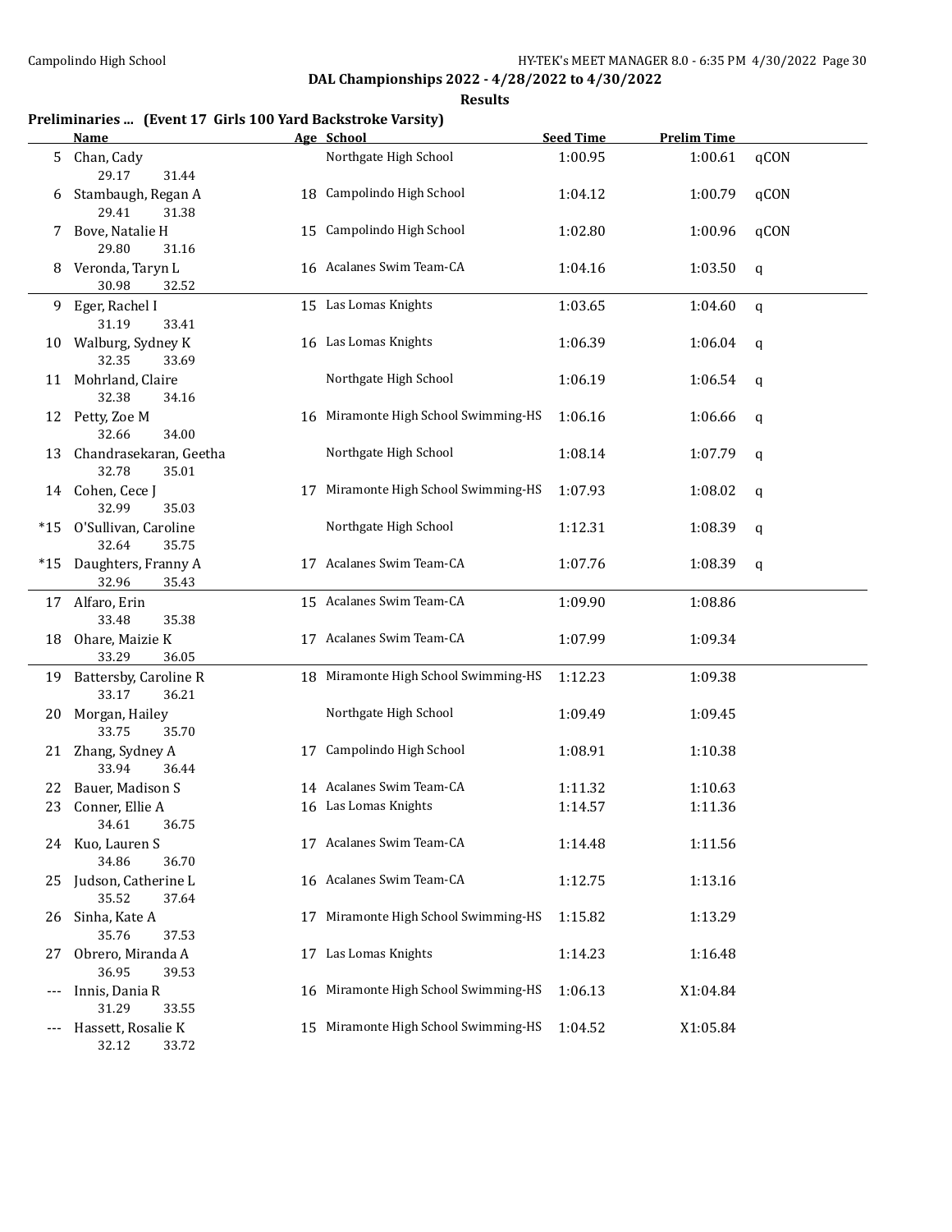## DAL Championships 2022 - 4/28/2022 to 4/30/2022

### Results

**Preliminaries ... (Event 17 Girls 100 Yard Backstroke Varsity)**

| | Name | Age | School | Seed Time | Prelim Time | |
|---|---|---|---|---|---|---|
| 5 | Chan, Cady<br>29.17 31.44 | | Northgate High School | 1:00.95 | 1:00.61 | qCON |
| 6 | Stambaugh, Regan A<br>29.41 31.38 | 18 | Campolindo High School | 1:04.12 | 1:00.79 | qCON |
| 7 | Bove, Natalie H<br>29.80 31.16 | 15 | Campolindo High School | 1:02.80 | 1:00.96 | qCON |
| 8 | Veronda, Taryn L<br>30.98 32.52 | 16 | Acalanes Swim Team-CA | 1:04.16 | 1:03.50 | q |
| 9 | Eger, Rachel I<br>31.19 33.41 | 15 | Las Lomas Knights | 1:03.65 | 1:04.60 | q |
| 10 | Walburg, Sydney K<br>32.35 33.69 | 16 | Las Lomas Knights | 1:06.39 | 1:06.04 | q |
| 11 | Mohrland, Claire<br>32.38 34.16 | | Northgate High School | 1:06.19 | 1:06.54 | q |
| 12 | Petty, Zoe M<br>32.66 34.00 | 16 | Miramonte High School Swimming-HS | 1:06.16 | 1:06.66 | q |
| 13 | Chandrasekaran, Geetha<br>32.78 35.01 | | Northgate High School | 1:08.14 | 1:07.79 | q |
| 14 | Cohen, Cece J<br>32.99 35.03 | 17 | Miramonte High School Swimming-HS | 1:07.93 | 1:08.02 | q |
| *15 | O'Sullivan, Caroline<br>32.64 35.75 | | Northgate High School | 1:12.31 | 1:08.39 | q |
| *15 | Daughters, Franny A<br>32.96 35.43 | 17 | Acalanes Swim Team-CA | 1:07.76 | 1:08.39 | q |
| 17 | Alfaro, Erin<br>33.48 35.38 | 15 | Acalanes Swim Team-CA | 1:09.90 | 1:08.86 | |
| 18 | Ohare, Maizie K<br>33.29 36.05 | 17 | Acalanes Swim Team-CA | 1:07.99 | 1:09.34 | |
| 19 | Battersby, Caroline R<br>33.17 36.21 | 18 | Miramonte High School Swimming-HS | 1:12.23 | 1:09.38 | |
| 20 | Morgan, Hailey<br>33.75 35.70 | | Northgate High School | 1:09.49 | 1:09.45 | |
| 21 | Zhang, Sydney A<br>33.94 36.44 | 17 | Campolindo High School | 1:08.91 | 1:10.38 | |
| 22 | Bauer, Madison S | 14 | Acalanes Swim Team-CA | 1:11.32 | 1:10.63 | |
| 23 | Conner, Ellie A<br>34.61 36.75 | 16 | Las Lomas Knights | 1:14.57 | 1:11.36 | |
| 24 | Kuo, Lauren S<br>34.86 36.70 | 17 | Acalanes Swim Team-CA | 1:14.48 | 1:11.56 | |
| 25 | Judson, Catherine L<br>35.52 37.64 | 16 | Acalanes Swim Team-CA | 1:12.75 | 1:13.16 | |
| 26 | Sinha, Kate A<br>35.76 37.53 | 17 | Miramonte High School Swimming-HS | 1:15.82 | 1:13.29 | |
| 27 | Obrero, Miranda A<br>36.95 39.53 | 17 | Las Lomas Knights | 1:14.23 | 1:16.48 | |
| --- | Innis, Dania R<br>31.29 33.55 | 16 | Miramonte High School Swimming-HS | 1:06.13 | X1:04.84 | |
| --- | Hassett, Rosalie K<br>32.12 33.72 | 15 | Miramonte High School Swimming-HS | 1:04.52 | X1:05.84 | |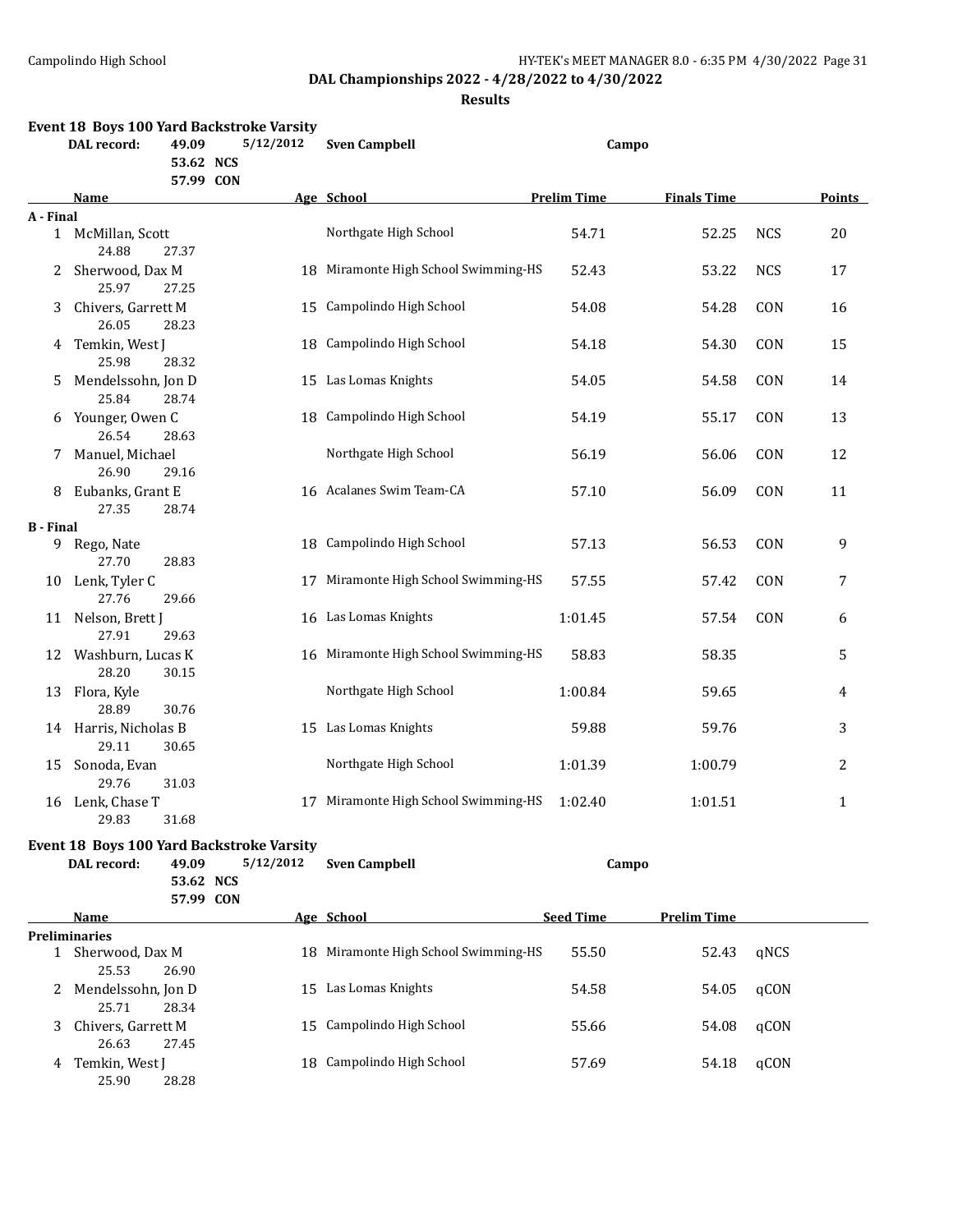## DAL Championships 2022 - 4/28/2022 to 4/30/2022

### Results

### Event 18 Boys 100 Yard Backstroke Varsity

DAL record: 49.09 5/12/2012 Sven Campbell Campo
53.62 NCS
57.99 CON

| | Name | Age | School | Prelim Time | Finals Time | | Points |
|---|---|---|---|---|---|---|---|
| **A - Final** | | | | | | | |
| 1 | McMillan, Scott | | Northgate High School | 54.71 | 52.25 | NCS | 20 |
| | 24.88 27.37 | | | | | | |
| 2 | Sherwood, Dax M | 18 | Miramonte High School Swimming-HS | 52.43 | 53.22 | NCS | 17 |
| | 25.97 27.25 | | | | | | |
| 3 | Chivers, Garrett M | 15 | Campolindo High School | 54.08 | 54.28 | CON | 16 |
| | 26.05 28.23 | | | | | | |
| 4 | Temkin, West J | 18 | Campolindo High School | 54.18 | 54.30 | CON | 15 |
| | 25.98 28.32 | | | | | | |
| 5 | Mendelssohn, Jon D | 15 | Las Lomas Knights | 54.05 | 54.58 | CON | 14 |
| | 25.84 28.74 | | | | | | |
| 6 | Younger, Owen C | 18 | Campolindo High School | 54.19 | 55.17 | CON | 13 |
| | 26.54 28.63 | | | | | | |
| 7 | Manuel, Michael | | Northgate High School | 56.19 | 56.06 | CON | 12 |
| | 26.90 29.16 | | | | | | |
| 8 | Eubanks, Grant E | 16 | Acalanes Swim Team-CA | 57.10 | 56.09 | CON | 11 |
| | 27.35 28.74 | | | | | | |
| **B - Final** | | | | | | | |
| 9 | Rego, Nate | 18 | Campolindo High School | 57.13 | 56.53 | CON | 9 |
| | 27.70 28.83 | | | | | | |
| 10 | Lenk, Tyler C | 17 | Miramonte High School Swimming-HS | 57.55 | 57.42 | CON | 7 |
| | 27.76 29.66 | | | | | | |
| 11 | Nelson, Brett J | 16 | Las Lomas Knights | 1:01.45 | 57.54 | CON | 6 |
| | 27.91 29.63 | | | | | | |
| 12 | Washburn, Lucas K | 16 | Miramonte High School Swimming-HS | 58.83 | 58.35 | | 5 |
| | 28.20 30.15 | | | | | | |
| 13 | Flora, Kyle | | Northgate High School | 1:00.84 | 59.65 | | 4 |
| | 28.89 30.76 | | | | | | |
| 14 | Harris, Nicholas B | 15 | Las Lomas Knights | 59.88 | 59.76 | | 3 |
| | 29.11 30.65 | | | | | | |
| 15 | Sonoda, Evan | | Northgate High School | 1:01.39 | 1:00.79 | | 2 |
| | 29.76 31.03 | | | | | | |
| 16 | Lenk, Chase T | 17 | Miramonte High School Swimming-HS | 1:02.40 | 1:01.51 | | 1 |
| | 29.83 31.68 | | | | | | |

### Event 18 Boys 100 Yard Backstroke Varsity

DAL record: 49.09 5/12/2012 Sven Campbell Campo
53.62 NCS
57.99 CON

| | Name | Age | School | Seed Time | Prelim Time | |
|---|---|---|---|---|---|---|
| **Preliminaries** | | | | | | |
| 1 | Sherwood, Dax M | 18 | Miramonte High School Swimming-HS | 55.50 | 52.43 | qNCS |
| | 25.53 26.90 | | | | | |
| 2 | Mendelssohn, Jon D | 15 | Las Lomas Knights | 54.58 | 54.05 | qCON |
| | 25.71 28.34 | | | | | |
| 3 | Chivers, Garrett M | 15 | Campolindo High School | 55.66 | 54.08 | qCON |
| | 26.63 27.45 | | | | | |
| 4 | Temkin, West J | 18 | Campolindo High School | 57.69 | 54.18 | qCON |
| | 25.90 28.28 | | | | | |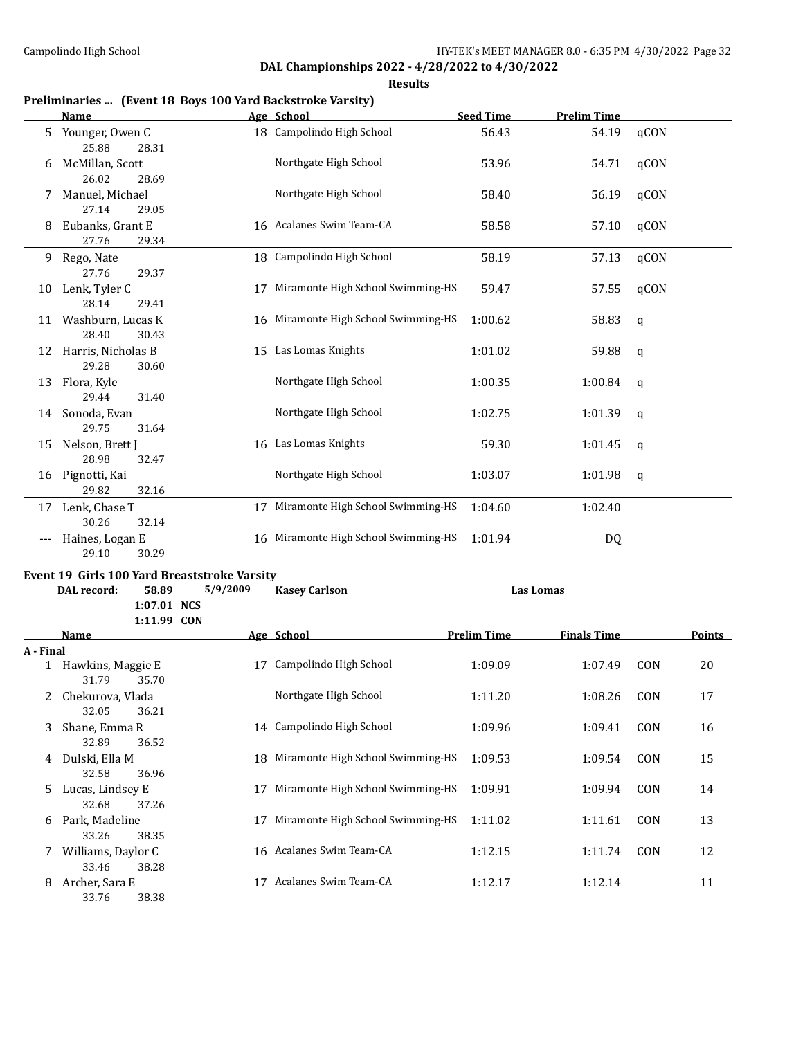## DAL Championships 2022 - 4/28/2022 to 4/30/2022

### Results

**Preliminaries ... (Event 18 Boys 100 Yard Backstroke Varsity)**

| | Name | Age | School | Seed Time | Prelim Time | |
|---|---|---|---|---|---|---|
| 5 | Younger, Owen C | 18 | Campolindo High School | 56.43 | 54.19 | qCON |
| | 25.88 28.31 | | | | | |
| 6 | McMillan, Scott | | Northgate High School | 53.96 | 54.71 | qCON |
| | 26.02 28.69 | | | | | |
| 7 | Manuel, Michael | | Northgate High School | 58.40 | 56.19 | qCON |
| | 27.14 29.05 | | | | | |
| 8 | Eubanks, Grant E | 16 | Acalanes Swim Team-CA | 58.58 | 57.10 | qCON |
| | 27.76 29.34 | | | | | |
| 9 | Rego, Nate | 18 | Campolindo High School | 58.19 | 57.13 | qCON |
| | 27.76 29.37 | | | | | |
| 10 | Lenk, Tyler C | 17 | Miramonte High School Swimming-HS | 59.47 | 57.55 | qCON |
| | 28.14 29.41 | | | | | |
| 11 | Washburn, Lucas K | 16 | Miramonte High School Swimming-HS | 1:00.62 | 58.83 | q |
| | 28.40 30.43 | | | | | |
| 12 | Harris, Nicholas B | 15 | Las Lomas Knights | 1:01.02 | 59.88 | q |
| | 29.28 30.60 | | | | | |
| 13 | Flora, Kyle | | Northgate High School | 1:00.35 | 1:00.84 | q |
| | 29.44 31.40 | | | | | |
| 14 | Sonoda, Evan | | Northgate High School | 1:02.75 | 1:01.39 | q |
| | 29.75 31.64 | | | | | |
| 15 | Nelson, Brett J | 16 | Las Lomas Knights | 59.30 | 1:01.45 | q |
| | 28.98 32.47 | | | | | |
| 16 | Pignotti, Kai | | Northgate High School | 1:03.07 | 1:01.98 | q |
| | 29.82 32.16 | | | | | |
| 17 | Lenk, Chase T | 17 | Miramonte High School Swimming-HS | 1:04.60 | 1:02.40 | |
| | 30.26 32.14 | | | | | |
| --- | Haines, Logan E | 16 | Miramonte High School Swimming-HS | 1:01.94 | DQ | |
| | 29.10 30.29 | | | | | |

**Event 19 Girls 100 Yard Breaststroke Varsity**

DAL record: 58.89 5/9/2009 Kasey Carlson Las Lomas
1:07.01 NCS
1:11.99 CON

| | Name | Age | School | Prelim Time | Finals Time | | Points |
|---|---|---|---|---|---|---|---|
| **A - Final** | | | | | | | |
| 1 | Hawkins, Maggie E | 17 | Campolindo High School | 1:09.09 | 1:07.49 | CON | 20 |
| | 31.79 35.70 | | | | | | |
| 2 | Chekurova, Vlada | | Northgate High School | 1:11.20 | 1:08.26 | CON | 17 |
| | 32.05 36.21 | | | | | | |
| 3 | Shane, Emma R | 14 | Campolindo High School | 1:09.96 | 1:09.41 | CON | 16 |
| | 32.89 36.52 | | | | | | |
| 4 | Dulski, Ella M | 18 | Miramonte High School Swimming-HS | 1:09.53 | 1:09.54 | CON | 15 |
| | 32.58 36.96 | | | | | | |
| 5 | Lucas, Lindsey E | 17 | Miramonte High School Swimming-HS | 1:09.91 | 1:09.94 | CON | 14 |
| | 32.68 37.26 | | | | | | |
| 6 | Park, Madeline | 17 | Miramonte High School Swimming-HS | 1:11.02 | 1:11.61 | CON | 13 |
| | 33.26 38.35 | | | | | | |
| 7 | Williams, Daylor C | 16 | Acalanes Swim Team-CA | 1:12.15 | 1:11.74 | CON | 12 |
| | 33.46 38.28 | | | | | | |
| 8 | Archer, Sara E | 17 | Acalanes Swim Team-CA | 1:12.17 | 1:12.14 | | 11 |
| | 33.76 38.38 | | | | | | |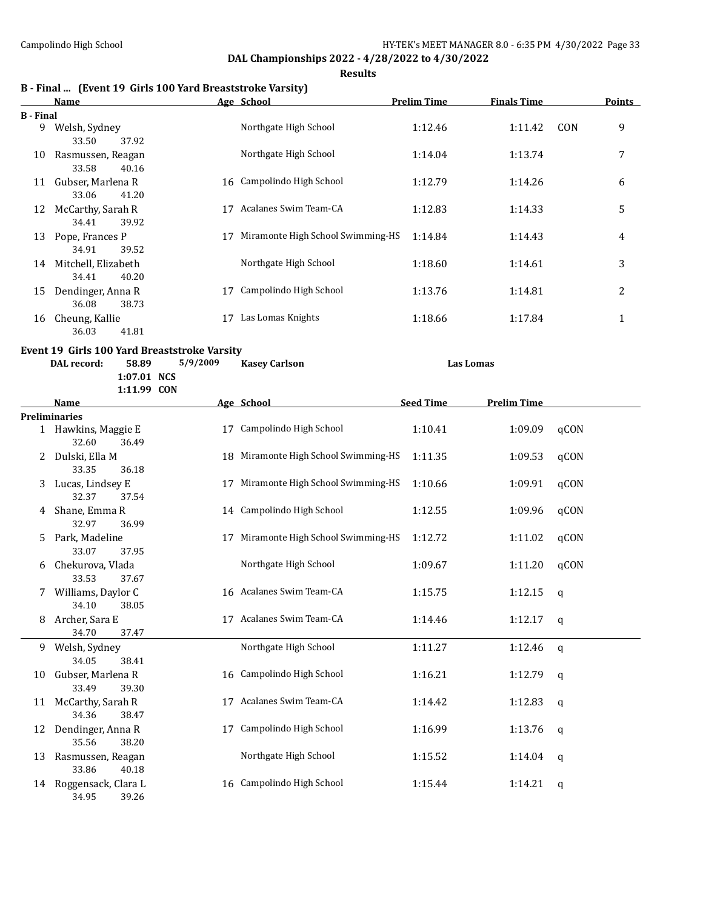## DAL Championships 2022 - 4/28/2022 to 4/30/2022

### Results

### B - Final ... (Event 19 Girls 100 Yard Breaststroke Varsity)

| | Name | Age | School | Prelim Time | Finals Time | | Points |
|---|---|---|---|---|---|---|---|
| **B - Final** | | | | | | | |
| 9 | Welsh, Sydney | | Northgate High School | 1:12.46 | 1:11.42 | CON | 9 |
| | 33.50 37.92 | | | | | | |
| 10 | Rasmussen, Reagan | | Northgate High School | 1:14.04 | 1:13.74 | | 7 |
| | 33.58 40.16 | | | | | | |
| 11 | Gubser, Marlena R | 16 | Campolindo High School | 1:12.79 | 1:14.26 | | 6 |
| | 33.06 41.20 | | | | | | |
| 12 | McCarthy, Sarah R | 17 | Acalanes Swim Team-CA | 1:12.83 | 1:14.33 | | 5 |
| | 34.41 39.92 | | | | | | |
| 13 | Pope, Frances P | 17 | Miramonte High School Swimming-HS | 1:14.84 | 1:14.43 | | 4 |
| | 34.91 39.52 | | | | | | |
| 14 | Mitchell, Elizabeth | | Northgate High School | 1:18.60 | 1:14.61 | | 3 |
| | 34.41 40.20 | | | | | | |
| 15 | Dendinger, Anna R | 17 | Campolindo High School | 1:13.76 | 1:14.81 | | 2 |
| | 36.08 38.73 | | | | | | |
| 16 | Cheung, Kallie | 17 | Las Lomas Knights | 1:18.66 | 1:17.84 | | 1 |
| | 36.03 41.81 | | | | | | |

### Event 19 Girls 100 Yard Breaststroke Varsity

DAL record: 58.89 5/9/2009 **Kasey Carlson** **Las Lomas**

1:07.01 **NCS**

1:11.99 **CON**

| | Name | Age | School | Seed Time | Prelim Time | |
|---|---|---|---|---|---|---|
| **Preliminaries** | | | | | | |
| 1 | Hawkins, Maggie E | 17 | Campolindo High School | 1:10.41 | 1:09.09 | qCON |
| | 32.60 36.49 | | | | | |
| 2 | Dulski, Ella M | 18 | Miramonte High School Swimming-HS | 1:11.35 | 1:09.53 | qCON |
| | 33.35 36.18 | | | | | |
| 3 | Lucas, Lindsey E | 17 | Miramonte High School Swimming-HS | 1:10.66 | 1:09.91 | qCON |
| | 32.37 37.54 | | | | | |
| 4 | Shane, Emma R | 14 | Campolindo High School | 1:12.55 | 1:09.96 | qCON |
| | 32.97 36.99 | | | | | |
| 5 | Park, Madeline | 17 | Miramonte High School Swimming-HS | 1:12.72 | 1:11.02 | qCON |
| | 33.07 37.95 | | | | | |
| 6 | Chekurova, Vlada | | Northgate High School | 1:09.67 | 1:11.20 | qCON |
| | 33.53 37.67 | | | | | |
| 7 | Williams, Daylor C | 16 | Acalanes Swim Team-CA | 1:15.75 | 1:12.15 | q |
| | 34.10 38.05 | | | | | |
| 8 | Archer, Sara E | 17 | Acalanes Swim Team-CA | 1:14.46 | 1:12.17 | q |
| | 34.70 37.47 | | | | | |
| 9 | Welsh, Sydney | | Northgate High School | 1:11.27 | 1:12.46 | q |
| | 34.05 38.41 | | | | | |
| 10 | Gubser, Marlena R | 16 | Campolindo High School | 1:16.21 | 1:12.79 | q |
| | 33.49 39.30 | | | | | |
| 11 | McCarthy, Sarah R | 17 | Acalanes Swim Team-CA | 1:14.42 | 1:12.83 | q |
| | 34.36 38.47 | | | | | |
| 12 | Dendinger, Anna R | 17 | Campolindo High School | 1:16.99 | 1:13.76 | q |
| | 35.56 38.20 | | | | | |
| 13 | Rasmussen, Reagan | | Northgate High School | 1:15.52 | 1:14.04 | q |
| | 33.86 40.18 | | | | | |
| 14 | Roggensack, Clara L | 16 | Campolindo High School | 1:15.44 | 1:14.21 | q |
| | 34.95 39.26 | | | | | |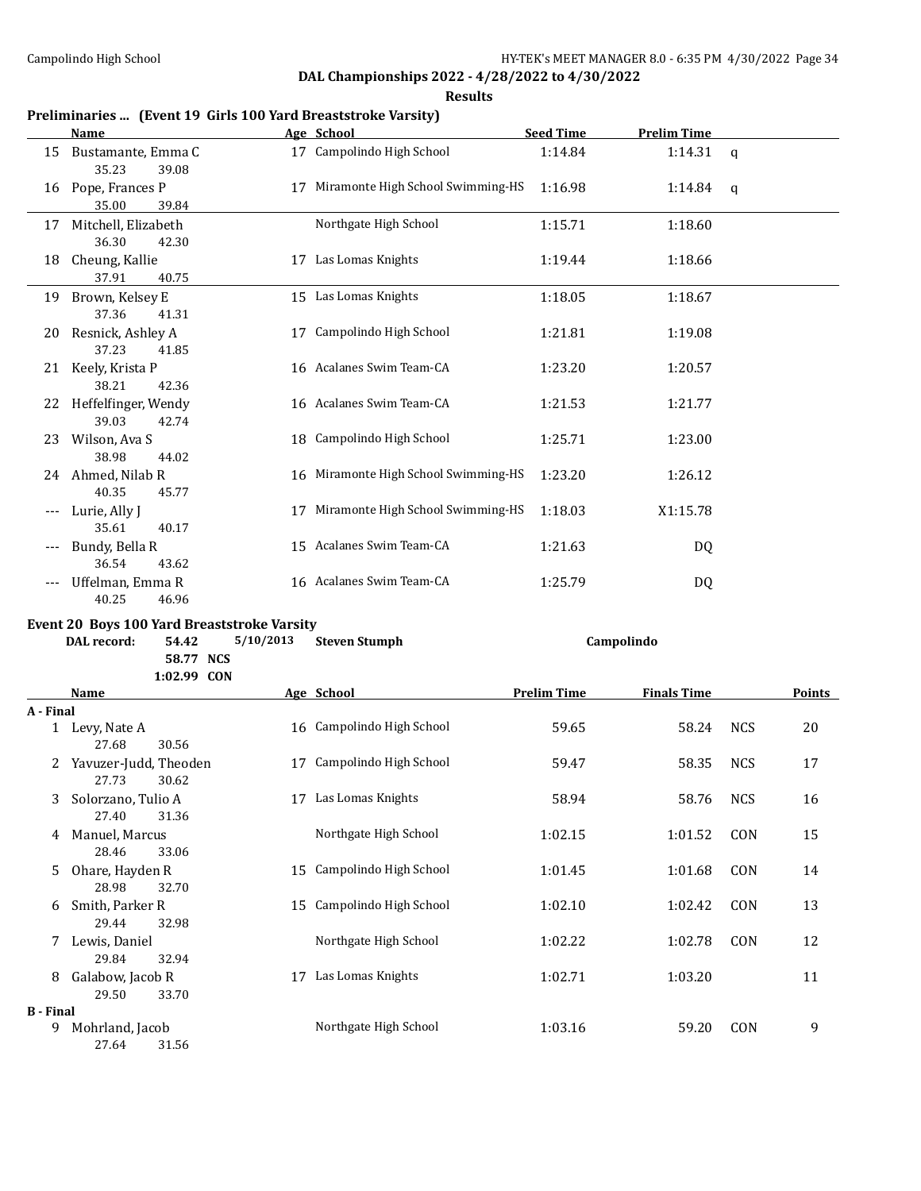## DAL Championships 2022 - 4/28/2022 to 4/30/2022

**Results**

### Preliminaries ... (Event 19 Girls 100 Yard Breaststroke Varsity)

| | Name | Age | School | Seed Time | Prelim Time | |
|---|---|---|---|---|---|---|
| 15 | Bustamante, Emma C | 17 | Campolindo High School | 1:14.84 | 1:14.31 | q |
| | 35.23 39.08 | | | | | |
| 16 | Pope, Frances P | 17 | Miramonte High School Swimming-HS | 1:16.98 | 1:14.84 | q |
| | 35.00 39.84 | | | | | |
| 17 | Mitchell, Elizabeth | | Northgate High School | 1:15.71 | 1:18.60 | |
| | 36.30 42.30 | | | | | |
| 18 | Cheung, Kallie | 17 | Las Lomas Knights | 1:19.44 | 1:18.66 | |
| | 37.91 40.75 | | | | | |
| 19 | Brown, Kelsey E | 15 | Las Lomas Knights | 1:18.05 | 1:18.67 | |
| | 37.36 41.31 | | | | | |
| 20 | Resnick, Ashley A | 17 | Campolindo High School | 1:21.81 | 1:19.08 | |
| | 37.23 41.85 | | | | | |
| 21 | Keely, Krista P | 16 | Acalanes Swim Team-CA | 1:23.20 | 1:20.57 | |
| | 38.21 42.36 | | | | | |
| 22 | Heffelfinger, Wendy | 16 | Acalanes Swim Team-CA | 1:21.53 | 1:21.77 | |
| | 39.03 42.74 | | | | | |
| 23 | Wilson, Ava S | 18 | Campolindo High School | 1:25.71 | 1:23.00 | |
| | 38.98 44.02 | | | | | |
| 24 | Ahmed, Nilab R | 16 | Miramonte High School Swimming-HS | 1:23.20 | 1:26.12 | |
| | 40.35 45.77 | | | | | |
| --- | Lurie, Ally J | 17 | Miramonte High School Swimming-HS | 1:18.03 | X1:15.78 | |
| | 35.61 40.17 | | | | | |
| --- | Bundy, Bella R | 15 | Acalanes Swim Team-CA | 1:21.63 | DQ | |
| | 36.54 43.62 | | | | | |
| --- | Uffelman, Emma R | 16 | Acalanes Swim Team-CA | 1:25.79 | DQ | |
| | 40.25 46.96 | | | | | |

### Event 20 Boys 100 Yard Breaststroke Varsity

DAL record: 54.42 5/10/2013 **Steven Stumph** Campolindo
58.77 NCS
1:02.99 CON

| | Name | Age | School | Prelim Time | Finals Time | | Points |
|---|---|---|---|---|---|---|---|
| **A - Final** | | | | | | | |
| 1 | Levy, Nate A | 16 | Campolindo High School | 59.65 | 58.24 | NCS | 20 |
| | 27.68 30.56 | | | | | | |
| 2 | Yavuzer-Judd, Theoden | 17 | Campolindo High School | 59.47 | 58.35 | NCS | 17 |
| | 27.73 30.62 | | | | | | |
| 3 | Solorzano, Tulio A | 17 | Las Lomas Knights | 58.94 | 58.76 | NCS | 16 |
| | 27.40 31.36 | | | | | | |
| 4 | Manuel, Marcus | | Northgate High School | 1:02.15 | 1:01.52 | CON | 15 |
| | 28.46 33.06 | | | | | | |
| 5 | Ohare, Hayden R | 15 | Campolindo High School | 1:01.45 | 1:01.68 | CON | 14 |
| | 28.98 32.70 | | | | | | |
| 6 | Smith, Parker R | 15 | Campolindo High School | 1:02.10 | 1:02.42 | CON | 13 |
| | 29.44 32.98 | | | | | | |
| 7 | Lewis, Daniel | | Northgate High School | 1:02.22 | 1:02.78 | CON | 12 |
| | 29.84 32.94 | | | | | | |
| 8 | Galabow, Jacob R | 17 | Las Lomas Knights | 1:02.71 | 1:03.20 | | 11 |
| | 29.50 33.70 | | | | | | |
| **B - Final** | | | | | | | |
| 9 | Mohrland, Jacob | | Northgate High School | 1:03.16 | 59.20 | CON | 9 |
| | 27.64 31.56 | | | | | | |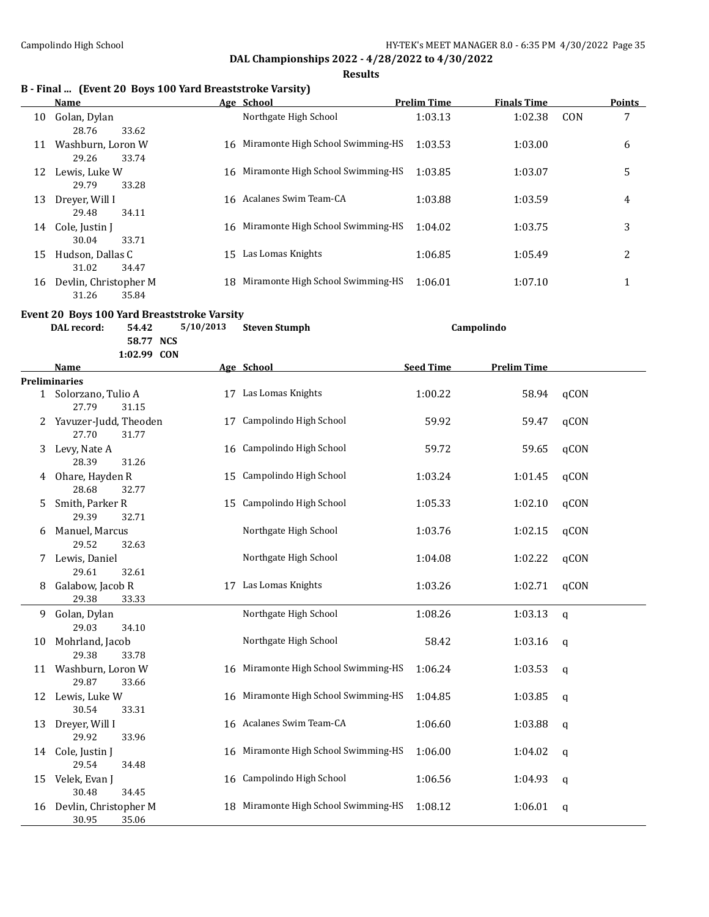DAL Championships 2022 - 4/28/2022 to 4/30/2022

**Results**

### B - Final ... (Event 20 Boys 100 Yard Breaststroke Varsity)

| | Name | Age | School | Prelim Time | Finals Time | | Points |
|---|---|---|---|---|---|---|---|
| 10 | Golan, Dylan | | Northgate High School | 1:03.13 | 1:02.38 | CON | 7 |
| | 28.76 33.62 | | | | | | |
| 11 | Washburn, Loron W | 16 | Miramonte High School Swimming-HS | 1:03.53 | 1:03.00 | | 6 |
| | 29.26 33.74 | | | | | | |
| 12 | Lewis, Luke W | 16 | Miramonte High School Swimming-HS | 1:03.85 | 1:03.07 | | 5 |
| | 29.79 33.28 | | | | | | |
| 13 | Dreyer, Will I | 16 | Acalanes Swim Team-CA | 1:03.88 | 1:03.59 | | 4 |
| | 29.48 34.11 | | | | | | |
| 14 | Cole, Justin J | 16 | Miramonte High School Swimming-HS | 1:04.02 | 1:03.75 | | 3 |
| | 30.04 33.71 | | | | | | |
| 15 | Hudson, Dallas C | 15 | Las Lomas Knights | 1:06.85 | 1:05.49 | | 2 |
| | 31.02 34.47 | | | | | | |
| 16 | Devlin, Christopher M | 18 | Miramonte High School Swimming-HS | 1:06.01 | 1:07.10 | | 1 |
| | 31.26 35.84 | | | | | | |

### Event 20 Boys 100 Yard Breaststroke Varsity

DAL record: 54.42 5/10/2013 **Steven Stumph** Campolindo
58.77 NCS
1:02.99 CON

| | Name | Age | School | Seed Time | Prelim Time | |
|---|---|---|---|---|---|---|
| **Preliminaries** | | | | | | |
| 1 | Solorzano, Tulio A | 17 | Las Lomas Knights | 1:00.22 | 58.94 | qCON |
| | 27.79 31.15 | | | | | |
| 2 | Yavuzer-Judd, Theoden | 17 | Campolindo High School | 59.92 | 59.47 | qCON |
| | 27.70 31.77 | | | | | |
| 3 | Levy, Nate A | 16 | Campolindo High School | 59.72 | 59.65 | qCON |
| | 28.39 31.26 | | | | | |
| 4 | Ohare, Hayden R | 15 | Campolindo High School | 1:03.24 | 1:01.45 | qCON |
| | 28.68 32.77 | | | | | |
| 5 | Smith, Parker R | 15 | Campolindo High School | 1:05.33 | 1:02.10 | qCON |
| | 29.39 32.71 | | | | | |
| 6 | Manuel, Marcus | | Northgate High School | 1:03.76 | 1:02.15 | qCON |
| | 29.52 32.63 | | | | | |
| 7 | Lewis, Daniel | | Northgate High School | 1:04.08 | 1:02.22 | qCON |
| | 29.61 32.61 | | | | | |
| 8 | Galabow, Jacob R | 17 | Las Lomas Knights | 1:03.26 | 1:02.71 | qCON |
| | 29.38 33.33 | | | | | |
| 9 | Golan, Dylan | | Northgate High School | 1:08.26 | 1:03.13 | q |
| | 29.03 34.10 | | | | | |
| 10 | Mohrland, Jacob | | Northgate High School | 58.42 | 1:03.16 | q |
| | 29.38 33.78 | | | | | |
| 11 | Washburn, Loron W | 16 | Miramonte High School Swimming-HS | 1:06.24 | 1:03.53 | q |
| | 29.87 33.66 | | | | | |
| 12 | Lewis, Luke W | 16 | Miramonte High School Swimming-HS | 1:04.85 | 1:03.85 | q |
| | 30.54 33.31 | | | | | |
| 13 | Dreyer, Will I | 16 | Acalanes Swim Team-CA | 1:06.60 | 1:03.88 | q |
| | 29.92 33.96 | | | | | |
| 14 | Cole, Justin J | 16 | Miramonte High School Swimming-HS | 1:06.00 | 1:04.02 | q |
| | 29.54 34.48 | | | | | |
| 15 | Velek, Evan J | 16 | Campolindo High School | 1:06.56 | 1:04.93 | q |
| | 30.48 34.45 | | | | | |
| 16 | Devlin, Christopher M | 18 | Miramonte High School Swimming-HS | 1:08.12 | 1:06.01 | q |
| | 30.95 35.06 | | | | | |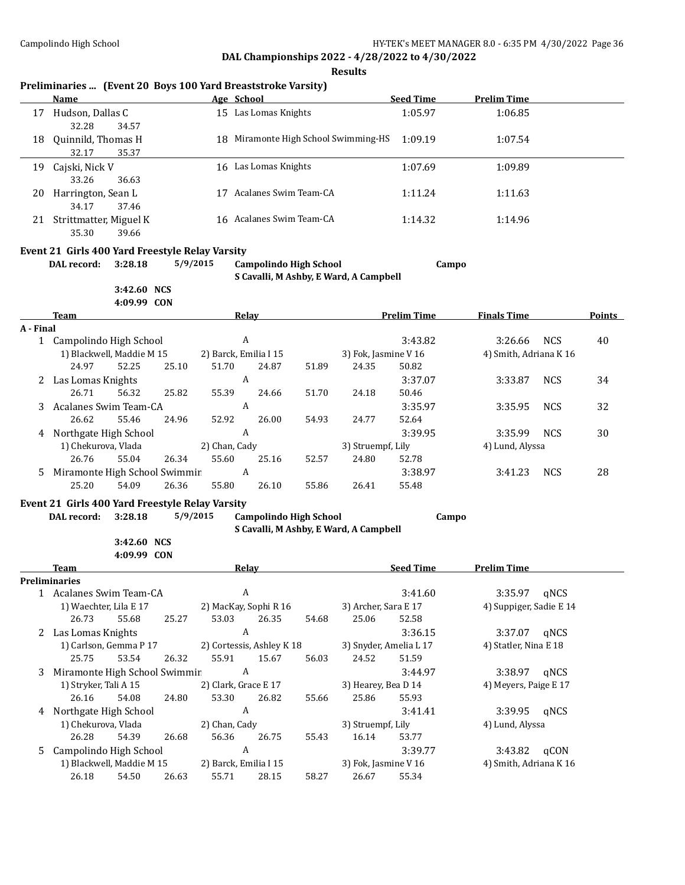DAL Championships 2022 - 4/28/2022 to 4/30/2022

Results

### Preliminaries ... (Event 20 Boys 100 Yard Breaststroke Varsity)

| | Name | Age | School | Seed Time | Prelim Time |
|---|---|---|---|---|---|
| 17 | Hudson, Dallas C | 15 | Las Lomas Knights | 1:05.97 | 1:06.85 |
| | 32.28 34.57 | | | | |
| 18 | Quinnild, Thomas H | 18 | Miramonte High School Swimming-HS | 1:09.19 | 1:07.54 |
| | 32.17 35.37 | | | | |
| 19 | Cajski, Nick V | 16 | Las Lomas Knights | 1:07.69 | 1:09.89 |
| | 33.26 36.63 | | | | |
| 20 | Harrington, Sean L | 17 | Acalanes Swim Team-CA | 1:11.24 | 1:11.63 |
| | 34.17 37.46 | | | | |
| 21 | Strittmatter, Miguel K | 16 | Acalanes Swim Team-CA | 1:14.32 | 1:14.96 |
| | 35.30 39.66 | | | | |

### Event 21 Girls 400 Yard Freestyle Relay Varsity

DAL record: 3:28.18 5/9/2015 Campolindo High School Campo
S Cavalli, M Ashby, E Ward, A Campbell

3:42.60 NCS
4:09.99 CON

| | Team | Relay | Prelim Time | Finals Time | | Points |
|---|---|---|---|---|---|---|
| **A - Final** | | | | | | |
| 1 | Campolindo High School | A | 3:43.82 | 3:26.66 | NCS | 40 |
| | 1) Blackwell, Maddie M 15; 2) Barck, Emilia I 15; 3) Fok, Jasmine V 16; 4) Smith, Adriana K 16 | | | | | |
| | 24.97 52.25 25.10 51.70 24.87 51.89 24.35 50.82 | | | | | |
| 2 | Las Lomas Knights | A | 3:37.07 | 3:33.87 | NCS | 34 |
| | 26.71 56.32 25.82 55.39 24.66 51.70 24.18 50.46 | | | | | |
| 3 | Acalanes Swim Team-CA | A | 3:35.97 | 3:35.95 | NCS | 32 |
| | 26.62 55.46 24.96 52.92 26.00 54.93 24.77 52.64 | | | | | |
| 4 | Northgate High School | A | 3:39.95 | 3:35.99 | NCS | 30 |
| | 1) Chekurova, Vlada; 2) Chan, Cady; 3) Struempf, Lily; 4) Lund, Alyssa | | | | | |
| | 26.76 55.04 26.34 55.60 25.16 52.57 24.80 52.78 | | | | | |
| 5 | Miramonte High School Swimmin | A | 3:38.97 | 3:41.23 | NCS | 28 |
| | 25.20 54.09 26.36 55.80 26.10 55.86 26.41 55.48 | | | | | |

### Event 21 Girls 400 Yard Freestyle Relay Varsity

DAL record: 3:28.18 5/9/2015 Campolindo High School Campo
S Cavalli, M Ashby, E Ward, A Campbell

3:42.60 NCS
4:09.99 CON

| | Team | Relay | Seed Time | Prelim Time | |
|---|---|---|---|---|---|
| **Preliminaries** | | | | | |
| 1 | Acalanes Swim Team-CA | A | 3:41.60 | 3:35.97 | qNCS |
| | 1) Waechter, Lila E 17; 2) MacKay, Sophi R 16; 3) Archer, Sara E 17; 4) Suppiger, Sadie E 14 | | | | |
| | 26.73 55.68 25.27 53.03 26.35 54.68 25.06 52.58 | | | | |
| 2 | Las Lomas Knights | A | 3:36.15 | 3:37.07 | qNCS |
| | 1) Carlson, Gemma P 17; 2) Cortessis, Ashley K 18; 3) Snyder, Amelia L 17; 4) Statler, Nina E 18 | | | | |
| | 25.75 53.54 26.32 55.91 15.67 56.03 24.52 51.59 | | | | |
| 3 | Miramonte High School Swimmin | A | 3:44.97 | 3:38.97 | qNCS |
| | 1) Stryker, Tali A 15; 2) Clark, Grace E 17; 3) Hearey, Bea D 14; 4) Meyers, Paige E 17 | | | | |
| | 26.16 54.08 24.80 53.30 26.82 55.66 25.86 55.93 | | | | |
| 4 | Northgate High School | A | 3:41.41 | 3:39.95 | qNCS |
| | 1) Chekurova, Vlada; 2) Chan, Cady; 3) Struempf, Lily; 4) Lund, Alyssa | | | | |
| | 26.28 54.39 26.68 56.36 26.75 55.43 16.14 53.77 | | | | |
| 5 | Campolindo High School | A | 3:39.77 | 3:43.82 | qCON |
| | 1) Blackwell, Maddie M 15; 2) Barck, Emilia I 15; 3) Fok, Jasmine V 16; 4) Smith, Adriana K 16 | | | | |
| | 26.18 54.50 26.63 55.71 28.15 58.27 26.67 55.34 | | | | |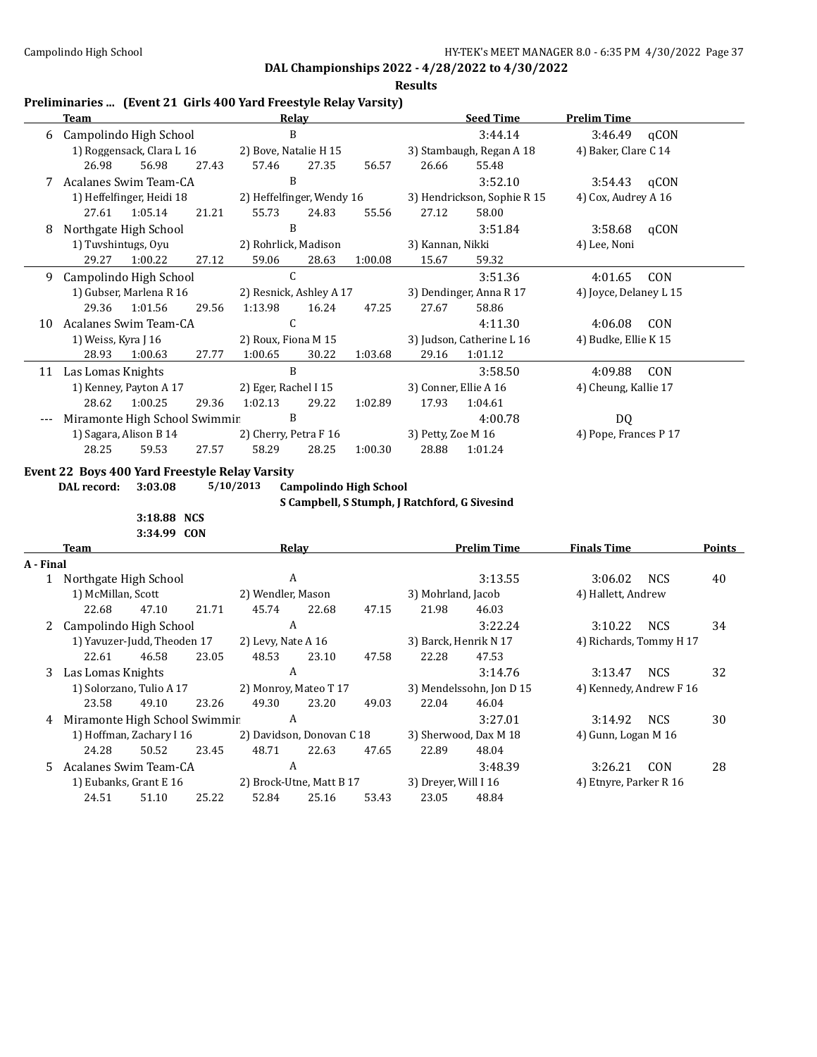**DAL Championships 2022 - 4/28/2022 to 4/30/2022**

**Results**

## Preliminaries ... (Event 21 Girls 400 Yard Freestyle Relay Varsity)

| | Team | Relay | Seed Time | Prelim Time | |
|---|---|---|---|---|---|
| 6 | Campolindo High School | B | 3:44.14 | 3:46.49 | qCON |
| | 1) Roggensack, Clara L 16 | 2) Bove, Natalie H 15 | 3) Stambaugh, Regan A 18 | 4) Baker, Clare C 14 | |
| | 26.98 56.98 27.43 | 57.46 27.35 56.57 | 26.66 55.48 | | |
| 7 | Acalanes Swim Team-CA | B | 3:52.10 | 3:54.43 | qCON |
| | 1) Heffelfinger, Heidi 18 | 2) Heffelfinger, Wendy 16 | 3) Hendrickson, Sophie R 15 | 4) Cox, Audrey A 16 | |
| | 27.61 1:05.14 21.21 | 55.73 24.83 55.56 | 27.12 58.00 | | |
| 8 | Northgate High School | B | 3:51.84 | 3:58.68 | qCON |
| | 1) Tuvshintugs, Oyu | 2) Rohrlick, Madison | 3) Kannan, Nikki | 4) Lee, Noni | |
| | 29.27 1:00.22 27.12 | 59.06 28.63 1:00.08 | 15.67 59.32 | | |
| 9 | Campolindo High School | C | 3:51.36 | 4:01.65 | CON |
| | 1) Gubser, Marlena R 16 | 2) Resnick, Ashley A 17 | 3) Dendinger, Anna R 17 | 4) Joyce, Delaney L 15 | |
| | 29.36 1:01.56 29.56 | 1:13.98 16.24 47.25 | 27.67 58.86 | | |
| 10 | Acalanes Swim Team-CA | C | 4:11.30 | 4:06.08 | CON |
| | 1) Weiss, Kyra J 16 | 2) Roux, Fiona M 15 | 3) Judson, Catherine L 16 | 4) Budke, Ellie K 15 | |
| | 28.93 1:00.63 27.77 | 1:00.65 30.22 1:03.68 | 29.16 1:01.12 | | |
| 11 | Las Lomas Knights | B | 3:58.50 | 4:09.88 | CON |
| | 1) Kenney, Payton A 17 | 2) Eger, Rachel I 15 | 3) Conner, Ellie A 16 | 4) Cheung, Kallie 17 | |
| | 28.62 1:00.25 29.36 | 1:02.13 29.22 1:02.89 | 17.93 1:04.61 | | |
| --- | Miramonte High School Swimmin | B | 4:00.78 | DQ | |
| | 1) Sagara, Alison B 14 | 2) Cherry, Petra F 16 | 3) Petty, Zoe M 16 | 4) Pope, Frances P 17 | |
| | 28.25 59.53 27.57 | 58.29 28.25 1:00.30 | 28.88 1:01.24 | | |

## Event 22 Boys 400 Yard Freestyle Relay Varsity

**DAL record: 3:03.08** 5/10/2013 **Campolindo High School**
**S Campbell, S Stumph, J Ratchford, G Sivesind**

**3:18.88 NCS**
**3:34.99 CON**

| | Team | Relay | Prelim Time | Finals Time | | Points |
|---|---|---|---|---|---|---|
| **A - Final** | | | | | | |
| 1 | Northgate High School | A | 3:13.55 | 3:06.02 | NCS | 40 |
| | 1) McMillan, Scott | 2) Wendler, Mason | 3) Mohrland, Jacob | 4) Hallett, Andrew | | |
| | 22.68 47.10 21.71 | 45.74 22.68 47.15 | 21.98 46.03 | | | |
| 2 | Campolindo High School | A | 3:22.24 | 3:10.22 | NCS | 34 |
| | 1) Yavuzer-Judd, Theoden 17 | 2) Levy, Nate A 16 | 3) Barck, Henrik N 17 | 4) Richards, Tommy H 17 | | |
| | 22.61 46.58 23.05 | 48.53 23.10 47.58 | 22.28 47.53 | | | |
| 3 | Las Lomas Knights | A | 3:14.76 | 3:13.47 | NCS | 32 |
| | 1) Solorzano, Tulio A 17 | 2) Monroy, Mateo T 17 | 3) Mendelssohn, Jon D 15 | 4) Kennedy, Andrew F 16 | | |
| | 23.58 49.10 23.26 | 49.30 23.20 49.03 | 22.04 46.04 | | | |
| 4 | Miramonte High School Swimmin | A | 3:27.01 | 3:14.92 | NCS | 30 |
| | 1) Hoffman, Zachary I 16 | 2) Davidson, Donovan C 18 | 3) Sherwood, Dax M 18 | 4) Gunn, Logan M 16 | | |
| | 24.28 50.52 23.45 | 48.71 22.63 47.65 | 22.89 48.04 | | | |
| 5 | Acalanes Swim Team-CA | A | 3:48.39 | 3:26.21 | CON | 28 |
| | 1) Eubanks, Grant E 16 | 2) Brock-Utne, Matt B 17 | 3) Dreyer, Will I 16 | 4) Etnyre, Parker R 16 | | |
| | 24.51 51.10 25.22 | 52.84 25.16 53.43 | 23.05 48.84 | | | |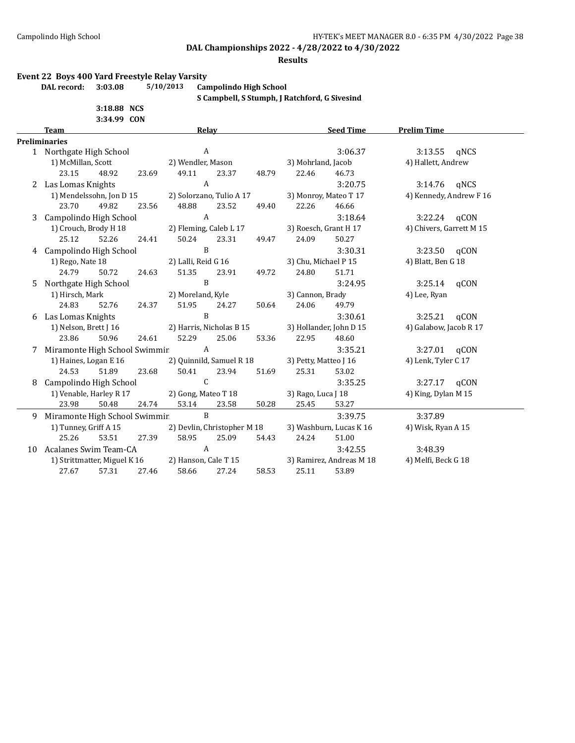## DAL Championships 2022 - 4/28/2022 to 4/30/2022

### Results

**Event 22 Boys 400 Yard Freestyle Relay Varsity**

**DAL record: 3:03.08 5/10/2013 Campolindo High School**
**S Campbell, S Stumph, J Ratchford, G Sivesind**

**3:18.88 NCS**
**3:34.99 CON**

| | Team | Relay | Seed Time | Prelim Time | |
|---|---|---|---|---|---|
| **Preliminaries** | | | | | |
| 1 | Northgate High School | A | 3:06.37 | 3:13.55 | qNCS |
| | 1) McMillan, Scott 2) Wendler, Mason 3) Mohrland, Jacob 4) Hallett, Andrew | | | | |
| | 23.15 48.92 23.69 49.11 23.37 48.79 22.46 46.73 | | | | |
| 2 | Las Lomas Knights | A | 3:20.75 | 3:14.76 | qNCS |
| | 1) Mendelssohn, Jon D 15 2) Solorzano, Tulio A 17 3) Monroy, Mateo T 17 4) Kennedy, Andrew F 16 | | | | |
| | 23.70 49.82 23.56 48.88 23.52 49.40 22.26 46.66 | | | | |
| 3 | Campolindo High School | A | 3:18.64 | 3:22.24 | qCON |
| | 1) Crouch, Brody H 18 2) Fleming, Caleb L 17 3) Roesch, Grant H 17 4) Chivers, Garrett M 15 | | | | |
| | 25.12 52.26 24.41 50.24 23.31 49.47 24.09 50.27 | | | | |
| 4 | Campolindo High School | B | 3:30.31 | 3:23.50 | qCON |
| | 1) Rego, Nate 18 2) Lalli, Reid G 16 3) Chu, Michael P 15 4) Blatt, Ben G 18 | | | | |
| | 24.79 50.72 24.63 51.35 23.91 49.72 24.80 51.71 | | | | |
| 5 | Northgate High School | B | 3:24.95 | 3:25.14 | qCON |
| | 1) Hirsch, Mark 2) Moreland, Kyle 3) Cannon, Brady 4) Lee, Ryan | | | | |
| | 24.83 52.76 24.37 51.95 24.27 50.64 24.06 49.79 | | | | |
| 6 | Las Lomas Knights | B | 3:30.61 | 3:25.21 | qCON |
| | 1) Nelson, Brett J 16 2) Harris, Nicholas B 15 3) Hollander, John D 15 4) Galabow, Jacob R 17 | | | | |
| | 23.86 50.96 24.61 52.29 25.06 53.36 22.95 48.60 | | | | |
| 7 | Miramonte High School Swimmir | A | 3:35.21 | 3:27.01 | qCON |
| | 1) Haines, Logan E 16 2) Quinnild, Samuel R 18 3) Petty, Matteo J 16 4) Lenk, Tyler C 17 | | | | |
| | 24.53 51.89 23.68 50.41 23.94 51.69 25.31 53.02 | | | | |
| 8 | Campolindo High School | C | 3:35.25 | 3:27.17 | qCON |
| | 1) Venable, Harley R 17 2) Gong, Mateo T 18 3) Rago, Luca J 18 4) King, Dylan M 15 | | | | |
| | 23.98 50.48 24.74 53.14 23.58 50.28 25.45 53.27 | | | | |
| 9 | Miramonte High School Swimmir | B | 3:39.75 | 3:37.89 | |
| | 1) Tunney, Griff A 15 2) Devlin, Christopher M 18 3) Washburn, Lucas K 16 4) Wisk, Ryan A 15 | | | | |
| | 25.26 53.51 27.39 58.95 25.09 54.43 24.24 51.00 | | | | |
| 10 | Acalanes Swim Team-CA | A | 3:42.55 | 3:48.39 | |
| | 1) Strittmatter, Miguel K 16 2) Hanson, Cale T 15 3) Ramirez, Andreas M 18 4) Melfi, Beck G 18 | | | | |
| | 27.67 57.31 27.46 58.66 27.24 58.53 25.11 53.89 | | | | |